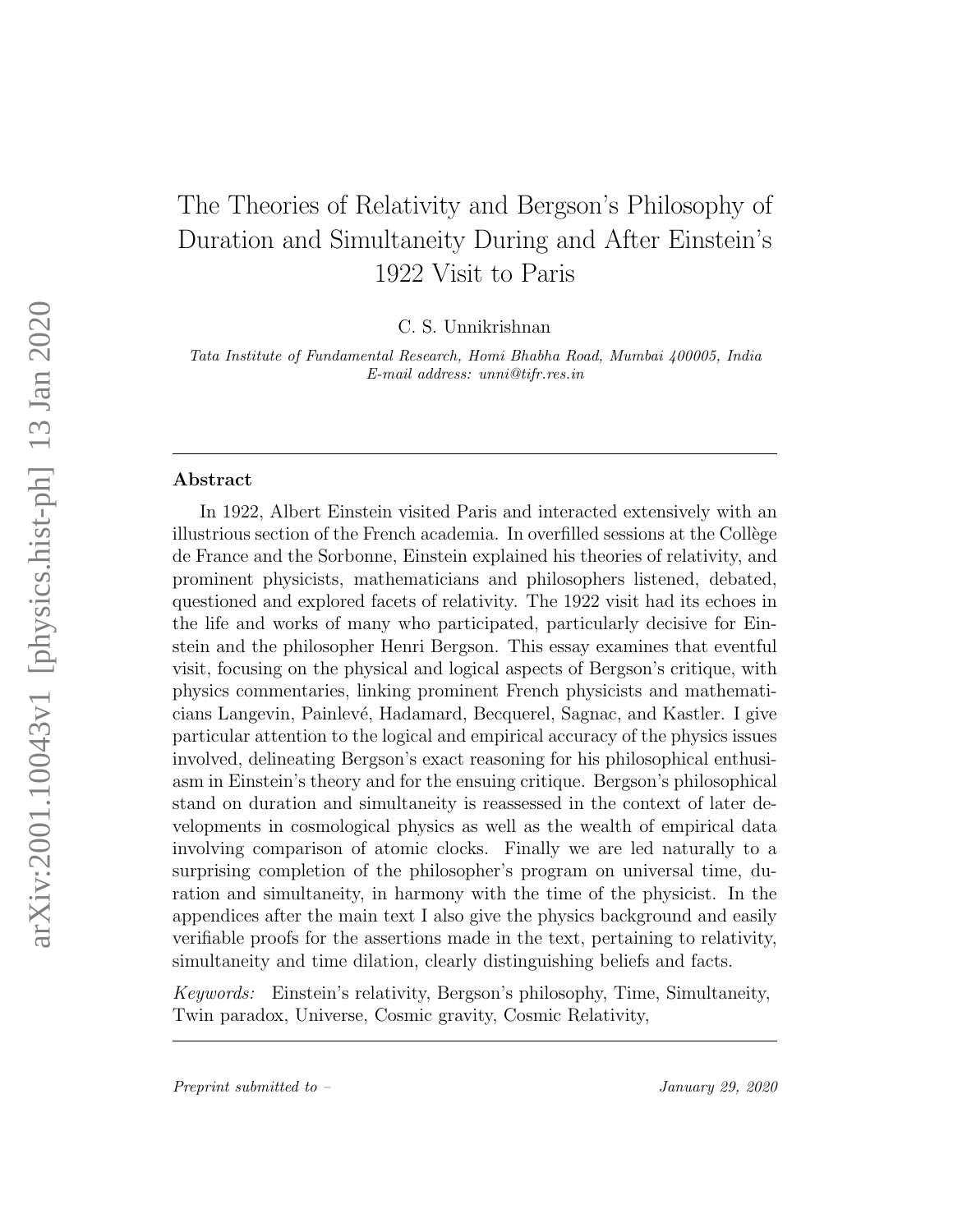# The Theories of Relativity and Bergson's Philosophy of Duration and Simultaneity During and After Einstein's 1922 Visit to Paris

C. S. Unnikrishnan

*Tata Institute of Fundamental Research, Homi Bhabha Road, Mumbai 400005, India*
*E-mail address: unni@tifr.res.in*

---

## Abstract

In 1922, Albert Einstein visited Paris and interacted extensively with an illustrious section of the French academia. In overfilled sessions at the Collège de France and the Sorbonne, Einstein explained his theories of relativity, and prominent physicists, mathematicians and philosophers listened, debated, questioned and explored facets of relativity. The 1922 visit had its echoes in the life and works of many who participated, particularly decisive for Einstein and the philosopher Henri Bergson. This essay examines that eventful visit, focusing on the physical and logical aspects of Bergson's critique, with physics commentaries, linking prominent French physicists and mathematicians Langevin, Painlevé, Hadamard, Becquerel, Sagnac, and Kastler. I give particular attention to the logical and empirical accuracy of the physics issues involved, delineating Bergson's exact reasoning for his philosophical enthusiasm in Einstein's theory and for the ensuing critique. Bergson's philosophical stand on duration and simultaneity is reassessed in the context of later developments in cosmological physics as well as the wealth of empirical data involving comparison of atomic clocks. Finally we are led naturally to a surprising completion of the philosopher's program on universal time, duration and simultaneity, in harmony with the time of the physicist. In the appendices after the main text I also give the physics background and easily verifiable proofs for the assertions made in the text, pertaining to relativity, simultaneity and time dilation, clearly distinguishing beliefs and facts.

*Keywords:* Einstein's relativity, Bergson's philosophy, Time, Simultaneity, Twin paradox, Universe, Cosmic gravity, Cosmic Relativity,

---

*Preprint submitted to –* *January 29, 2020*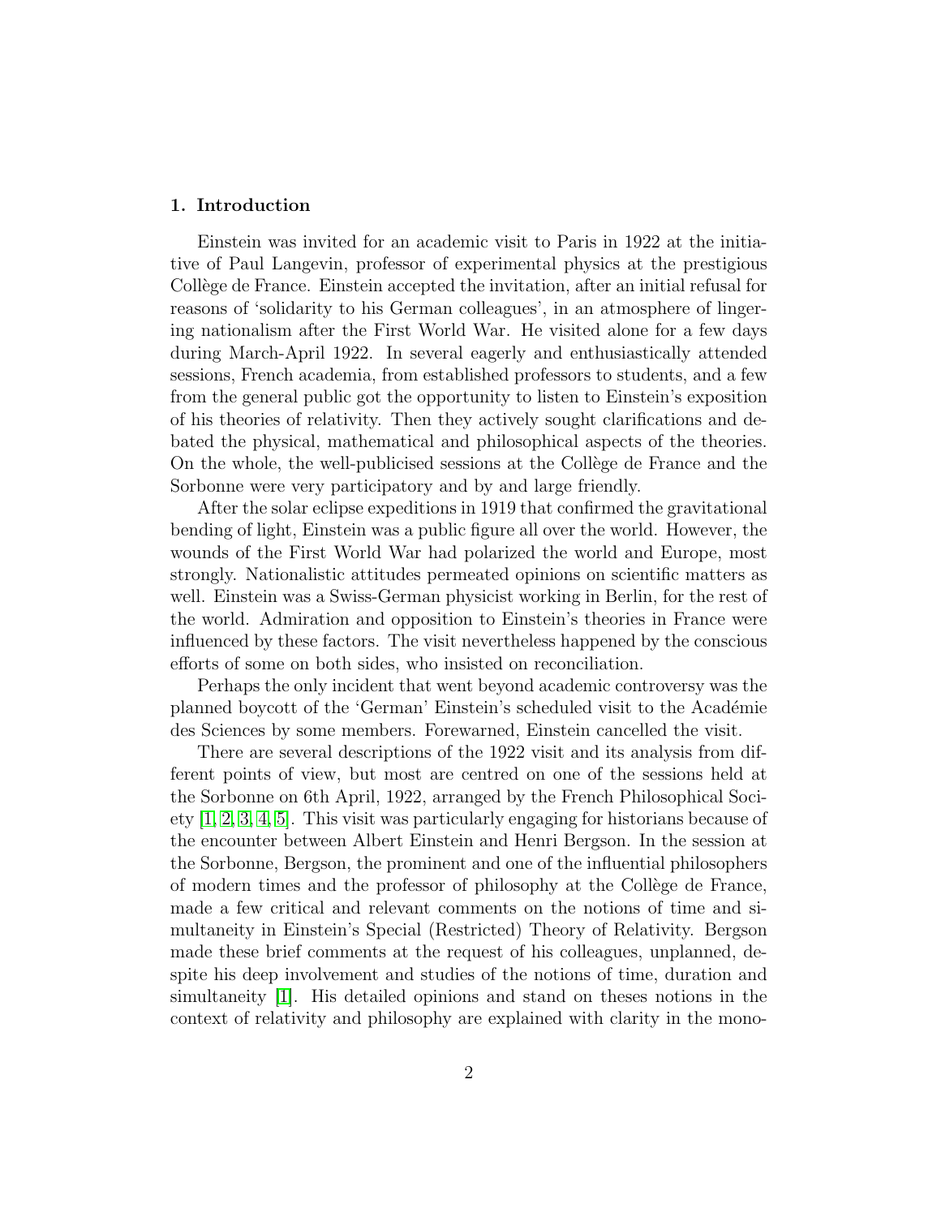## 1. Introduction

Einstein was invited for an academic visit to Paris in 1922 at the initiative of Paul Langevin, professor of experimental physics at the prestigious Collège de France. Einstein accepted the invitation, after an initial refusal for reasons of 'solidarity to his German colleagues', in an atmosphere of lingering nationalism after the First World War. He visited alone for a few days during March-April 1922. In several eagerly and enthusiastically attended sessions, French academia, from established professors to students, and a few from the general public got the opportunity to listen to Einstein's exposition of his theories of relativity. Then they actively sought clarifications and debated the physical, mathematical and philosophical aspects of the theories. On the whole, the well-publicised sessions at the Collège de France and the Sorbonne were very participatory and by and large friendly.

After the solar eclipse expeditions in 1919 that confirmed the gravitational bending of light, Einstein was a public figure all over the world. However, the wounds of the First World War had polarized the world and Europe, most strongly. Nationalistic attitudes permeated opinions on scientific matters as well. Einstein was a Swiss-German physicist working in Berlin, for the rest of the world. Admiration and opposition to Einstein's theories in France were influenced by these factors. The visit nevertheless happened by the conscious efforts of some on both sides, who insisted on reconciliation.

Perhaps the only incident that went beyond academic controversy was the planned boycott of the 'German' Einstein's scheduled visit to the Académie des Sciences by some members. Forewarned, Einstein cancelled the visit.

There are several descriptions of the 1922 visit and its analysis from different points of view, but most are centred on one of the sessions held at the Sorbonne on 6th April, 1922, arranged by the French Philosophical Society [1, 2, 3, 4, 5]. This visit was particularly engaging for historians because of the encounter between Albert Einstein and Henri Bergson. In the session at the Sorbonne, Bergson, the prominent and one of the influential philosophers of modern times and the professor of philosophy at the Collège de France, made a few critical and relevant comments on the notions of time and simultaneity in Einstein's Special (Restricted) Theory of Relativity. Bergson made these brief comments at the request of his colleagues, unplanned, despite his deep involvement and studies of the notions of time, duration and simultaneity [1]. His detailed opinions and stand on theses notions in the context of relativity and philosophy are explained with clarity in the mono-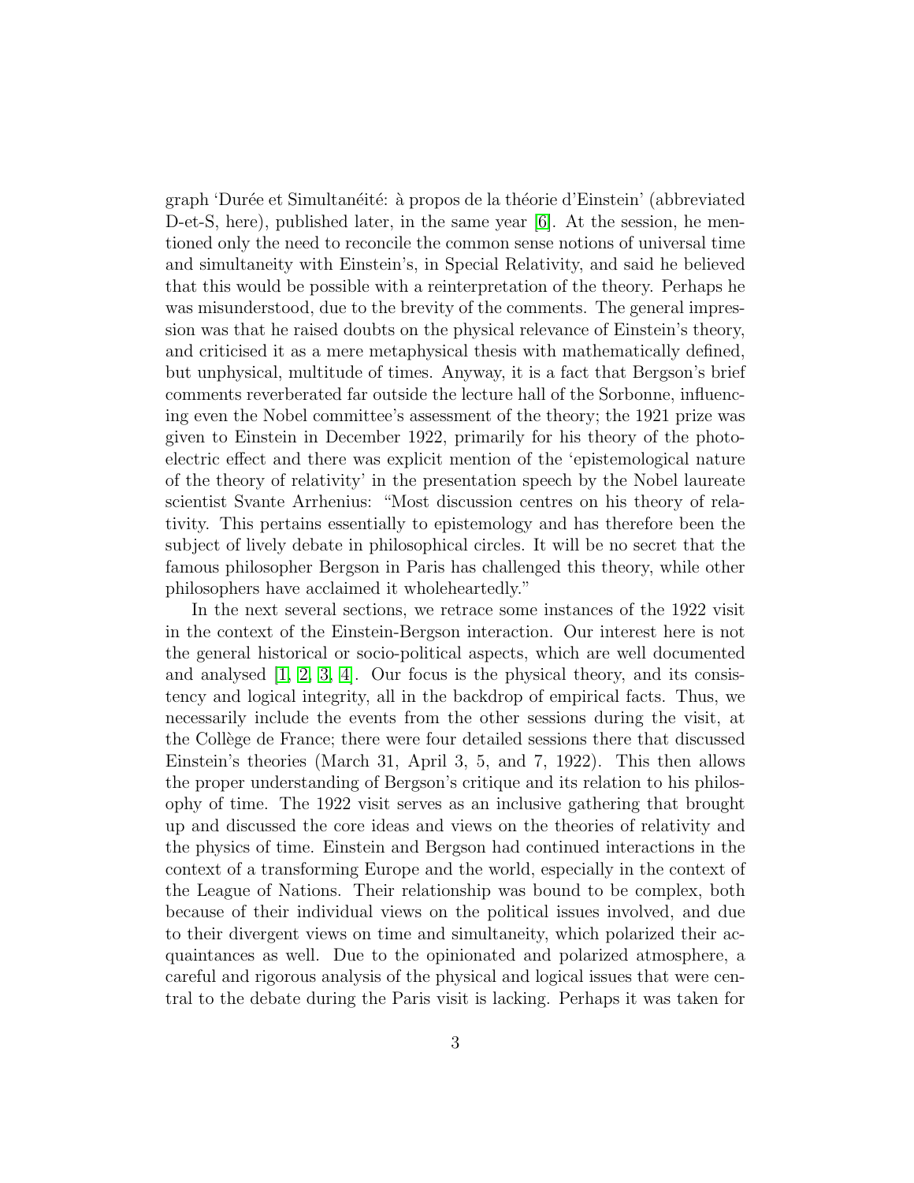graph 'Durée et Simultanéité: à propos de la théorie d'Einstein' (abbreviated D-et-S, here), published later, in the same year [6]. At the session, he mentioned only the need to reconcile the common sense notions of universal time and simultaneity with Einstein's, in Special Relativity, and said he believed that this would be possible with a reinterpretation of the theory. Perhaps he was misunderstood, due to the brevity of the comments. The general impression was that he raised doubts on the physical relevance of Einstein's theory, and criticised it as a mere metaphysical thesis with mathematically defined, but unphysical, multitude of times. Anyway, it is a fact that Bergson's brief comments reverberated far outside the lecture hall of the Sorbonne, influencing even the Nobel committee's assessment of the theory; the 1921 prize was given to Einstein in December 1922, primarily for his theory of the photoelectric effect and there was explicit mention of the 'epistemological nature of the theory of relativity' in the presentation speech by the Nobel laureate scientist Svante Arrhenius: "Most discussion centres on his theory of relativity. This pertains essentially to epistemology and has therefore been the subject of lively debate in philosophical circles. It will be no secret that the famous philosopher Bergson in Paris has challenged this theory, while other philosophers have acclaimed it wholeheartedly."

In the next several sections, we retrace some instances of the 1922 visit in the context of the Einstein-Bergson interaction. Our interest here is not the general historical or socio-political aspects, which are well documented and analysed [1, 2, 3, 4]. Our focus is the physical theory, and its consistency and logical integrity, all in the backdrop of empirical facts. Thus, we necessarily include the events from the other sessions during the visit, at the Collège de France; there were four detailed sessions there that discussed Einstein's theories (March 31, April 3, 5, and 7, 1922). This then allows the proper understanding of Bergson's critique and its relation to his philosophy of time. The 1922 visit serves as an inclusive gathering that brought up and discussed the core ideas and views on the theories of relativity and the physics of time. Einstein and Bergson had continued interactions in the context of a transforming Europe and the world, especially in the context of the League of Nations. Their relationship was bound to be complex, both because of their individual views on the political issues involved, and due to their divergent views on time and simultaneity, which polarized their acquaintances as well. Due to the opinionated and polarized atmosphere, a careful and rigorous analysis of the physical and logical issues that were central to the debate during the Paris visit is lacking. Perhaps it was taken for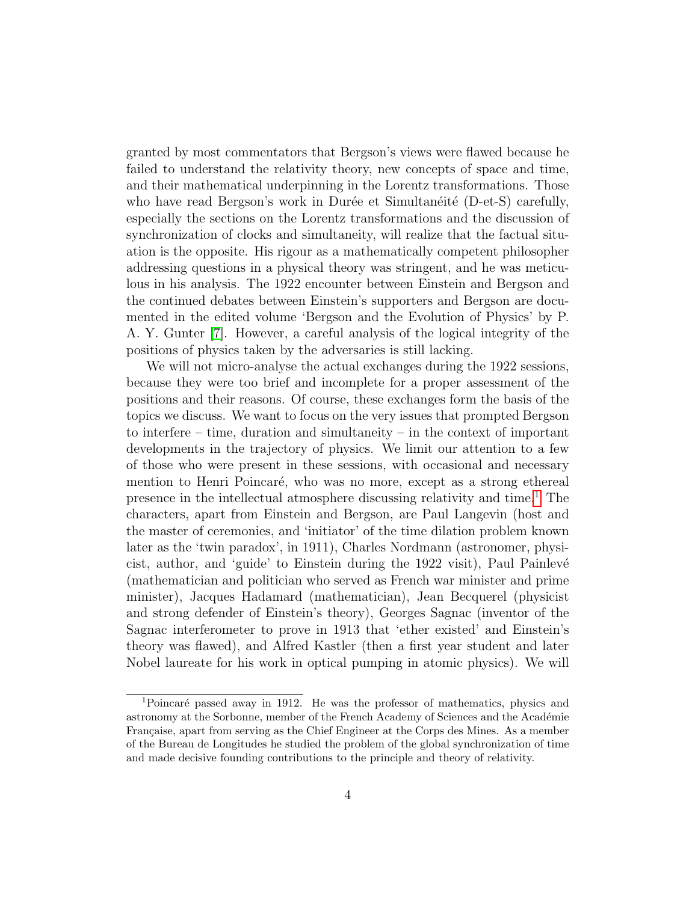granted by most commentators that Bergson's views were flawed because he failed to understand the relativity theory, new concepts of space and time, and their mathematical underpinning in the Lorentz transformations. Those who have read Bergson's work in Durée et Simultanéité (D-et-S) carefully, especially the sections on the Lorentz transformations and the discussion of synchronization of clocks and simultaneity, will realize that the factual situation is the opposite. His rigour as a mathematically competent philosopher addressing questions in a physical theory was stringent, and he was meticulous in his analysis. The 1922 encounter between Einstein and Bergson and the continued debates between Einstein's supporters and Bergson are documented in the edited volume 'Bergson and the Evolution of Physics' by P. A. Y. Gunter [7]. However, a careful analysis of the logical integrity of the positions of physics taken by the adversaries is still lacking.

We will not micro-analyse the actual exchanges during the 1922 sessions, because they were too brief and incomplete for a proper assessment of the positions and their reasons. Of course, these exchanges form the basis of the topics we discuss. We want to focus on the very issues that prompted Bergson to interfere – time, duration and simultaneity – in the context of important developments in the trajectory of physics. We limit our attention to a few of those who were present in these sessions, with occasional and necessary mention to Henri Poincaré, who was no more, except as a strong ethereal presence in the intellectual atmosphere discussing relativity and time.[1] The characters, apart from Einstein and Bergson, are Paul Langevin (host and the master of ceremonies, and 'initiator' of the time dilation problem known later as the 'twin paradox', in 1911), Charles Nordmann (astronomer, physicist, author, and 'guide' to Einstein during the 1922 visit), Paul Painlevé (mathematician and politician who served as French war minister and prime minister), Jacques Hadamard (mathematician), Jean Becquerel (physicist and strong defender of Einstein's theory), Georges Sagnac (inventor of the Sagnac interferometer to prove in 1913 that 'ether existed' and Einstein's theory was flawed), and Alfred Kastler (then a first year student and later Nobel laureate for his work in optical pumping in atomic physics). We will

[1] Poincaré passed away in 1912. He was the professor of mathematics, physics and astronomy at the Sorbonne, member of the French Academy of Sciences and the Académie Française, apart from serving as the Chief Engineer at the Corps des Mines. As a member of the Bureau de Longitudes he studied the problem of the global synchronization of time and made decisive founding contributions to the principle and theory of relativity.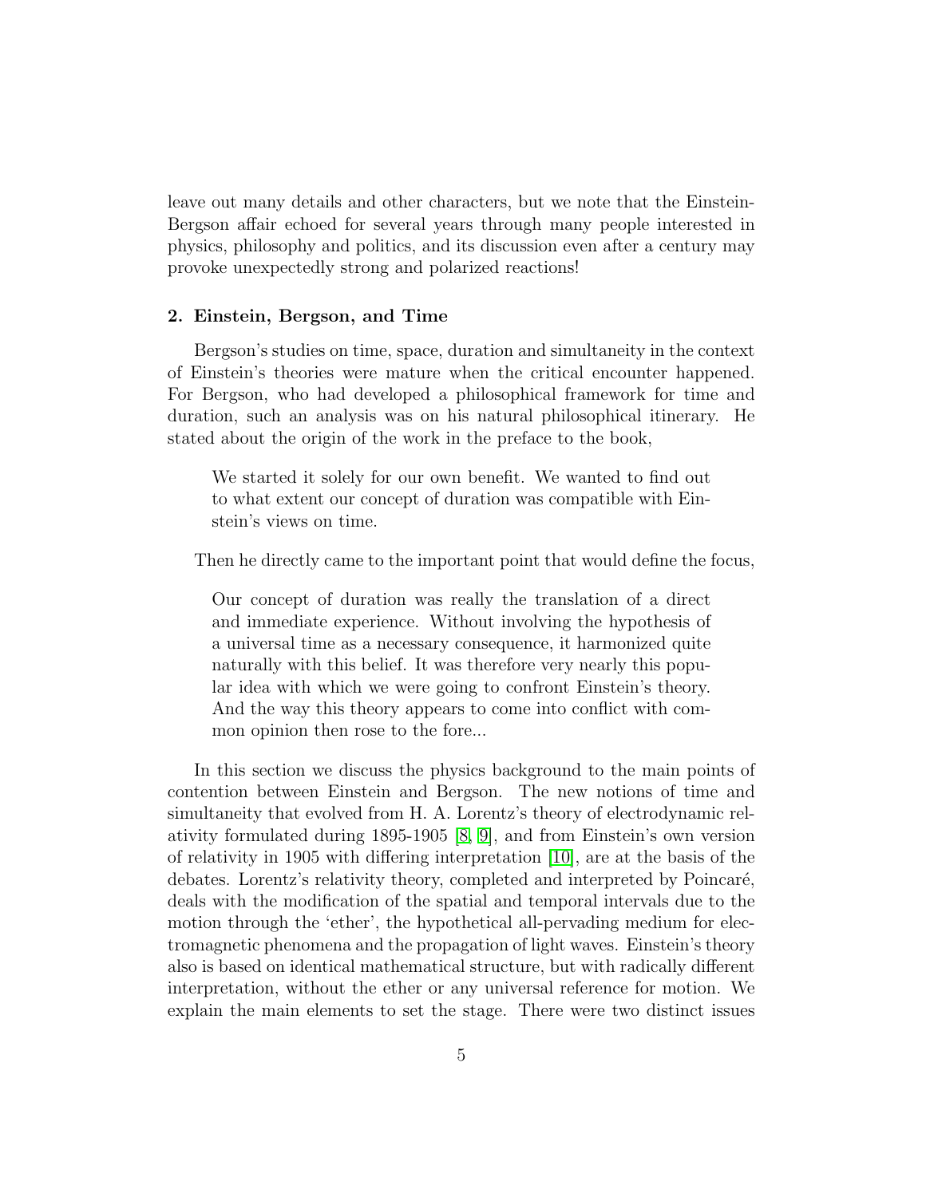leave out many details and other characters, but we note that the Einstein-Bergson affair echoed for several years through many people interested in physics, philosophy and politics, and its discussion even after a century may provoke unexpectedly strong and polarized reactions!

## 2. Einstein, Bergson, and Time

Bergson's studies on time, space, duration and simultaneity in the context of Einstein's theories were mature when the critical encounter happened. For Bergson, who had developed a philosophical framework for time and duration, such an analysis was on his natural philosophical itinerary. He stated about the origin of the work in the preface to the book,

> We started it solely for our own benefit. We wanted to find out to what extent our concept of duration was compatible with Einstein's views on time.

Then he directly came to the important point that would define the focus,

> Our concept of duration was really the translation of a direct and immediate experience. Without involving the hypothesis of a universal time as a necessary consequence, it harmonized quite naturally with this belief. It was therefore very nearly this popular idea with which we were going to confront Einstein's theory. And the way this theory appears to come into conflict with common opinion then rose to the fore...

In this section we discuss the physics background to the main points of contention between Einstein and Bergson. The new notions of time and simultaneity that evolved from H. A. Lorentz's theory of electrodynamic relativity formulated during 1895-1905 [8, 9], and from Einstein's own version of relativity in 1905 with differing interpretation [10], are at the basis of the debates. Lorentz's relativity theory, completed and interpreted by Poincaré, deals with the modification of the spatial and temporal intervals due to the motion through the 'ether', the hypothetical all-pervading medium for electromagnetic phenomena and the propagation of light waves. Einstein's theory also is based on identical mathematical structure, but with radically different interpretation, without the ether or any universal reference for motion. We explain the main elements to set the stage. There were two distinct issues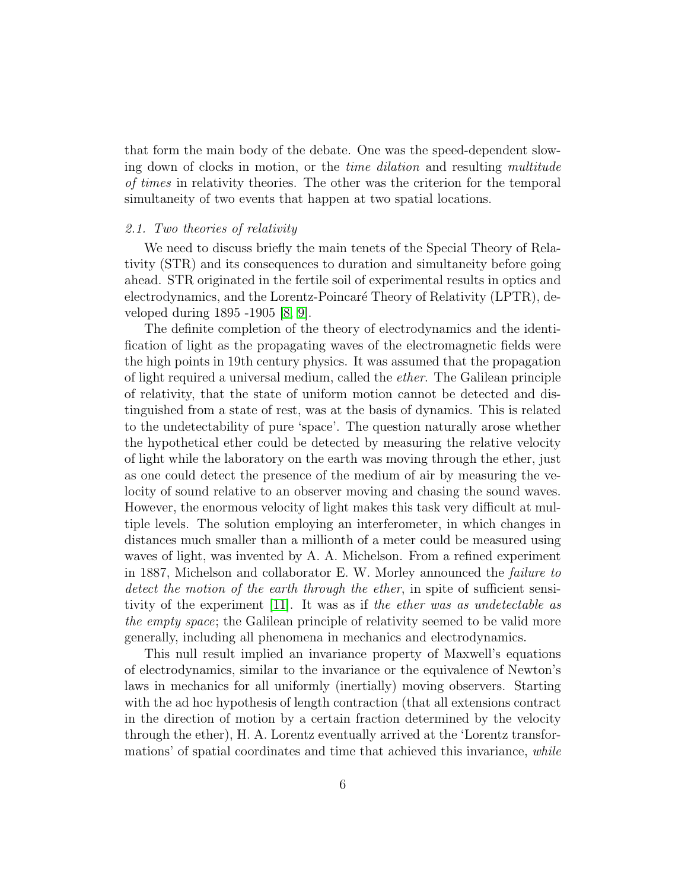that form the main body of the debate. One was the speed-dependent slowing down of clocks in motion, or the *time dilation* and resulting *multitude of times* in relativity theories. The other was the criterion for the temporal simultaneity of two events that happen at two spatial locations.

### *2.1. Two theories of relativity*

We need to discuss briefly the main tenets of the Special Theory of Relativity (STR) and its consequences to duration and simultaneity before going ahead. STR originated in the fertile soil of experimental results in optics and electrodynamics, and the Lorentz-Poincaré Theory of Relativity (LPTR), developed during 1895 -1905 [8, 9].

The definite completion of the theory of electrodynamics and the identification of light as the propagating waves of the electromagnetic fields were the high points in 19th century physics. It was assumed that the propagation of light required a universal medium, called the *ether*. The Galilean principle of relativity, that the state of uniform motion cannot be detected and distinguished from a state of rest, was at the basis of dynamics. This is related to the undetectability of pure 'space'. The question naturally arose whether the hypothetical ether could be detected by measuring the relative velocity of light while the laboratory on the earth was moving through the ether, just as one could detect the presence of the medium of air by measuring the velocity of sound relative to an observer moving and chasing the sound waves. However, the enormous velocity of light makes this task very difficult at multiple levels. The solution employing an interferometer, in which changes in distances much smaller than a millionth of a meter could be measured using waves of light, was invented by A. A. Michelson. From a refined experiment in 1887, Michelson and collaborator E. W. Morley announced the *failure to detect the motion of the earth through the ether*, in spite of sufficient sensitivity of the experiment [11]. It was as if *the ether was as undetectable as the empty space*; the Galilean principle of relativity seemed to be valid more generally, including all phenomena in mechanics and electrodynamics.

This null result implied an invariance property of Maxwell's equations of electrodynamics, similar to the invariance or the equivalence of Newton's laws in mechanics for all uniformly (inertially) moving observers. Starting with the ad hoc hypothesis of length contraction (that all extensions contract in the direction of motion by a certain fraction determined by the velocity through the ether), H. A. Lorentz eventually arrived at the 'Lorentz transformations' of spatial coordinates and time that achieved this invariance, *while*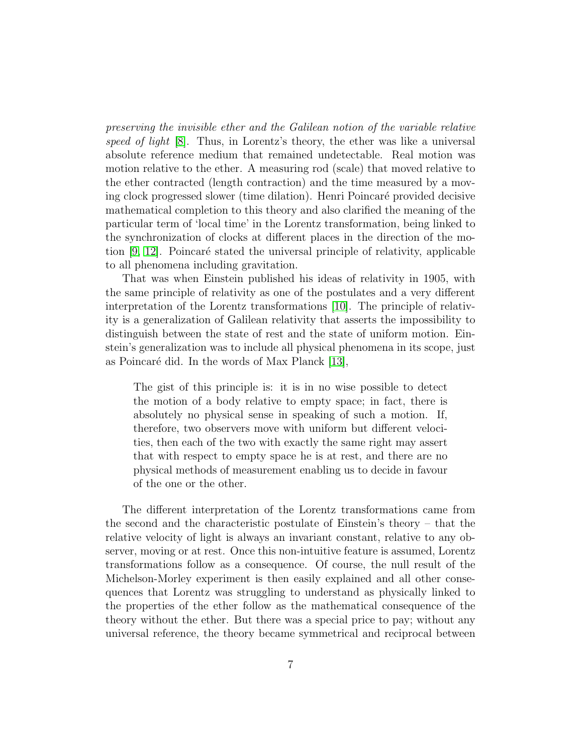*preserving the invisible ether and the Galilean notion of the variable relative speed of light* [8]. Thus, in Lorentz's theory, the ether was like a universal absolute reference medium that remained undetectable. Real motion was motion relative to the ether. A measuring rod (scale) that moved relative to the ether contracted (length contraction) and the time measured by a moving clock progressed slower (time dilation). Henri Poincaré provided decisive mathematical completion to this theory and also clarified the meaning of the particular term of 'local time' in the Lorentz transformation, being linked to the synchronization of clocks at different places in the direction of the motion [9, 12]. Poincaré stated the universal principle of relativity, applicable to all phenomena including gravitation.

That was when Einstein published his ideas of relativity in 1905, with the same principle of relativity as one of the postulates and a very different interpretation of the Lorentz transformations [10]. The principle of relativity is a generalization of Galilean relativity that asserts the impossibility to distinguish between the state of rest and the state of uniform motion. Einstein's generalization was to include all physical phenomena in its scope, just as Poincaré did. In the words of Max Planck [13],

> The gist of this principle is: it is in no wise possible to detect the motion of a body relative to empty space; in fact, there is absolutely no physical sense in speaking of such a motion. If, therefore, two observers move with uniform but different velocities, then each of the two with exactly the same right may assert that with respect to empty space he is at rest, and there are no physical methods of measurement enabling us to decide in favour of the one or the other.

The different interpretation of the Lorentz transformations came from the second and the characteristic postulate of Einstein's theory – that the relative velocity of light is always an invariant constant, relative to any observer, moving or at rest. Once this non-intuitive feature is assumed, Lorentz transformations follow as a consequence. Of course, the null result of the Michelson-Morley experiment is then easily explained and all other consequences that Lorentz was struggling to understand as physically linked to the properties of the ether follow as the mathematical consequence of the theory without the ether. But there was a special price to pay; without any universal reference, the theory became symmetrical and reciprocal between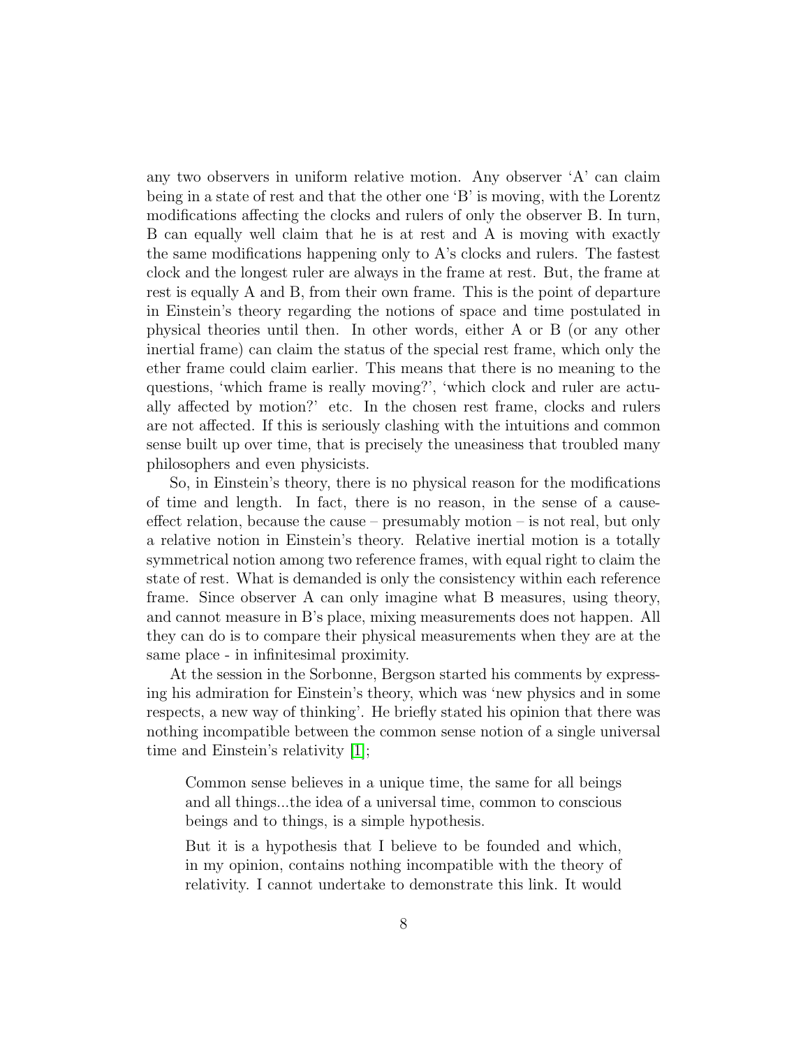any two observers in uniform relative motion. Any observer 'A' can claim being in a state of rest and that the other one 'B' is moving, with the Lorentz modifications affecting the clocks and rulers of only the observer B. In turn, B can equally well claim that he is at rest and A is moving with exactly the same modifications happening only to A's clocks and rulers. The fastest clock and the longest ruler are always in the frame at rest. But, the frame at rest is equally A and B, from their own frame. This is the point of departure in Einstein's theory regarding the notions of space and time postulated in physical theories until then. In other words, either A or B (or any other inertial frame) can claim the status of the special rest frame, which only the ether frame could claim earlier. This means that there is no meaning to the questions, 'which frame is really moving?', 'which clock and ruler are actually affected by motion?' etc. In the chosen rest frame, clocks and rulers are not affected. If this is seriously clashing with the intuitions and common sense built up over time, that is precisely the uneasiness that troubled many philosophers and even physicists.

So, in Einstein's theory, there is no physical reason for the modifications of time and length. In fact, there is no reason, in the sense of a cause-effect relation, because the cause – presumably motion – is not real, but only a relative notion in Einstein's theory. Relative inertial motion is a totally symmetrical notion among two reference frames, with equal right to claim the state of rest. What is demanded is only the consistency within each reference frame. Since observer A can only imagine what B measures, using theory, and cannot measure in B's place, mixing measurements does not happen. All they can do is to compare their physical measurements when they are at the same place - in infinitesimal proximity.

At the session in the Sorbonne, Bergson started his comments by expressing his admiration for Einstein's theory, which was 'new physics and in some respects, a new way of thinking'. He briefly stated his opinion that there was nothing incompatible between the common sense notion of a single universal time and Einstein's relativity [1];

> Common sense believes in a unique time, the same for all beings and all things...the idea of a universal time, common to conscious beings and to things, is a simple hypothesis.
>
> But it is a hypothesis that I believe to be founded and which, in my opinion, contains nothing incompatible with the theory of relativity. I cannot undertake to demonstrate this link. It would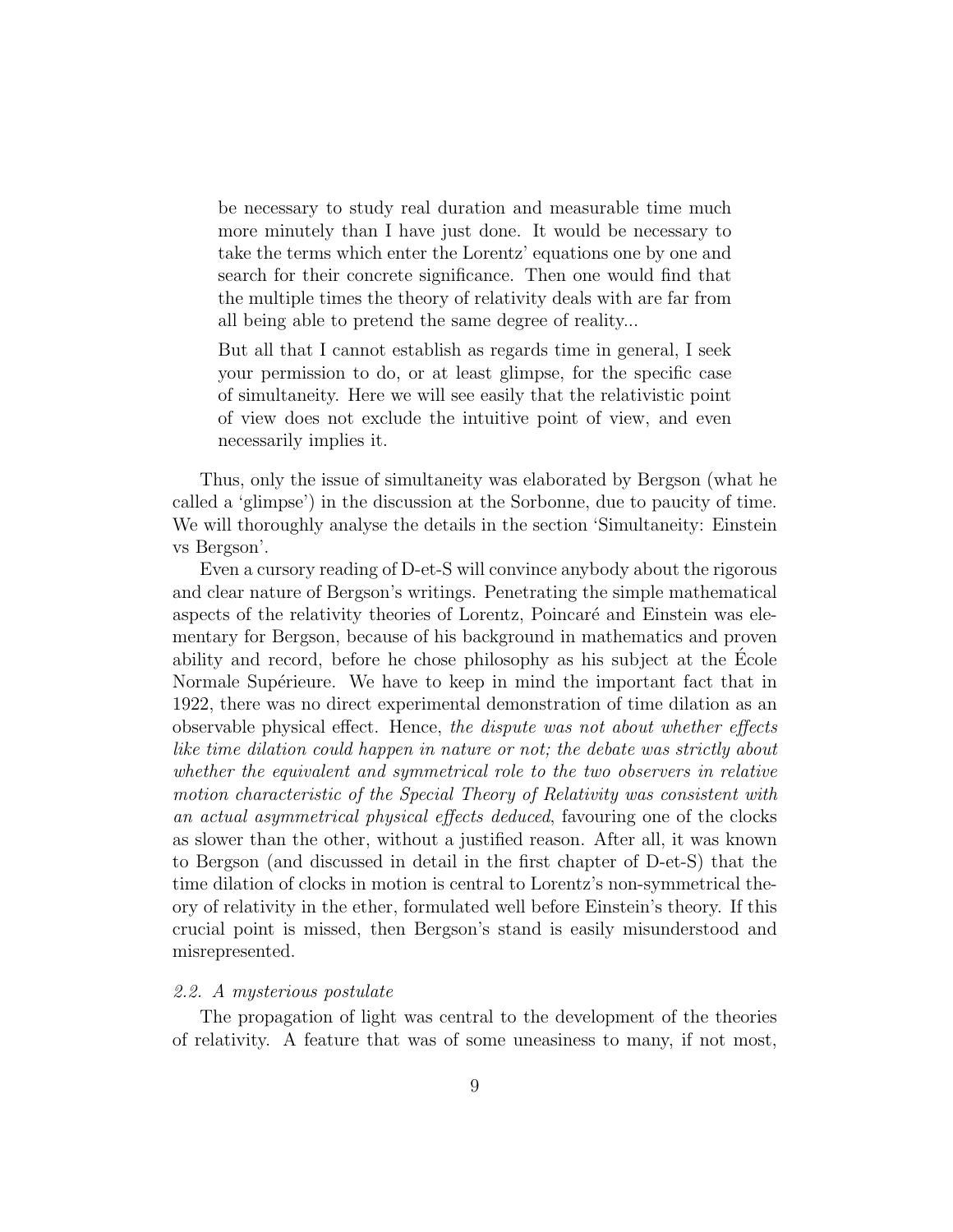> be necessary to study real duration and measurable time much more minutely than I have just done. It would be necessary to take the terms which enter the Lorentz' equations one by one and search for their concrete significance. Then one would find that the multiple times the theory of relativity deals with are far from all being able to pretend the same degree of reality...
>
> But all that I cannot establish as regards time in general, I seek your permission to do, or at least glimpse, for the specific case of simultaneity. Here we will see easily that the relativistic point of view does not exclude the intuitive point of view, and even necessarily implies it.

Thus, only the issue of simultaneity was elaborated by Bergson (what he called a 'glimpse') in the discussion at the Sorbonne, due to paucity of time. We will thoroughly analyse the details in the section 'Simultaneity: Einstein vs Bergson'.

Even a cursory reading of D-et-S will convince anybody about the rigorous and clear nature of Bergson's writings. Penetrating the simple mathematical aspects of the relativity theories of Lorentz, Poincaré and Einstein was elementary for Bergson, because of his background in mathematics and proven ability and record, before he chose philosophy as his subject at the École Normale Supérieure. We have to keep in mind the important fact that in 1922, there was no direct experimental demonstration of time dilation as an observable physical effect. Hence, *the dispute was not about whether effects like time dilation could happen in nature or not; the debate was strictly about whether the equivalent and symmetrical role to the two observers in relative motion characteristic of the Special Theory of Relativity was consistent with an actual asymmetrical physical effects deduced*, favouring one of the clocks as slower than the other, without a justified reason. After all, it was known to Bergson (and discussed in detail in the first chapter of D-et-S) that the time dilation of clocks in motion is central to Lorentz's non-symmetrical theory of relativity in the ether, formulated well before Einstein's theory. If this crucial point is missed, then Bergson's stand is easily misunderstood and misrepresented.

### *2.2. A mysterious postulate*

The propagation of light was central to the development of the theories of relativity. A feature that was of some uneasiness to many, if not most,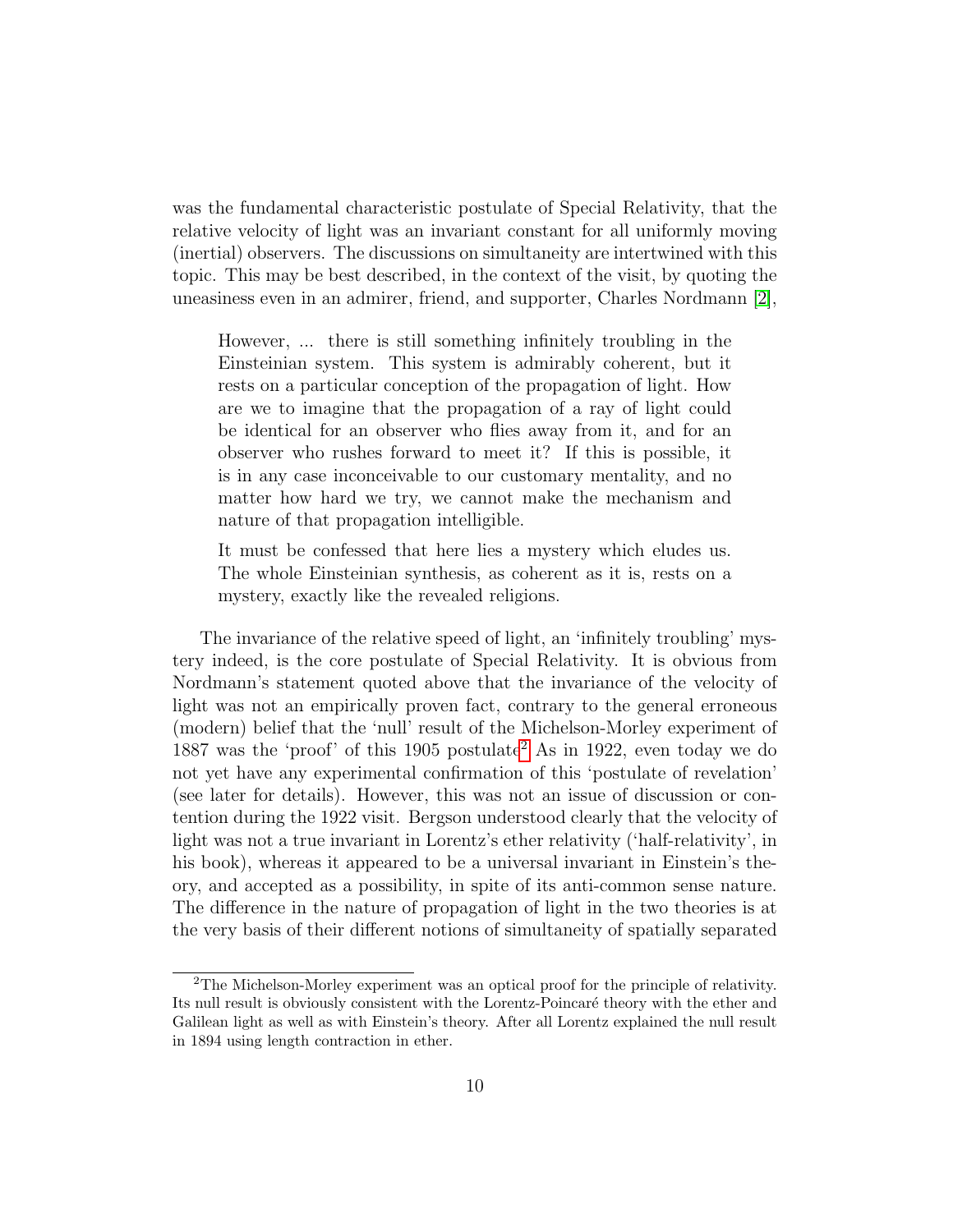was the fundamental characteristic postulate of Special Relativity, that the relative velocity of light was an invariant constant for all uniformly moving (inertial) observers. The discussions on simultaneity are intertwined with this topic. This may be best described, in the context of the visit, by quoting the uneasiness even in an admirer, friend, and supporter, Charles Nordmann [2],

> However, ... there is still something infinitely troubling in the Einsteinian system. This system is admirably coherent, but it rests on a particular conception of the propagation of light. How are we to imagine that the propagation of a ray of light could be identical for an observer who flies away from it, and for an observer who rushes forward to meet it? If this is possible, it is in any case inconceivable to our customary mentality, and no matter how hard we try, we cannot make the mechanism and nature of that propagation intelligible.
>
> It must be confessed that here lies a mystery which eludes us. The whole Einsteinian synthesis, as coherent as it is, rests on a mystery, exactly like the revealed religions.

The invariance of the relative speed of light, an 'infinitely troubling' mystery indeed, is the core postulate of Special Relativity. It is obvious from Nordmann's statement quoted above that the invariance of the velocity of light was not an empirically proven fact, contrary to the general erroneous (modern) belief that the 'null' result of the Michelson-Morley experiment of 1887 was the 'proof' of this 1905 postulate[2] As in 1922, even today we do not yet have any experimental confirmation of this 'postulate of revelation' (see later for details). However, this was not an issue of discussion or contention during the 1922 visit. Bergson understood clearly that the velocity of light was not a true invariant in Lorentz's ether relativity ('half-relativity', in his book), whereas it appeared to be a universal invariant in Einstein's theory, and accepted as a possibility, in spite of its anti-common sense nature. The difference in the nature of propagation of light in the two theories is at the very basis of their different notions of simultaneity of spatially separated

[2] The Michelson-Morley experiment was an optical proof for the principle of relativity. Its null result is obviously consistent with the Lorentz-Poincaré theory with the ether and Galilean light as well as with Einstein's theory. After all Lorentz explained the null result in 1894 using length contraction in ether.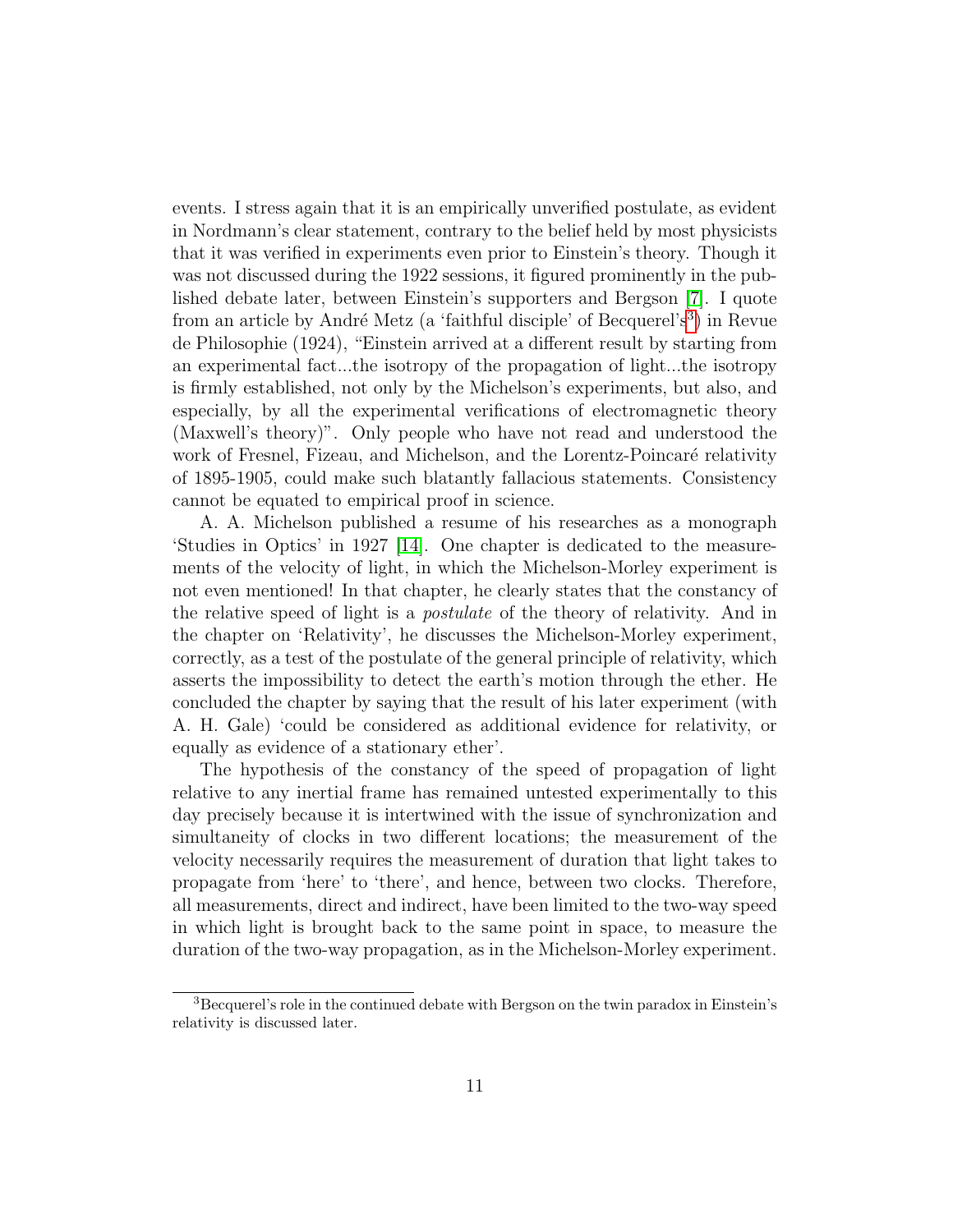events. I stress again that it is an empirically unverified postulate, as evident in Nordmann's clear statement, contrary to the belief held by most physicists that it was verified in experiments even prior to Einstein's theory. Though it was not discussed during the 1922 sessions, it figured prominently in the published debate later, between Einstein's supporters and Bergson [7]. I quote from an article by André Metz (a 'faithful disciple' of Becquerel's[3]) in Revue de Philosophie (1924), "Einstein arrived at a different result by starting from an experimental fact...the isotropy of the propagation of light...the isotropy is firmly established, not only by the Michelson's experiments, but also, and especially, by all the experimental verifications of electromagnetic theory (Maxwell's theory)". Only people who have not read and understood the work of Fresnel, Fizeau, and Michelson, and the Lorentz-Poincaré relativity of 1895-1905, could make such blatantly fallacious statements. Consistency cannot be equated to empirical proof in science.

A. A. Michelson published a resume of his researches as a monograph 'Studies in Optics' in 1927 [14]. One chapter is dedicated to the measurements of the velocity of light, in which the Michelson-Morley experiment is not even mentioned! In that chapter, he clearly states that the constancy of the relative speed of light is a *postulate* of the theory of relativity. And in the chapter on 'Relativity', he discusses the Michelson-Morley experiment, correctly, as a test of the postulate of the general principle of relativity, which asserts the impossibility to detect the earth's motion through the ether. He concluded the chapter by saying that the result of his later experiment (with A. H. Gale) 'could be considered as additional evidence for relativity, or equally as evidence of a stationary ether'.

The hypothesis of the constancy of the speed of propagation of light relative to any inertial frame has remained untested experimentally to this day precisely because it is intertwined with the issue of synchronization and simultaneity of clocks in two different locations; the measurement of the velocity necessarily requires the measurement of duration that light takes to propagate from 'here' to 'there', and hence, between two clocks. Therefore, all measurements, direct and indirect, have been limited to the two-way speed in which light is brought back to the same point in space, to measure the duration of the two-way propagation, as in the Michelson-Morley experiment.

[3] Becquerel's role in the continued debate with Bergson on the twin paradox in Einstein's relativity is discussed later.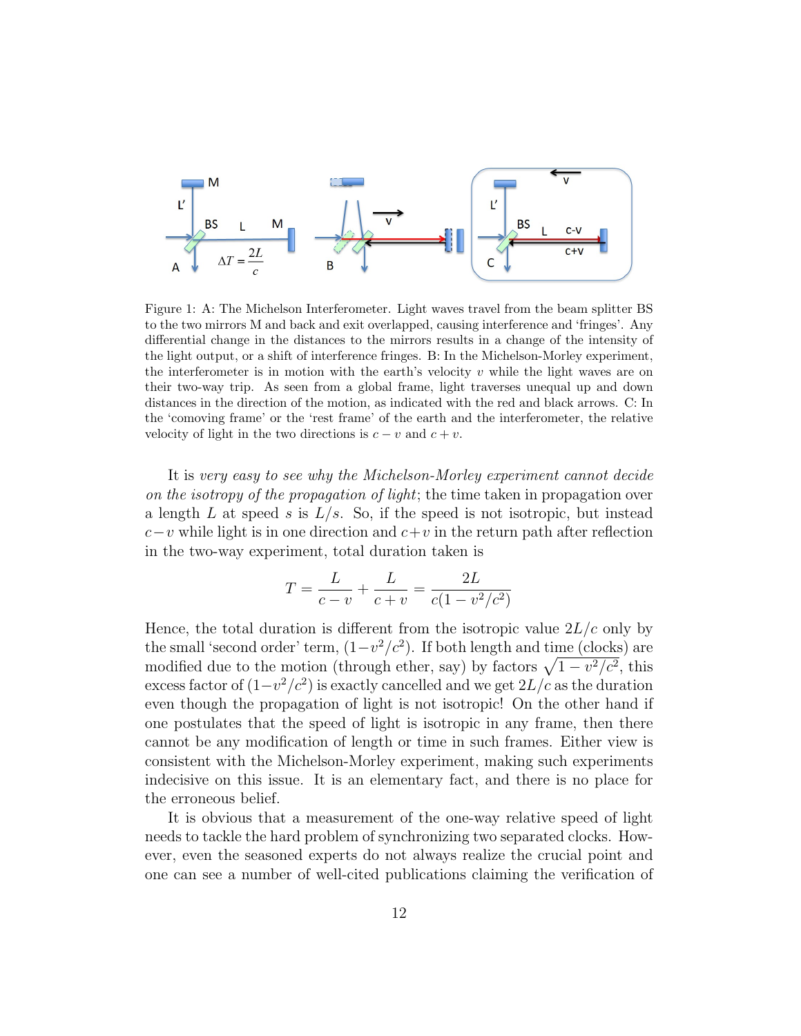Figure 1: A: The Michelson Interferometer. Light waves travel from the beam splitter BS to the two mirrors M and back and exit overlapped, causing interference and 'fringes'. Any differential change in the distances to the mirrors results in a change of the intensity of the light output, or a shift of interference fringes. B: In the Michelson-Morley experiment, the interferometer is in motion with the earth's velocity $v$ while the light waves are on their two-way trip. As seen from a global frame, light traverses unequal up and down distances in the direction of the motion, as indicated with the red and black arrows. C: In the 'comoving frame' or the 'rest frame' of the earth and the interferometer, the relative velocity of light in the two directions is $c-v$ and $c+v$.

It is *very easy to see why the Michelson-Morley experiment cannot decide on the isotropy of the propagation of light*; the time taken in propagation over a length $L$ at speed $s$ is $L/s$. So, if the speed is not isotropic, but instead $c-v$ while light is in one direction and $c+v$ in the return path after reflection in the two-way experiment, total duration taken is

$$T = \frac{L}{c-v} + \frac{L}{c+v} = \frac{2L}{c(1-v^2/c^2)}$$

Hence, the total duration is different from the isotropic value $2L/c$ only by the small 'second order' term, $(1-v^2/c^2)$. If both length and time (clocks) are modified due to the motion (through ether, say) by factors $\sqrt{1-v^2/c^2}$, this excess factor of $(1-v^2/c^2)$ is exactly cancelled and we get $2L/c$ as the duration even though the propagation of light is not isotropic! On the other hand if one postulates that the speed of light is isotropic in any frame, then there cannot be any modification of length or time in such frames. Either view is consistent with the Michelson-Morley experiment, making such experiments indecisive on this issue. It is an elementary fact, and there is no place for the erroneous belief.

It is obvious that a measurement of the one-way relative speed of light needs to tackle the hard problem of synchronizing two separated clocks. However, even the seasoned experts do not always realize the crucial point and one can see a number of well-cited publications claiming the verification of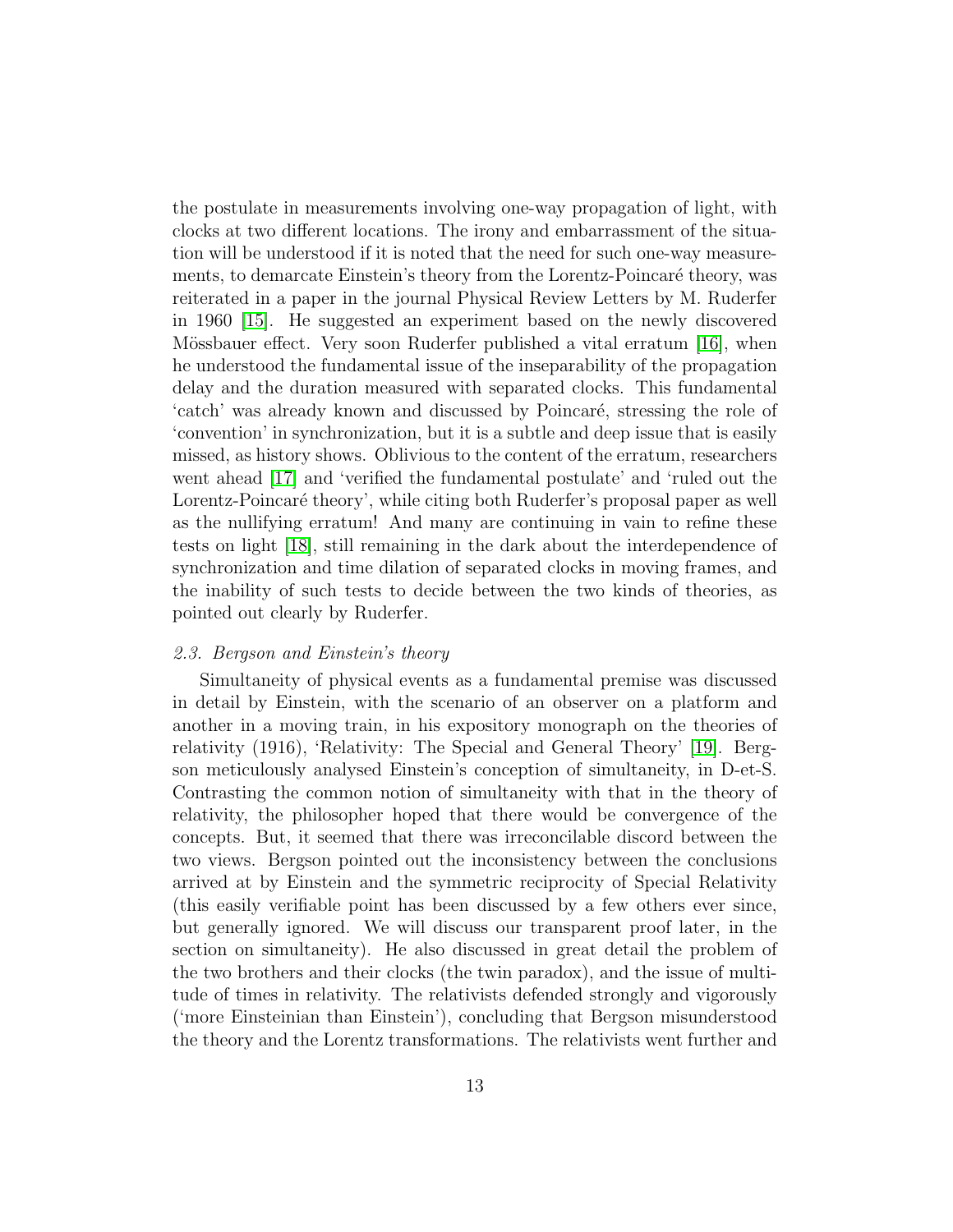the postulate in measurements involving one-way propagation of light, with clocks at two different locations. The irony and embarrassment of the situation will be understood if it is noted that the need for such one-way measurements, to demarcate Einstein's theory from the Lorentz-Poincaré theory, was reiterated in a paper in the journal Physical Review Letters by M. Ruderfer in 1960 [15]. He suggested an experiment based on the newly discovered Mössbauer effect. Very soon Ruderfer published a vital erratum [16], when he understood the fundamental issue of the inseparability of the propagation delay and the duration measured with separated clocks. This fundamental 'catch' was already known and discussed by Poincaré, stressing the role of 'convention' in synchronization, but it is a subtle and deep issue that is easily missed, as history shows. Oblivious to the content of the erratum, researchers went ahead [17] and 'verified the fundamental postulate' and 'ruled out the Lorentz-Poincaré theory', while citing both Ruderfer's proposal paper as well as the nullifying erratum! And many are continuing in vain to refine these tests on light [18], still remaining in the dark about the interdependence of synchronization and time dilation of separated clocks in moving frames, and the inability of such tests to decide between the two kinds of theories, as pointed out clearly by Ruderfer.

### *2.3. Bergson and Einstein's theory*

Simultaneity of physical events as a fundamental premise was discussed in detail by Einstein, with the scenario of an observer on a platform and another in a moving train, in his expository monograph on the theories of relativity (1916), 'Relativity: The Special and General Theory' [19]. Bergson meticulously analysed Einstein's conception of simultaneity, in D-et-S. Contrasting the common notion of simultaneity with that in the theory of relativity, the philosopher hoped that there would be convergence of the concepts. But, it seemed that there was irreconcilable discord between the two views. Bergson pointed out the inconsistency between the conclusions arrived at by Einstein and the symmetric reciprocity of Special Relativity (this easily verifiable point has been discussed by a few others ever since, but generally ignored. We will discuss our transparent proof later, in the section on simultaneity). He also discussed in great detail the problem of the two brothers and their clocks (the twin paradox), and the issue of multitude of times in relativity. The relativists defended strongly and vigorously ('more Einsteinian than Einstein'), concluding that Bergson misunderstood the theory and the Lorentz transformations. The relativists went further and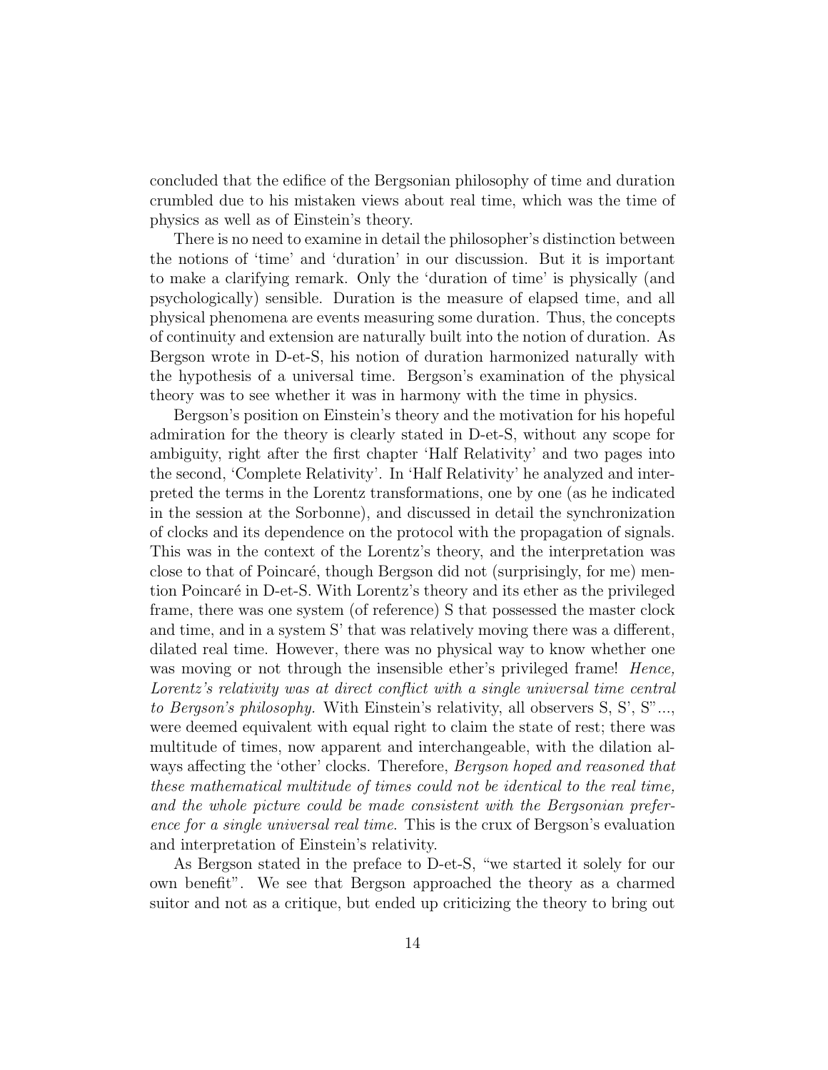concluded that the edifice of the Bergsonian philosophy of time and duration crumbled due to his mistaken views about real time, which was the time of physics as well as of Einstein's theory.

There is no need to examine in detail the philosopher's distinction between the notions of 'time' and 'duration' in our discussion. But it is important to make a clarifying remark. Only the 'duration of time' is physically (and psychologically) sensible. Duration is the measure of elapsed time, and all physical phenomena are events measuring some duration. Thus, the concepts of continuity and extension are naturally built into the notion of duration. As Bergson wrote in D-et-S, his notion of duration harmonized naturally with the hypothesis of a universal time. Bergson's examination of the physical theory was to see whether it was in harmony with the time in physics.

Bergson's position on Einstein's theory and the motivation for his hopeful admiration for the theory is clearly stated in D-et-S, without any scope for ambiguity, right after the first chapter 'Half Relativity' and two pages into the second, 'Complete Relativity'. In 'Half Relativity' he analyzed and interpreted the terms in the Lorentz transformations, one by one (as he indicated in the session at the Sorbonne), and discussed in detail the synchronization of clocks and its dependence on the protocol with the propagation of signals. This was in the context of the Lorentz's theory, and the interpretation was close to that of Poincaré, though Bergson did not (surprisingly, for me) mention Poincaré in D-et-S. With Lorentz's theory and its ether as the privileged frame, there was one system (of reference) S that possessed the master clock and time, and in a system S' that was relatively moving there was a different, dilated real time. However, there was no physical way to know whether one was moving or not through the insensible ether's privileged frame! *Hence, Lorentz's relativity was at direct conflict with a single universal time central to Bergson's philosophy.* With Einstein's relativity, all observers S, S', S"..., were deemed equivalent with equal right to claim the state of rest; there was multitude of times, now apparent and interchangeable, with the dilation always affecting the 'other' clocks. Therefore, *Bergson hoped and reasoned that these mathematical multitude of times could not be identical to the real time, and the whole picture could be made consistent with the Bergsonian preference for a single universal real time.* This is the crux of Bergson's evaluation and interpretation of Einstein's relativity.

As Bergson stated in the preface to D-et-S, "we started it solely for our own benefit". We see that Bergson approached the theory as a charmed suitor and not as a critique, but ended up criticizing the theory to bring out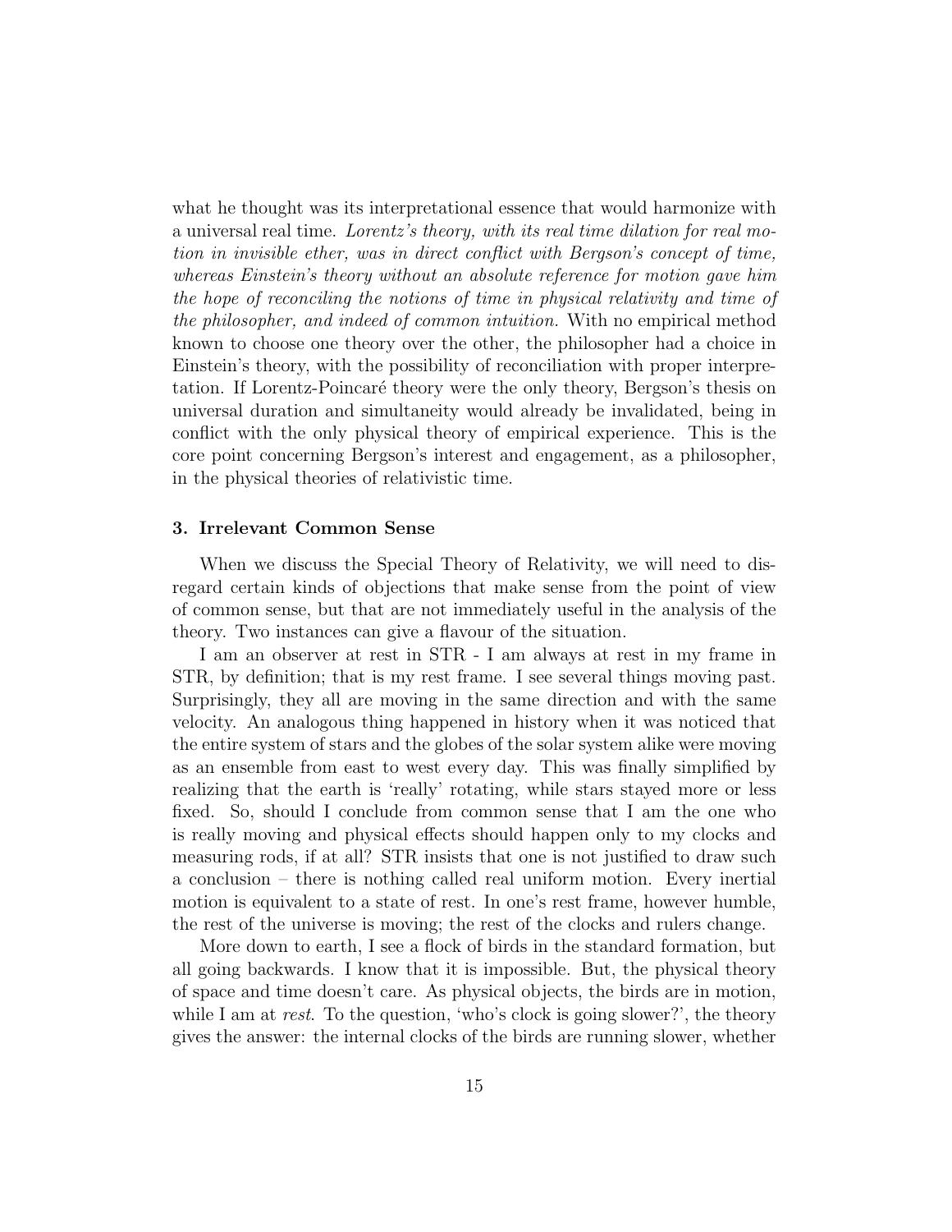what he thought was its interpretational essence that would harmonize with a universal real time. *Lorentz's theory, with its real time dilation for real motion in invisible ether, was in direct conflict with Bergson's concept of time, whereas Einstein's theory without an absolute reference for motion gave him the hope of reconciling the notions of time in physical relativity and time of the philosopher, and indeed of common intuition.* With no empirical method known to choose one theory over the other, the philosopher had a choice in Einstein's theory, with the possibility of reconciliation with proper interpretation. If Lorentz-Poincaré theory were the only theory, Bergson's thesis on universal duration and simultaneity would already be invalidated, being in conflict with the only physical theory of empirical experience. This is the core point concerning Bergson's interest and engagement, as a philosopher, in the physical theories of relativistic time.

### 3. Irrelevant Common Sense

When we discuss the Special Theory of Relativity, we will need to disregard certain kinds of objections that make sense from the point of view of common sense, but that are not immediately useful in the analysis of the theory. Two instances can give a flavour of the situation.

I am an observer at rest in STR - I am always at rest in my frame in STR, by definition; that is my rest frame. I see several things moving past. Surprisingly, they all are moving in the same direction and with the same velocity. An analogous thing happened in history when it was noticed that the entire system of stars and the globes of the solar system alike were moving as an ensemble from east to west every day. This was finally simplified by realizing that the earth is 'really' rotating, while stars stayed more or less fixed. So, should I conclude from common sense that I am the one who is really moving and physical effects should happen only to my clocks and measuring rods, if at all? STR insists that one is not justified to draw such a conclusion – there is nothing called real uniform motion. Every inertial motion is equivalent to a state of rest. In one's rest frame, however humble, the rest of the universe is moving; the rest of the clocks and rulers change.

More down to earth, I see a flock of birds in the standard formation, but all going backwards. I know that it is impossible. But, the physical theory of space and time doesn't care. As physical objects, the birds are in motion, while I am at *rest*. To the question, 'who's clock is going slower?', the theory gives the answer: the internal clocks of the birds are running slower, whether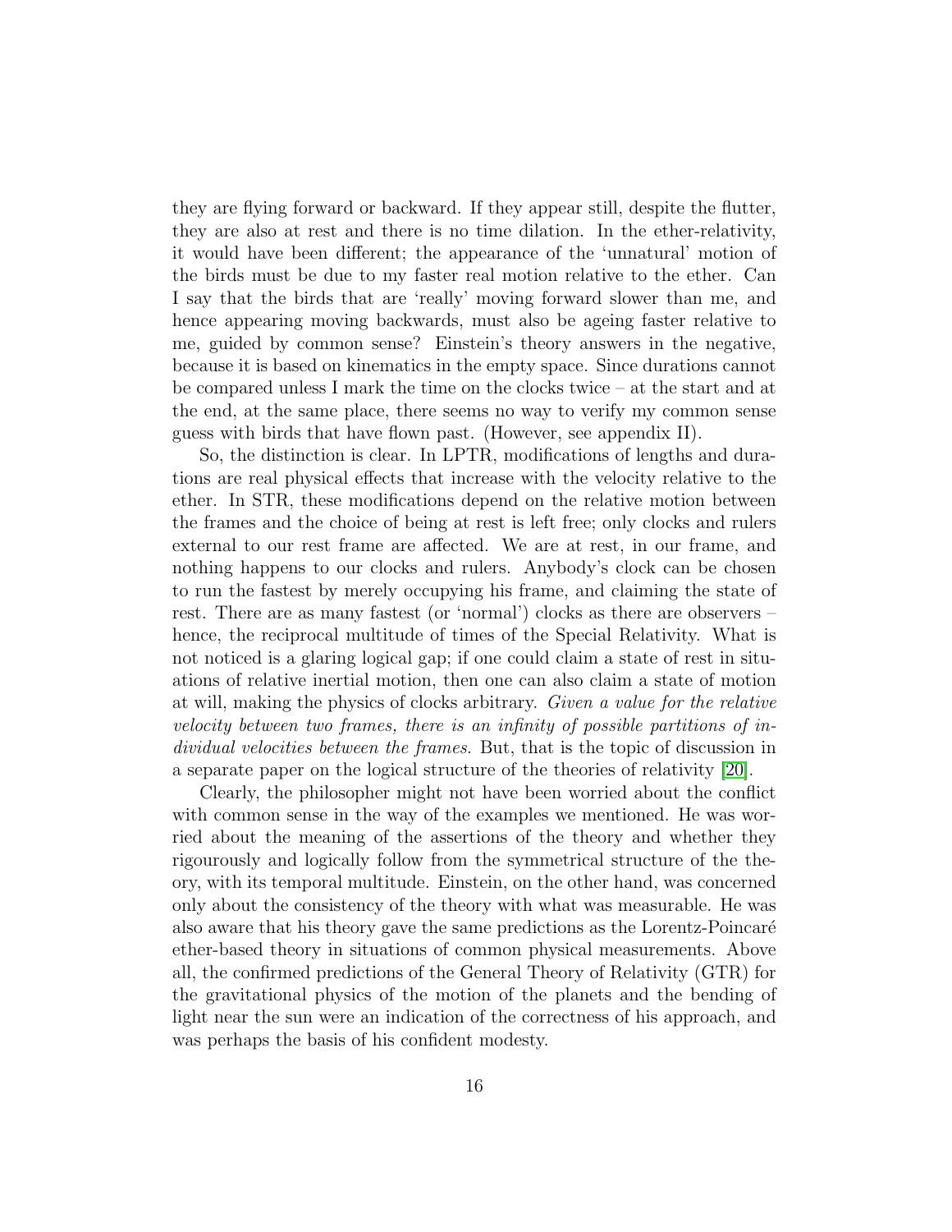they are flying forward or backward. If they appear still, despite the flutter, they are also at rest and there is no time dilation. In the ether-relativity, it would have been different; the appearance of the 'unnatural' motion of the birds must be due to my faster real motion relative to the ether. Can I say that the birds that are 'really' moving forward slower than me, and hence appearing moving backwards, must also be ageing faster relative to me, guided by common sense? Einstein's theory answers in the negative, because it is based on kinematics in the empty space. Since durations cannot be compared unless I mark the time on the clocks twice – at the start and at the end, at the same place, there seems no way to verify my common sense guess with birds that have flown past. (However, see appendix II).

So, the distinction is clear. In LPTR, modifications of lengths and durations are real physical effects that increase with the velocity relative to the ether. In STR, these modifications depend on the relative motion between the frames and the choice of being at rest is left free; only clocks and rulers external to our rest frame are affected. We are at rest, in our frame, and nothing happens to our clocks and rulers. Anybody's clock can be chosen to run the fastest by merely occupying his frame, and claiming the state of rest. There are as many fastest (or 'normal') clocks as there are observers – hence, the reciprocal multitude of times of the Special Relativity. What is not noticed is a glaring logical gap; if one could claim a state of rest in situations of relative inertial motion, then one can also claim a state of motion at will, making the physics of clocks arbitrary. *Given a value for the relative velocity between two frames, there is an infinity of possible partitions of individual velocities between the frames*. But, that is the topic of discussion in a separate paper on the logical structure of the theories of relativity [20].

Clearly, the philosopher might not have been worried about the conflict with common sense in the way of the examples we mentioned. He was worried about the meaning of the assertions of the theory and whether they rigourously and logically follow from the symmetrical structure of the theory, with its temporal multitude. Einstein, on the other hand, was concerned only about the consistency of the theory with what was measurable. He was also aware that his theory gave the same predictions as the Lorentz-Poincaré ether-based theory in situations of common physical measurements. Above all, the confirmed predictions of the General Theory of Relativity (GTR) for the gravitational physics of the motion of the planets and the bending of light near the sun were an indication of the correctness of his approach, and was perhaps the basis of his confident modesty.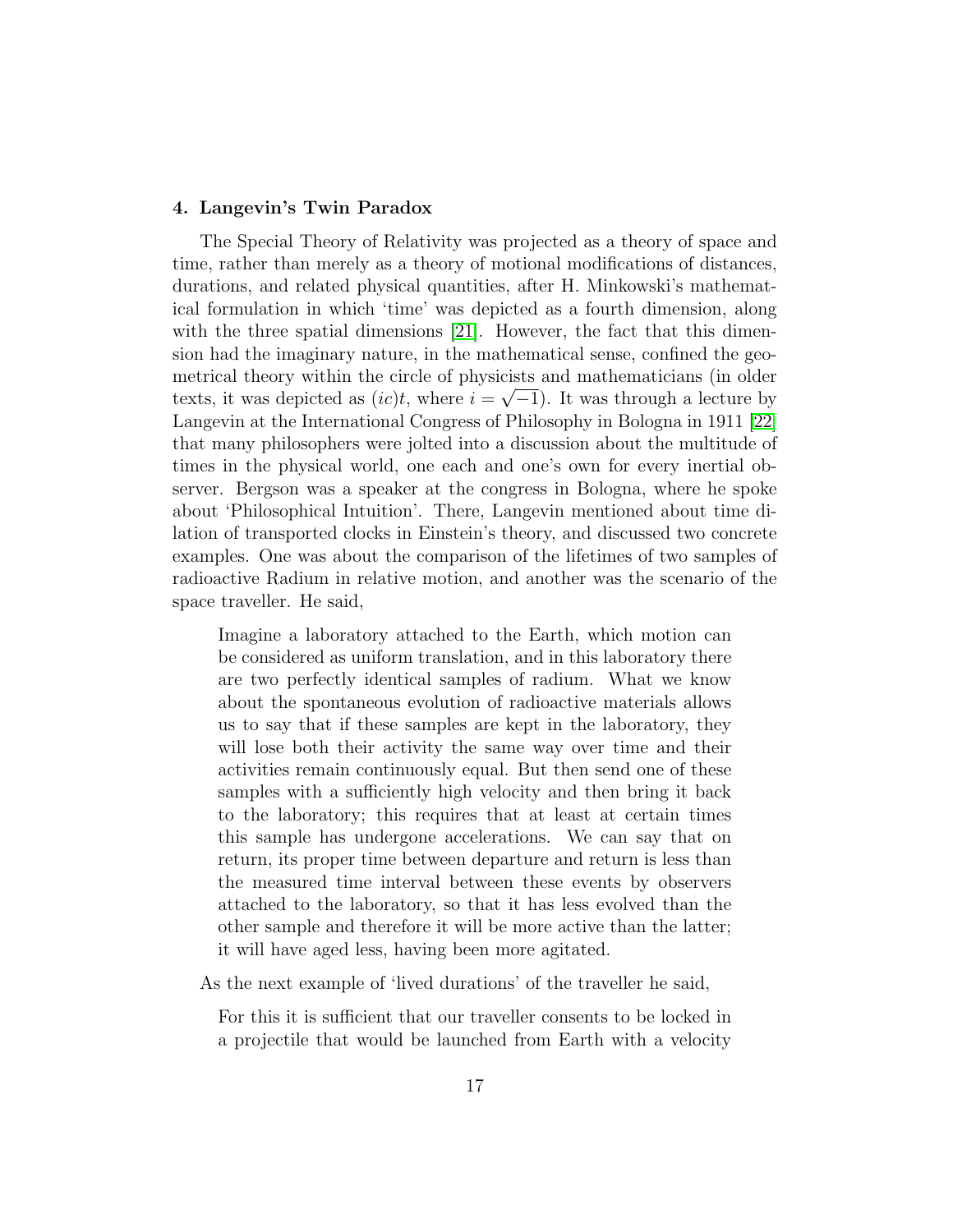### 4. Langevin's Twin Paradox

The Special Theory of Relativity was projected as a theory of space and time, rather than merely as a theory of motional modifications of distances, durations, and related physical quantities, after H. Minkowski's mathematical formulation in which 'time' was depicted as a fourth dimension, along with the three spatial dimensions [21]. However, the fact that this dimension had the imaginary nature, in the mathematical sense, confined the geometrical theory within the circle of physicists and mathematicians (in older texts, it was depicted as $(ic)t$, where $i = \sqrt{-1}$). It was through a lecture by Langevin at the International Congress of Philosophy in Bologna in 1911 [22] that many philosophers were jolted into a discussion about the multitude of times in the physical world, one each and one's own for every inertial observer. Bergson was a speaker at the congress in Bologna, where he spoke about 'Philosophical Intuition'. There, Langevin mentioned about time dilation of transported clocks in Einstein's theory, and discussed two concrete examples. One was about the comparison of the lifetimes of two samples of radioactive Radium in relative motion, and another was the scenario of the space traveller. He said,

> Imagine a laboratory attached to the Earth, which motion can be considered as uniform translation, and in this laboratory there are two perfectly identical samples of radium. What we know about the spontaneous evolution of radioactive materials allows us to say that if these samples are kept in the laboratory, they will lose both their activity the same way over time and their activities remain continuously equal. But then send one of these samples with a sufficiently high velocity and then bring it back to the laboratory; this requires that at least at certain times this sample has undergone accelerations. We can say that on return, its proper time between departure and return is less than the measured time interval between these events by observers attached to the laboratory, so that it has less evolved than the other sample and therefore it will be more active than the latter; it will have aged less, having been more agitated.

As the next example of 'lived durations' of the traveller he said,

> For this it is sufficient that our traveller consents to be locked in a projectile that would be launched from Earth with a velocity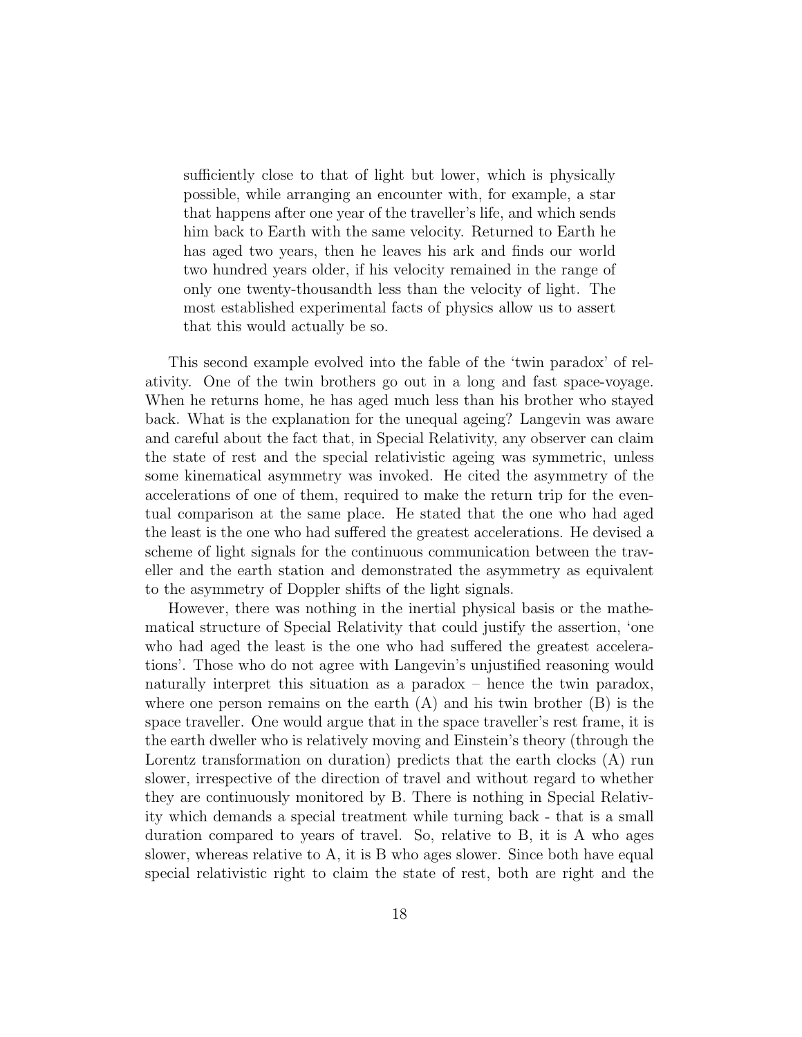> sufficiently close to that of light but lower, which is physically possible, while arranging an encounter with, for example, a star that happens after one year of the traveller's life, and which sends him back to Earth with the same velocity. Returned to Earth he has aged two years, then he leaves his ark and finds our world two hundred years older, if his velocity remained in the range of only one twenty-thousandth less than the velocity of light. The most established experimental facts of physics allow us to assert that this would actually be so.

This second example evolved into the fable of the 'twin paradox' of relativity. One of the twin brothers go out in a long and fast space-voyage. When he returns home, he has aged much less than his brother who stayed back. What is the explanation for the unequal ageing? Langevin was aware and careful about the fact that, in Special Relativity, any observer can claim the state of rest and the special relativistic ageing was symmetric, unless some kinematical asymmetry was invoked. He cited the asymmetry of the accelerations of one of them, required to make the return trip for the eventual comparison at the same place. He stated that the one who had aged the least is the one who had suffered the greatest accelerations. He devised a scheme of light signals for the continuous communication between the traveller and the earth station and demonstrated the asymmetry as equivalent to the asymmetry of Doppler shifts of the light signals.

However, there was nothing in the inertial physical basis or the mathematical structure of Special Relativity that could justify the assertion, 'one who had aged the least is the one who had suffered the greatest accelerations'. Those who do not agree with Langevin's unjustified reasoning would naturally interpret this situation as a paradox – hence the twin paradox, where one person remains on the earth (A) and his twin brother (B) is the space traveller. One would argue that in the space traveller's rest frame, it is the earth dweller who is relatively moving and Einstein's theory (through the Lorentz transformation on duration) predicts that the earth clocks (A) run slower, irrespective of the direction of travel and without regard to whether they are continuously monitored by B. There is nothing in Special Relativity which demands a special treatment while turning back - that is a small duration compared to years of travel. So, relative to B, it is A who ages slower, whereas relative to A, it is B who ages slower. Since both have equal special relativistic right to claim the state of rest, both are right and the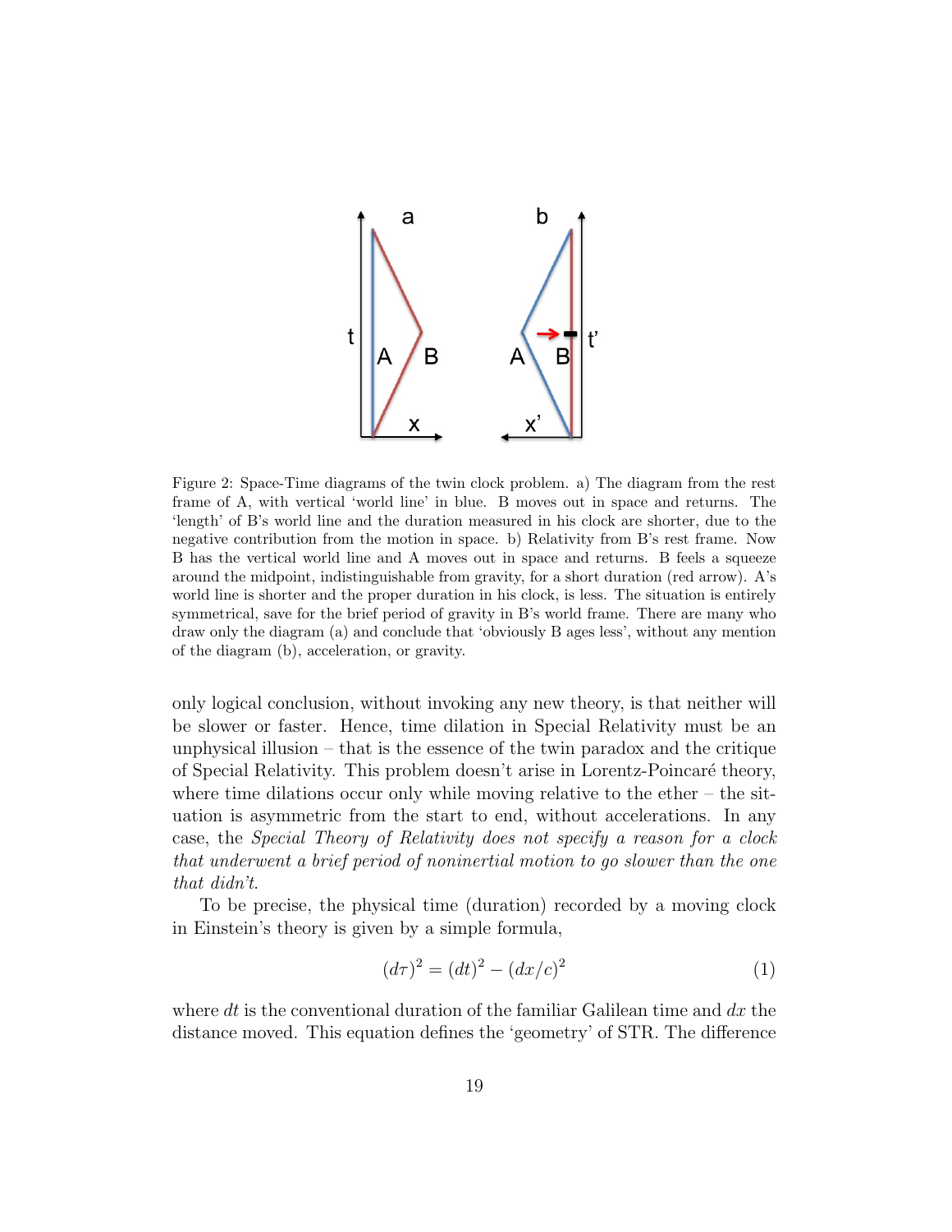Figure 2: Space-Time diagrams of the twin clock problem. a) The diagram from the rest frame of A, with vertical 'world line' in blue. B moves out in space and returns. The 'length' of B's world line and the duration measured in his clock are shorter, due to the negative contribution from the motion in space. b) Relativity from B's rest frame. Now B has the vertical world line and A moves out in space and returns. B feels a squeeze around the midpoint, indistinguishable from gravity, for a short duration (red arrow). A's world line is shorter and the proper duration in his clock, is less. The situation is entirely symmetrical, save for the brief period of gravity in B's world frame. There are many who draw only the diagram (a) and conclude that 'obviously B ages less', without any mention of the diagram (b), acceleration, or gravity.

only logical conclusion, without invoking any new theory, is that neither will be slower or faster. Hence, time dilation in Special Relativity must be an unphysical illusion – that is the essence of the twin paradox and the critique of Special Relativity. This problem doesn't arise in Lorentz-Poincaré theory, where time dilations occur only while moving relative to the ether – the situation is asymmetric from the start to end, without accelerations. In any case, the *Special Theory of Relativity does not specify a reason for a clock that underwent a brief period of noninertial motion to go slower than the one that didn't.*

To be precise, the physical time (duration) recorded by a moving clock in Einstein's theory is given by a simple formula,

$$(d\tau)^2 = (dt)^2 - (dx/c)^2 \tag{1}$$

where $dt$ is the conventional duration of the familiar Galilean time and $dx$ the distance moved. This equation defines the 'geometry' of STR. The difference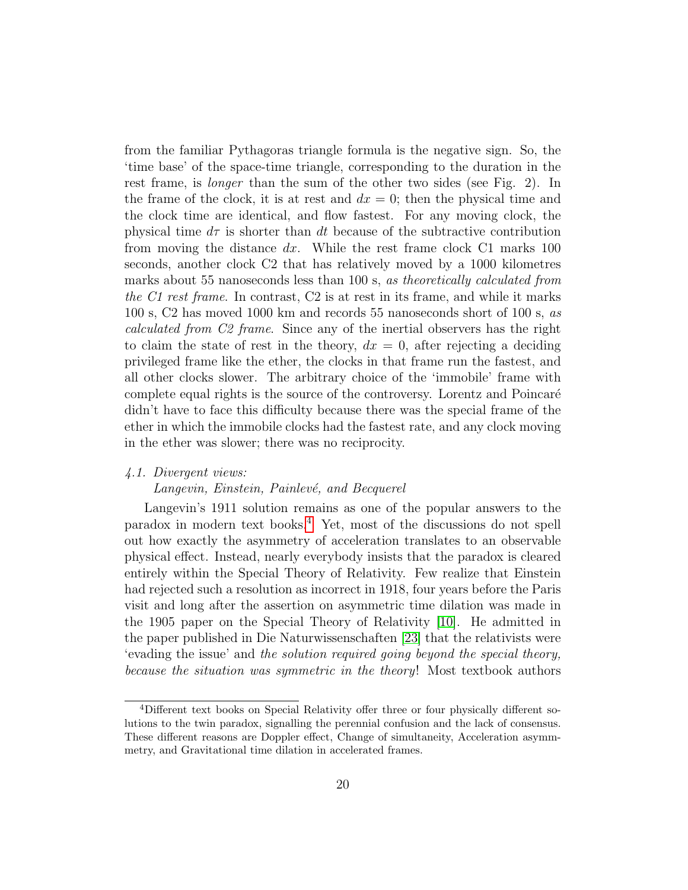from the familiar Pythagoras triangle formula is the negative sign. So, the 'time base' of the space-time triangle, corresponding to the duration in the rest frame, is *longer* than the sum of the other two sides (see Fig. 2). In the frame of the clock, it is at rest and $dx = 0$; then the physical time and the clock time are identical, and flow fastest. For any moving clock, the physical time $d\tau$ is shorter than $dt$ because of the subtractive contribution from moving the distance $dx$. While the rest frame clock C1 marks 100 seconds, another clock C2 that has relatively moved by a 1000 kilometres marks about 55 nanoseconds less than 100 s, *as theoretically calculated from the C1 rest frame*. In contrast, C2 is at rest in its frame, and while it marks 100 s, C2 has moved 1000 km and records 55 nanoseconds short of 100 s, *as calculated from C2 frame*. Since any of the inertial observers has the right to claim the state of rest in the theory, $dx = 0$, after rejecting a deciding privileged frame like the ether, the clocks in that frame run the fastest, and all other clocks slower. The arbitrary choice of the 'immobile' frame with complete equal rights is the source of the controversy. Lorentz and Poincaré didn't have to face this difficulty because there was the special frame of the ether in which the immobile clocks had the fastest rate, and any clock moving in the ether was slower; there was no reciprocity.

### *4.1. Divergent views: Langevin, Einstein, Painlevé, and Becquerel*

Langevin's 1911 solution remains as one of the popular answers to the paradox in modern text books.[4] Yet, most of the discussions do not spell out how exactly the asymmetry of acceleration translates to an observable physical effect. Instead, nearly everybody insists that the paradox is cleared entirely within the Special Theory of Relativity. Few realize that Einstein had rejected such a resolution as incorrect in 1918, four years before the Paris visit and long after the assertion on asymmetric time dilation was made in the 1905 paper on the Special Theory of Relativity [10]. He admitted in the paper published in Die Naturwissenschaften [23] that the relativists were 'evading the issue' and *the solution required going beyond the special theory, because the situation was symmetric in the theory*! Most textbook authors

---

[4] Different text books on Special Relativity offer three or four physically different solutions to the twin paradox, signalling the perennial confusion and the lack of consensus. These different reasons are Doppler effect, Change of simultaneity, Acceleration asymmetry, and Gravitational time dilation in accelerated frames.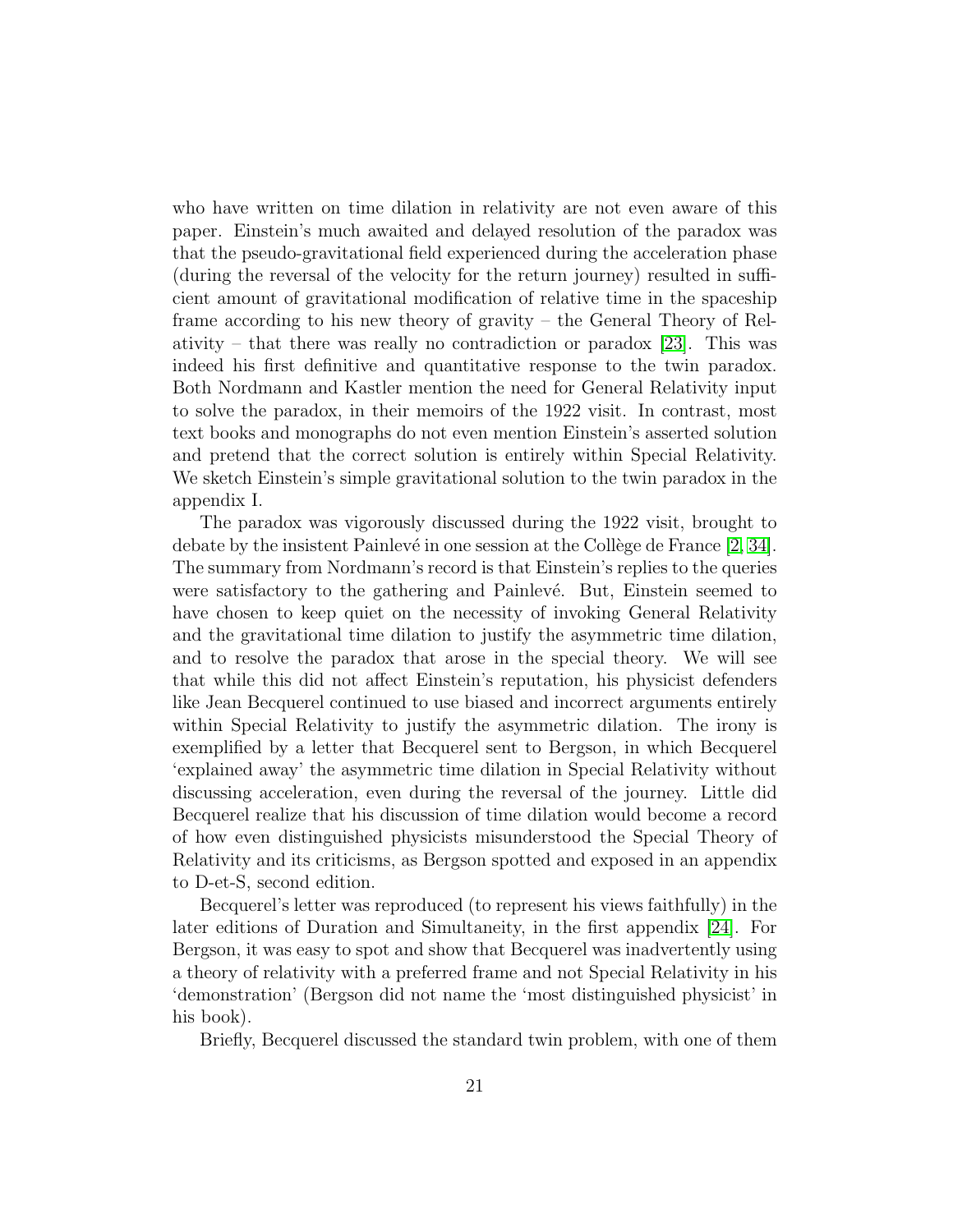who have written on time dilation in relativity are not even aware of this paper. Einstein's much awaited and delayed resolution of the paradox was that the pseudo-gravitational field experienced during the acceleration phase (during the reversal of the velocity for the return journey) resulted in sufficient amount of gravitational modification of relative time in the spaceship frame according to his new theory of gravity – the General Theory of Relativity – that there was really no contradiction or paradox [23]. This was indeed his first definitive and quantitative response to the twin paradox. Both Nordmann and Kastler mention the need for General Relativity input to solve the paradox, in their memoirs of the 1922 visit. In contrast, most text books and monographs do not even mention Einstein's asserted solution and pretend that the correct solution is entirely within Special Relativity. We sketch Einstein's simple gravitational solution to the twin paradox in the appendix I.

The paradox was vigorously discussed during the 1922 visit, brought to debate by the insistent Painlevé in one session at the Collège de France [2, 34]. The summary from Nordmann's record is that Einstein's replies to the queries were satisfactory to the gathering and Painlevé. But, Einstein seemed to have chosen to keep quiet on the necessity of invoking General Relativity and the gravitational time dilation to justify the asymmetric time dilation, and to resolve the paradox that arose in the special theory. We will see that while this did not affect Einstein's reputation, his physicist defenders like Jean Becquerel continued to use biased and incorrect arguments entirely within Special Relativity to justify the asymmetric dilation. The irony is exemplified by a letter that Becquerel sent to Bergson, in which Becquerel 'explained away' the asymmetric time dilation in Special Relativity without discussing acceleration, even during the reversal of the journey. Little did Becquerel realize that his discussion of time dilation would become a record of how even distinguished physicists misunderstood the Special Theory of Relativity and its criticisms, as Bergson spotted and exposed in an appendix to D-et-S, second edition.

Becquerel's letter was reproduced (to represent his views faithfully) in the later editions of Duration and Simultaneity, in the first appendix [24]. For Bergson, it was easy to spot and show that Becquerel was inadvertently using a theory of relativity with a preferred frame and not Special Relativity in his 'demonstration' (Bergson did not name the 'most distinguished physicist' in his book).

Briefly, Becquerel discussed the standard twin problem, with one of them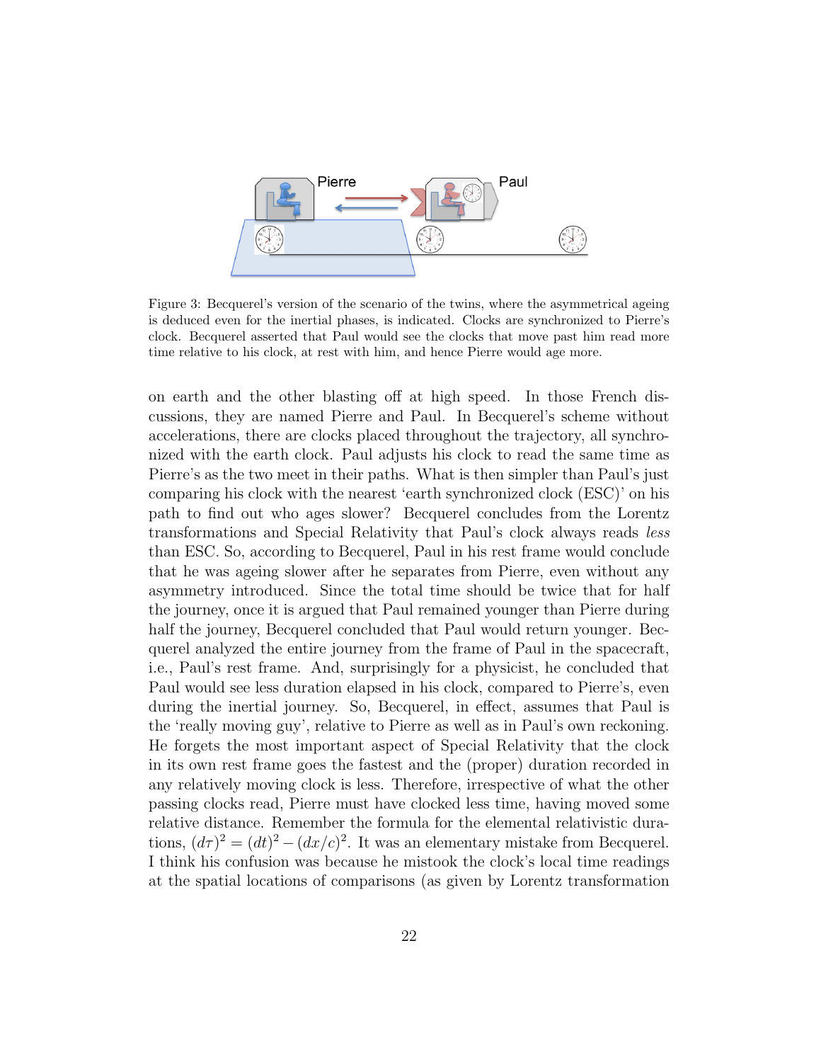Figure 3: Becquerel's version of the scenario of the twins, where the asymmetrical ageing is deduced even for the inertial phases, is indicated. Clocks are synchronized to Pierre's clock. Becquerel asserted that Paul would see the clocks that move past him read more time relative to his clock, at rest with him, and hence Pierre would age more.

on earth and the other blasting off at high speed. In those French discussions, they are named Pierre and Paul. In Becquerel's scheme without accelerations, there are clocks placed throughout the trajectory, all synchronized with the earth clock. Paul adjusts his clock to read the same time as Pierre's as the two meet in their paths. What is then simpler than Paul's just comparing his clock with the nearest 'earth synchronized clock (ESC)' on his path to find out who ages slower? Becquerel concludes from the Lorentz transformations and Special Relativity that Paul's clock always reads *less* than ESC. So, according to Becquerel, Paul in his rest frame would conclude that he was ageing slower after he separates from Pierre, even without any asymmetry introduced. Since the total time should be twice that for half the journey, once it is argued that Paul remained younger than Pierre during half the journey, Becquerel concluded that Paul would return younger. Becquerel analyzed the entire journey from the frame of Paul in the spacecraft, i.e., Paul's rest frame. And, surprisingly for a physicist, he concluded that Paul would see less duration elapsed in his clock, compared to Pierre's, even during the inertial journey. So, Becquerel, in effect, assumes that Paul is the 'really moving guy', relative to Pierre as well as in Paul's own reckoning. He forgets the most important aspect of Special Relativity that the clock in its own rest frame goes the fastest and the (proper) duration recorded in any relatively moving clock is less. Therefore, irrespective of what the other passing clocks read, Pierre must have clocked less time, having moved some relative distance. Remember the formula for the elemental relativistic durations, $(d\tau)^2 = (dt)^2 - (dx/c)^2$. It was an elementary mistake from Becquerel. I think his confusion was because he mistook the clock's local time readings at the spatial locations of comparisons (as given by Lorentz transformation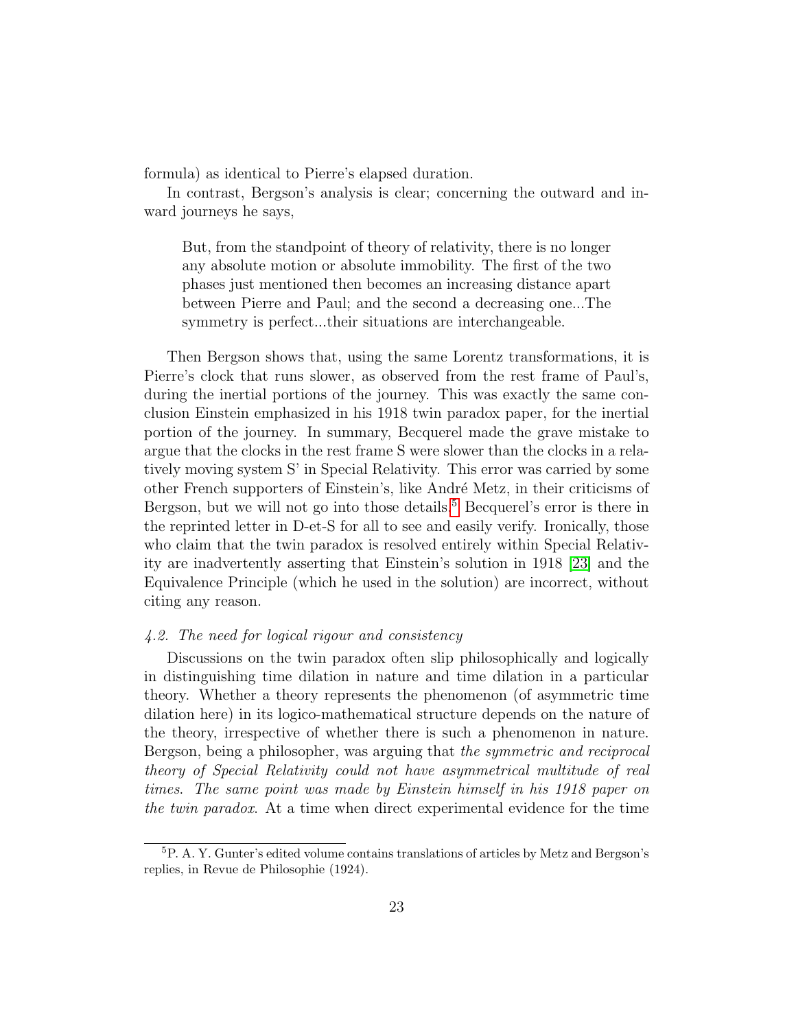formula) as identical to Pierre's elapsed duration.

In contrast, Bergson's analysis is clear; concerning the outward and inward journeys he says,

> But, from the standpoint of theory of relativity, there is no longer any absolute motion or absolute immobility. The first of the two phases just mentioned then becomes an increasing distance apart between Pierre and Paul; and the second a decreasing one...The symmetry is perfect...their situations are interchangeable.

Then Bergson shows that, using the same Lorentz transformations, it is Pierre's clock that runs slower, as observed from the rest frame of Paul's, during the inertial portions of the journey. This was exactly the same conclusion Einstein emphasized in his 1918 twin paradox paper, for the inertial portion of the journey. In summary, Becquerel made the grave mistake to argue that the clocks in the rest frame S were slower than the clocks in a relatively moving system S' in Special Relativity. This error was carried by some other French supporters of Einstein's, like André Metz, in their criticisms of Bergson, but we will not go into those details.[5] Becquerel's error is there in the reprinted letter in D-et-S for all to see and easily verify. Ironically, those who claim that the twin paradox is resolved entirely within Special Relativity are inadvertently asserting that Einstein's solution in 1918 [23] and the Equivalence Principle (which he used in the solution) are incorrect, without citing any reason.

### *4.2. The need for logical rigour and consistency*

Discussions on the twin paradox often slip philosophically and logically in distinguishing time dilation in nature and time dilation in a particular theory. Whether a theory represents the phenomenon (of asymmetric time dilation here) in its logico-mathematical structure depends on the nature of the theory, irrespective of whether there is such a phenomenon in nature. Bergson, being a philosopher, was arguing that *the symmetric and reciprocal theory of Special Relativity could not have asymmetrical multitude of real times. The same point was made by Einstein himself in his 1918 paper on the twin paradox.* At a time when direct experimental evidence for the time

---

[5] P. A. Y. Gunter's edited volume contains translations of articles by Metz and Bergson's replies, in Revue de Philosophie (1924).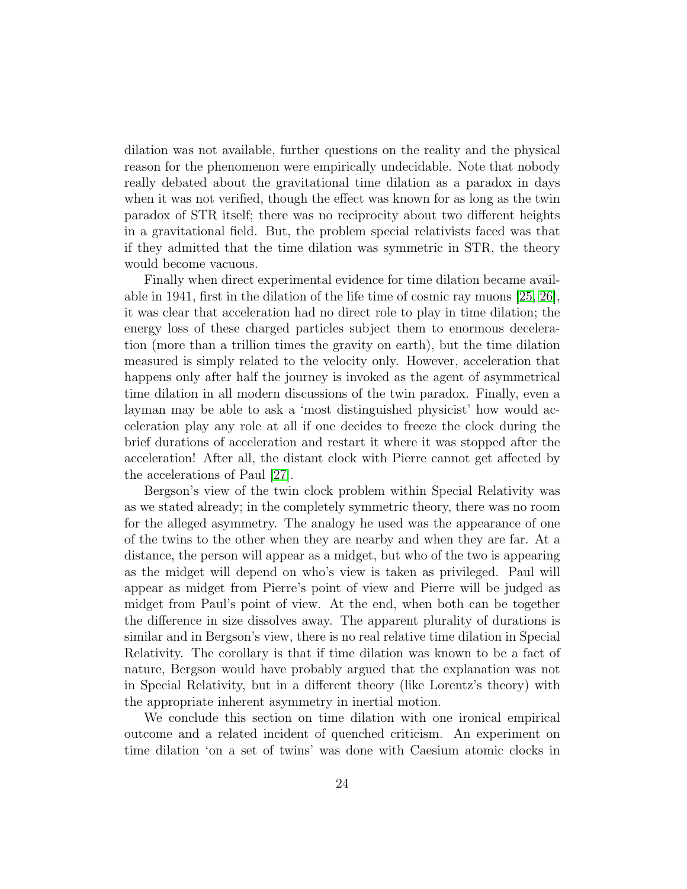dilation was not available, further questions on the reality and the physical reason for the phenomenon were empirically undecidable. Note that nobody really debated about the gravitational time dilation as a paradox in days when it was not verified, though the effect was known for as long as the twin paradox of STR itself; there was no reciprocity about two different heights in a gravitational field. But, the problem special relativists faced was that if they admitted that the time dilation was symmetric in STR, the theory would become vacuous.

Finally when direct experimental evidence for time dilation became available in 1941, first in the dilation of the life time of cosmic ray muons [25, 26], it was clear that acceleration had no direct role to play in time dilation; the energy loss of these charged particles subject them to enormous deceleration (more than a trillion times the gravity on earth), but the time dilation measured is simply related to the velocity only. However, acceleration that happens only after half the journey is invoked as the agent of asymmetrical time dilation in all modern discussions of the twin paradox. Finally, even a layman may be able to ask a 'most distinguished physicist' how would acceleration play any role at all if one decides to freeze the clock during the brief durations of acceleration and restart it where it was stopped after the acceleration! After all, the distant clock with Pierre cannot get affected by the accelerations of Paul [27].

Bergson's view of the twin clock problem within Special Relativity was as we stated already; in the completely symmetric theory, there was no room for the alleged asymmetry. The analogy he used was the appearance of one of the twins to the other when they are nearby and when they are far. At a distance, the person will appear as a midget, but who of the two is appearing as the midget will depend on who's view is taken as privileged. Paul will appear as midget from Pierre's point of view and Pierre will be judged as midget from Paul's point of view. At the end, when both can be together the difference in size dissolves away. The apparent plurality of durations is similar and in Bergson's view, there is no real relative time dilation in Special Relativity. The corollary is that if time dilation was known to be a fact of nature, Bergson would have probably argued that the explanation was not in Special Relativity, but in a different theory (like Lorentz's theory) with the appropriate inherent asymmetry in inertial motion.

We conclude this section on time dilation with one ironical empirical outcome and a related incident of quenched criticism. An experiment on time dilation 'on a set of twins' was done with Caesium atomic clocks in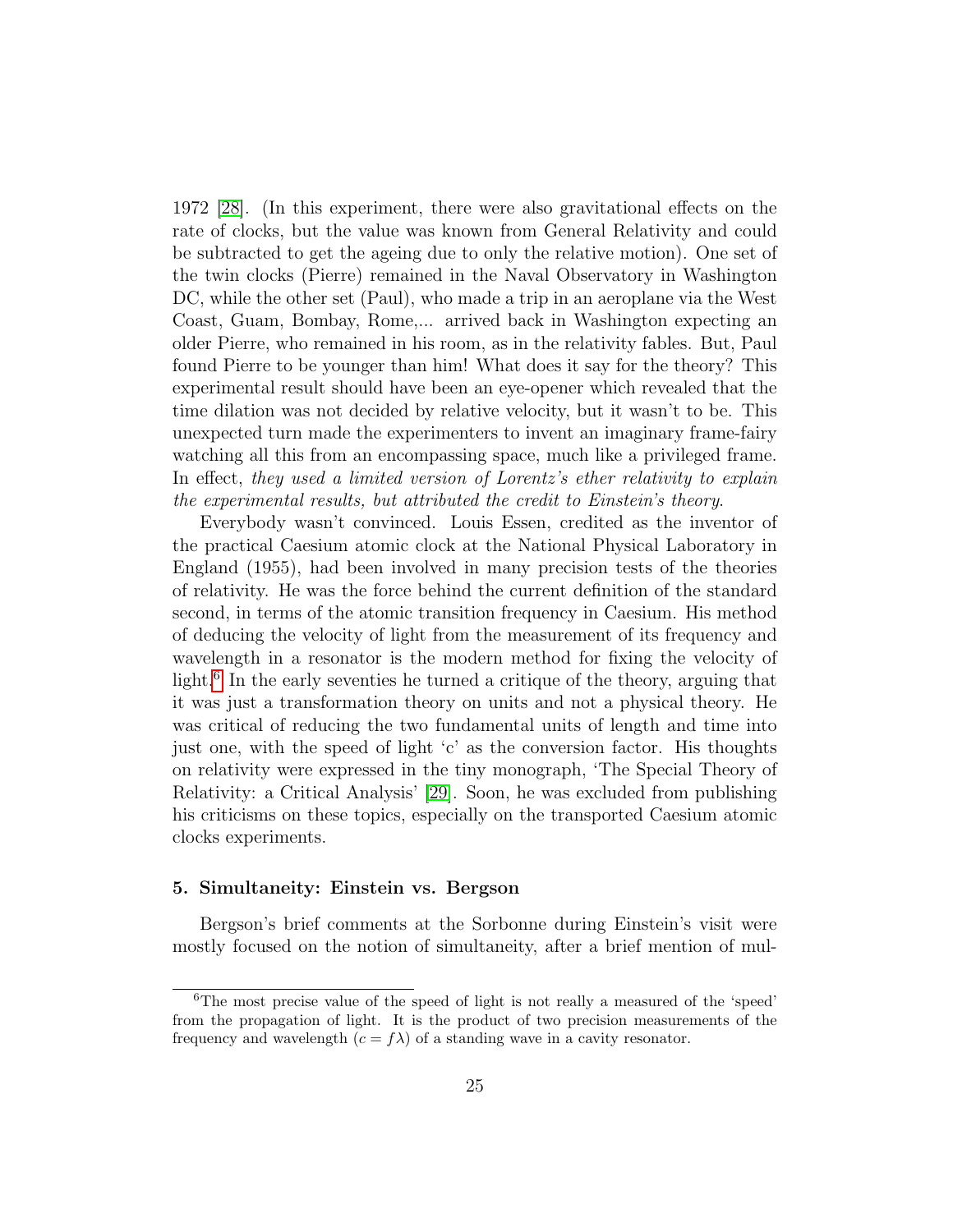1972 [28]. (In this experiment, there were also gravitational effects on the rate of clocks, but the value was known from General Relativity and could be subtracted to get the ageing due to only the relative motion). One set of the twin clocks (Pierre) remained in the Naval Observatory in Washington DC, while the other set (Paul), who made a trip in an aeroplane via the West Coast, Guam, Bombay, Rome,... arrived back in Washington expecting an older Pierre, who remained in his room, as in the relativity fables. But, Paul found Pierre to be younger than him! What does it say for the theory? This experimental result should have been an eye-opener which revealed that the time dilation was not decided by relative velocity, but it wasn't to be. This unexpected turn made the experimenters to invent an imaginary frame-fairy watching all this from an encompassing space, much like a privileged frame. In effect, *they used a limited version of Lorentz's ether relativity to explain the experimental results, but attributed the credit to Einstein's theory*.

Everybody wasn't convinced. Louis Essen, credited as the inventor of the practical Caesium atomic clock at the National Physical Laboratory in England (1955), had been involved in many precision tests of the theories of relativity. He was the force behind the current definition of the standard second, in terms of the atomic transition frequency in Caesium. His method of deducing the velocity of light from the measurement of its frequency and wavelength in a resonator is the modern method for fixing the velocity of light.[6] In the early seventies he turned a critique of the theory, arguing that it was just a transformation theory on units and not a physical theory. He was critical of reducing the two fundamental units of length and time into just one, with the speed of light 'c' as the conversion factor. His thoughts on relativity were expressed in the tiny monograph, 'The Special Theory of Relativity: a Critical Analysis' [29]. Soon, he was excluded from publishing his criticisms on these topics, especially on the transported Caesium atomic clocks experiments.

### 5. Simultaneity: Einstein vs. Bergson

Bergson's brief comments at the Sorbonne during Einstein's visit were mostly focused on the notion of simultaneity, after a brief mention of mul-

[6] The most precise value of the speed of light is not really a measured of the 'speed' from the propagation of light. It is the product of two precision measurements of the frequency and wavelength ($c = f\lambda$) of a standing wave in a cavity resonator.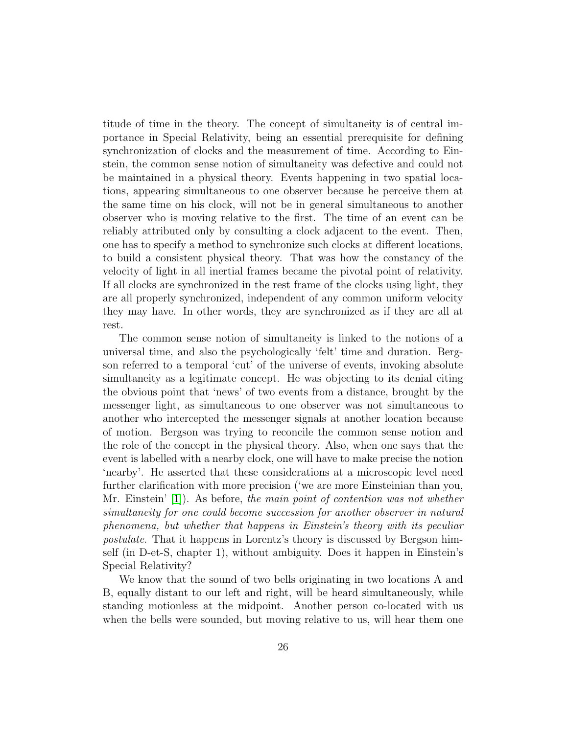titude of time in the theory. The concept of simultaneity is of central importance in Special Relativity, being an essential prerequisite for defining synchronization of clocks and the measurement of time. According to Einstein, the common sense notion of simultaneity was defective and could not be maintained in a physical theory. Events happening in two spatial locations, appearing simultaneous to one observer because he perceive them at the same time on his clock, will not be in general simultaneous to another observer who is moving relative to the first. The time of an event can be reliably attributed only by consulting a clock adjacent to the event. Then, one has to specify a method to synchronize such clocks at different locations, to build a consistent physical theory. That was how the constancy of the velocity of light in all inertial frames became the pivotal point of relativity. If all clocks are synchronized in the rest frame of the clocks using light, they are all properly synchronized, independent of any common uniform velocity they may have. In other words, they are synchronized as if they are all at rest.

The common sense notion of simultaneity is linked to the notions of a universal time, and also the psychologically 'felt' time and duration. Bergson referred to a temporal 'cut' of the universe of events, invoking absolute simultaneity as a legitimate concept. He was objecting to its denial citing the obvious point that 'news' of two events from a distance, brought by the messenger light, as simultaneous to one observer was not simultaneous to another who intercepted the messenger signals at another location because of motion. Bergson was trying to reconcile the common sense notion and the role of the concept in the physical theory. Also, when one says that the event is labelled with a nearby clock, one will have to make precise the notion 'nearby'. He asserted that these considerations at a microscopic level need further clarification with more precision ('we are more Einsteinian than you, Mr. Einstein' [1]). As before, *the main point of contention was not whether simultaneity for one could become succession for another observer in natural phenomena, but whether that happens in Einstein's theory with its peculiar postulate*. That it happens in Lorentz's theory is discussed by Bergson himself (in D-et-S, chapter 1), without ambiguity. Does it happen in Einstein's Special Relativity?

We know that the sound of two bells originating in two locations A and B, equally distant to our left and right, will be heard simultaneously, while standing motionless at the midpoint. Another person co-located with us when the bells were sounded, but moving relative to us, will hear them one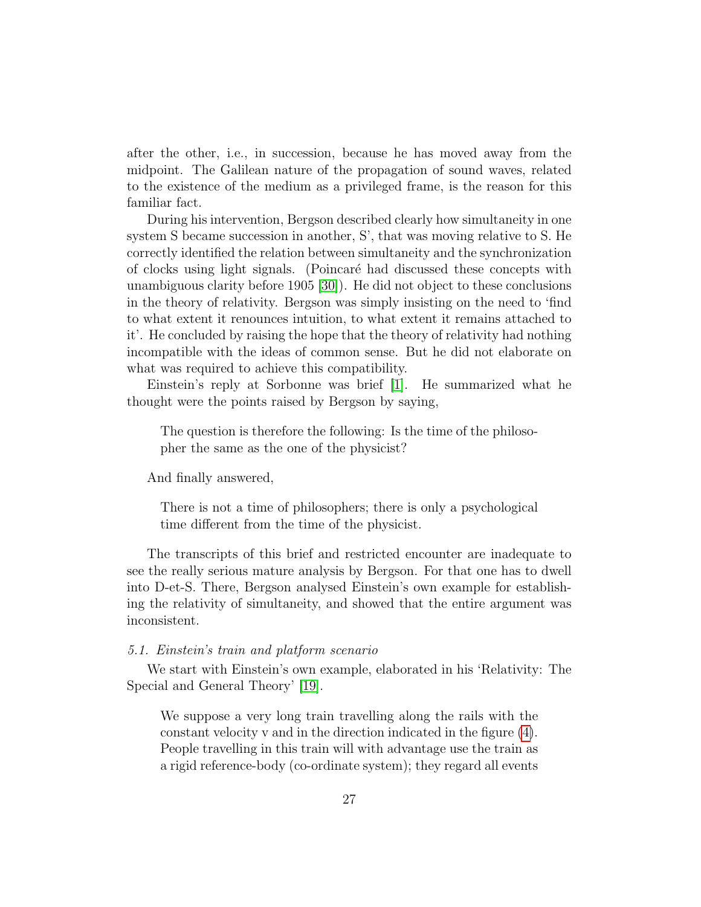after the other, i.e., in succession, because he has moved away from the midpoint. The Galilean nature of the propagation of sound waves, related to the existence of the medium as a privileged frame, is the reason for this familiar fact.

During his intervention, Bergson described clearly how simultaneity in one system S became succession in another, S', that was moving relative to S. He correctly identified the relation between simultaneity and the synchronization of clocks using light signals. (Poincaré had discussed these concepts with unambiguous clarity before 1905 [30]). He did not object to these conclusions in the theory of relativity. Bergson was simply insisting on the need to 'find to what extent it renounces intuition, to what extent it remains attached to it'. He concluded by raising the hope that the theory of relativity had nothing incompatible with the ideas of common sense. But he did not elaborate on what was required to achieve this compatibility.

Einstein's reply at Sorbonne was brief [1]. He summarized what he thought were the points raised by Bergson by saying,

> The question is therefore the following: Is the time of the philosopher the same as the one of the physicist?

And finally answered,

> There is not a time of philosophers; there is only a psychological time different from the time of the physicist.

The transcripts of this brief and restricted encounter are inadequate to see the really serious mature analysis by Bergson. For that one has to dwell into D-et-S. There, Bergson analysed Einstein's own example for establishing the relativity of simultaneity, and showed that the entire argument was inconsistent.

*5.1. Einstein's train and platform scenario*

We start with Einstein's own example, elaborated in his 'Relativity: The Special and General Theory' [19].

> We suppose a very long train travelling along the rails with the constant velocity v and in the direction indicated in the figure (4). People travelling in this train will with advantage use the train as a rigid reference-body (co-ordinate system); they regard all events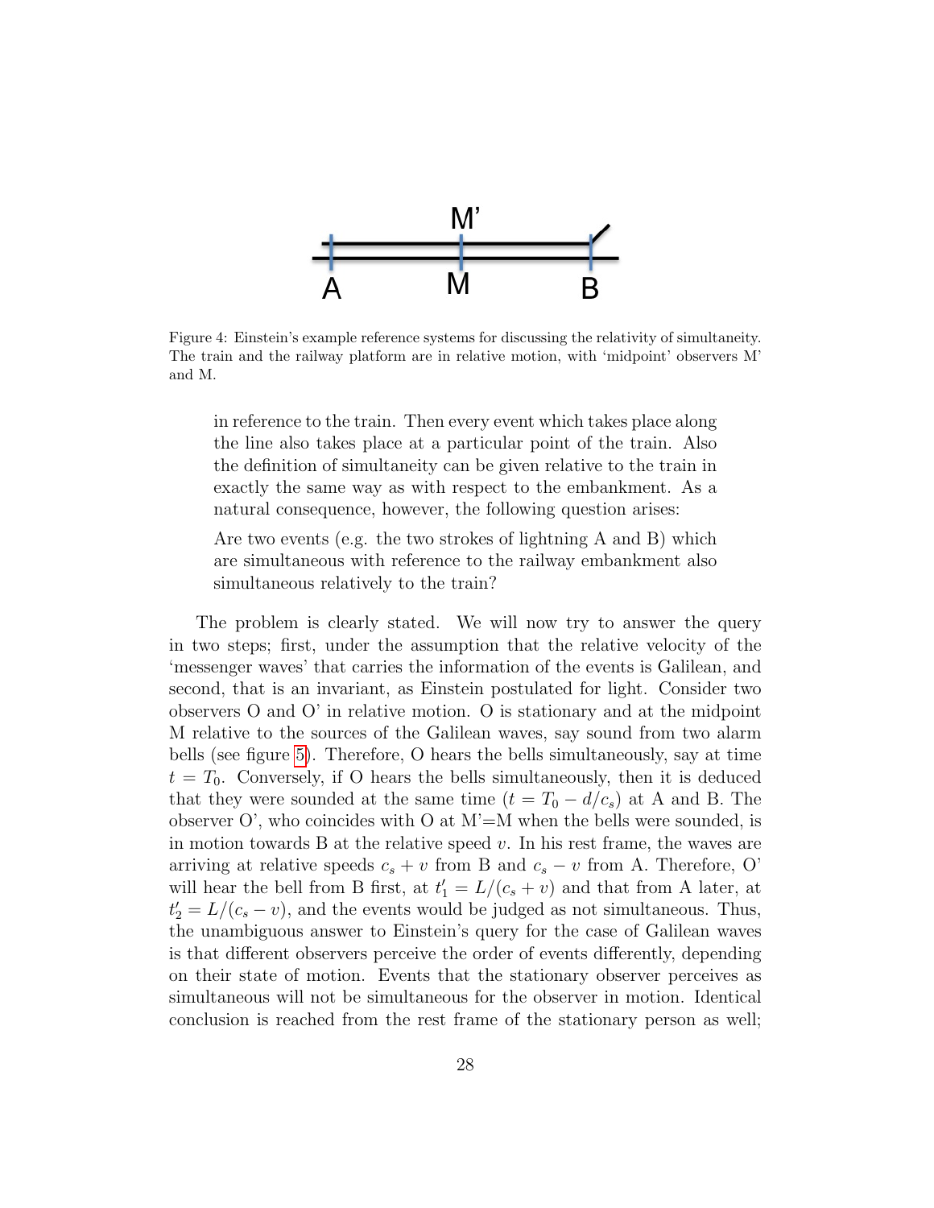Figure 4: Einstein's example reference systems for discussing the relativity of simultaneity. The train and the railway platform are in relative motion, with 'midpoint' observers M' and M.

> in reference to the train. Then every event which takes place along the line also takes place at a particular point of the train. Also the definition of simultaneity can be given relative to the train in exactly the same way as with respect to the embankment. As a natural consequence, however, the following question arises:
>
> Are two events (e.g. the two strokes of lightning A and B) which are simultaneous with reference to the railway embankment also simultaneous relatively to the train?

The problem is clearly stated. We will now try to answer the query in two steps; first, under the assumption that the relative velocity of the 'messenger waves' that carries the information of the events is Galilean, and second, that is an invariant, as Einstein postulated for light. Consider two observers O and O' in relative motion. O is stationary and at the midpoint M relative to the sources of the Galilean waves, say sound from two alarm bells (see figure 5). Therefore, O hears the bells simultaneously, say at time $t = T_0$. Conversely, if O hears the bells simultaneously, then it is deduced that they were sounded at the same time ($t = T_0 - d/c_s$) at A and B. The observer O', who coincides with O at M'=M when the bells were sounded, is in motion towards B at the relative speed $v$. In his rest frame, the waves are arriving at relative speeds $c_s + v$ from B and $c_s - v$ from A. Therefore, O' will hear the bell from B first, at $t_1' = L/(c_s + v)$ and that from A later, at $t_2' = L/(c_s - v)$, and the events would be judged as not simultaneous. Thus, the unambiguous answer to Einstein's query for the case of Galilean waves is that different observers perceive the order of events differently, depending on their state of motion. Events that the stationary observer perceives as simultaneous will not be simultaneous for the observer in motion. Identical conclusion is reached from the rest frame of the stationary person as well;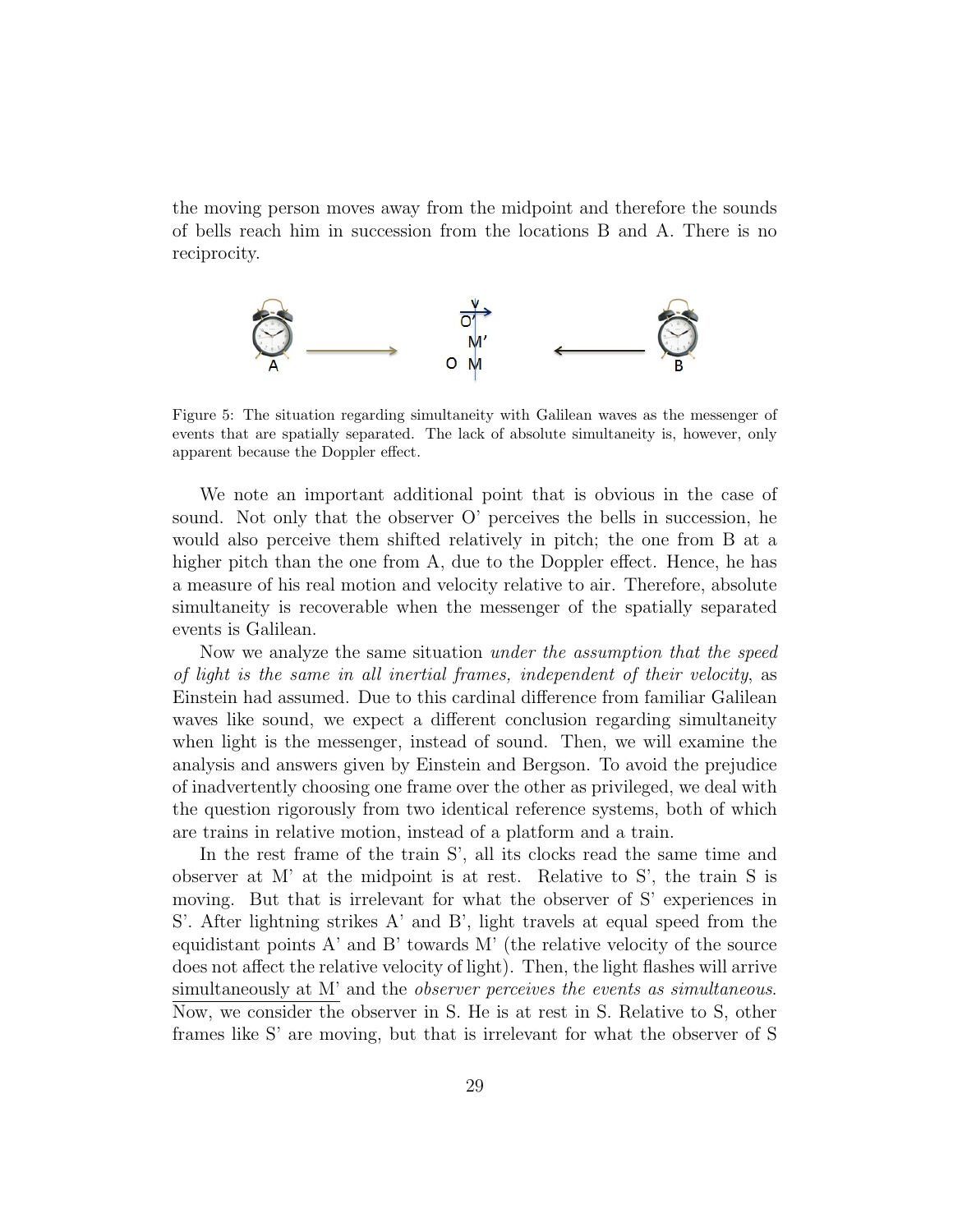the moving person moves away from the midpoint and therefore the sounds of bells reach him in succession from the locations B and A. There is no reciprocity.

Figure 5: The situation regarding simultaneity with Galilean waves as the messenger of events that are spatially separated. The lack of absolute simultaneity is, however, only apparent because the Doppler effect.

We note an important additional point that is obvious in the case of sound. Not only that the observer O' perceives the bells in succession, he would also perceive them shifted relatively in pitch; the one from B at a higher pitch than the one from A, due to the Doppler effect. Hence, he has a measure of his real motion and velocity relative to air. Therefore, absolute simultaneity is recoverable when the messenger of the spatially separated events is Galilean.

Now we analyze the same situation *under the assumption that the speed of light is the same in all inertial frames, independent of their velocity*, as Einstein had assumed. Due to this cardinal difference from familiar Galilean waves like sound, we expect a different conclusion regarding simultaneity when light is the messenger, instead of sound. Then, we will examine the analysis and answers given by Einstein and Bergson. To avoid the prejudice of inadvertently choosing one frame over the other as privileged, we deal with the question rigorously from two identical reference systems, both of which are trains in relative motion, instead of a platform and a train.

In the rest frame of the train S', all its clocks read the same time and observer at M' at the midpoint is at rest. Relative to S', the train S is moving. But that is irrelevant for what the observer of S' experiences in S'. After lightning strikes A' and B', light travels at equal speed from the equidistant points A' and B' towards M' (the relative velocity of the source does not affect the relative velocity of light). Then, the light flashes will arrive simultaneously at M' and the *observer perceives the events as simultaneous*. Now, we consider the observer in S. He is at rest in S. Relative to S, other frames like S' are moving, but that is irrelevant for what the observer of S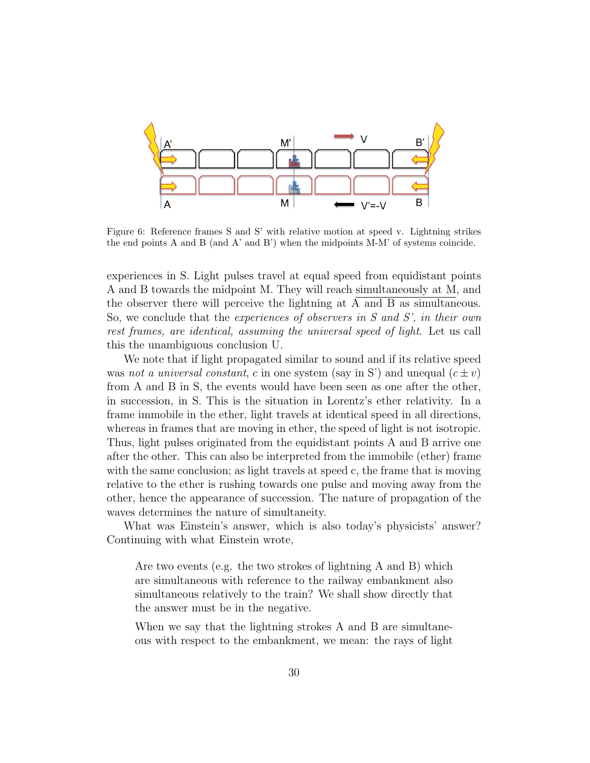Figure 6: Reference frames S and S' with relative motion at speed v. Lightning strikes the end points A and B (and A' and B') when the midpoints M-M' of systems coincide.

experiences in S. Light pulses travel at equal speed from equidistant points A and B towards the midpoint M. They will reach simultaneously at M, and the observer there will perceive the lightning at A and B as simultaneous. So, we conclude that the *experiences of observers in S and S', in their own rest frames, are identical, assuming the universal speed of light*. Let us call this the unambiguous conclusion U.

We note that if light propagated similar to sound and if its relative speed was *not a universal constant*, $c$ in one system (say in S') and unequal $(c \pm v)$ from A and B in S, the events would have been seen as one after the other, in succession, in S. This is the situation in Lorentz's ether relativity. In a frame immobile in the ether, light travels at identical speed in all directions, whereas in frames that are moving in ether, the speed of light is not isotropic. Thus, light pulses originated from the equidistant points A and B arrive one after the other. This can also be interpreted from the immobile (ether) frame with the same conclusion; as light travels at speed c, the frame that is moving relative to the ether is rushing towards one pulse and moving away from the other, hence the appearance of succession. The nature of propagation of the waves determines the nature of simultaneity.

What was Einstein's answer, which is also today's physicists' answer? Continuing with what Einstein wrote,

> Are two events (e.g. the two strokes of lightning A and B) which are simultaneous with reference to the railway embankment also simultaneous relatively to the train? We shall show directly that the answer must be in the negative.
>
> When we say that the lightning strokes A and B are simultaneous with respect to the embankment, we mean: the rays of light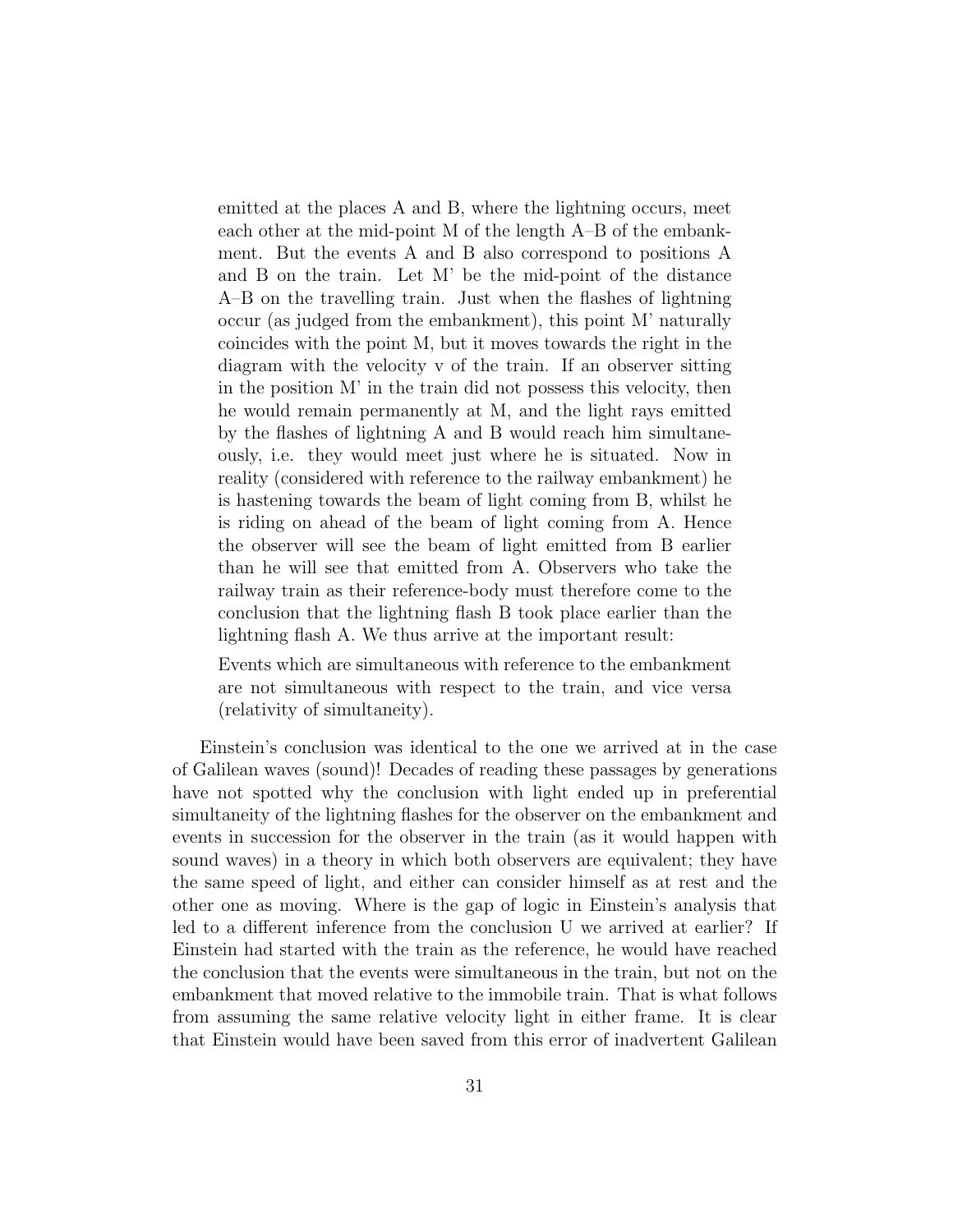> emitted at the places A and B, where the lightning occurs, meet each other at the mid-point M of the length A–B of the embankment. But the events A and B also correspond to positions A and B on the train. Let M' be the mid-point of the distance A–B on the travelling train. Just when the flashes of lightning occur (as judged from the embankment), this point M' naturally coincides with the point M, but it moves towards the right in the diagram with the velocity v of the train. If an observer sitting in the position M' in the train did not possess this velocity, then he would remain permanently at M, and the light rays emitted by the flashes of lightning A and B would reach him simultaneously, i.e. they would meet just where he is situated. Now in reality (considered with reference to the railway embankment) he is hastening towards the beam of light coming from B, whilst he is riding on ahead of the beam of light coming from A. Hence the observer will see the beam of light emitted from B earlier than he will see that emitted from A. Observers who take the railway train as their reference-body must therefore come to the conclusion that the lightning flash B took place earlier than the lightning flash A. We thus arrive at the important result:
>
> Events which are simultaneous with reference to the embankment are not simultaneous with respect to the train, and vice versa (relativity of simultaneity).

Einstein's conclusion was identical to the one we arrived at in the case of Galilean waves (sound)! Decades of reading these passages by generations have not spotted why the conclusion with light ended up in preferential simultaneity of the lightning flashes for the observer on the embankment and events in succession for the observer in the train (as it would happen with sound waves) in a theory in which both observers are equivalent; they have the same speed of light, and either can consider himself as at rest and the other one as moving. Where is the gap of logic in Einstein's analysis that led to a different inference from the conclusion U we arrived at earlier? If Einstein had started with the train as the reference, he would have reached the conclusion that the events were simultaneous in the train, but not on the embankment that moved relative to the immobile train. That is what follows from assuming the same relative velocity light in either frame. It is clear that Einstein would have been saved from this error of inadvertent Galilean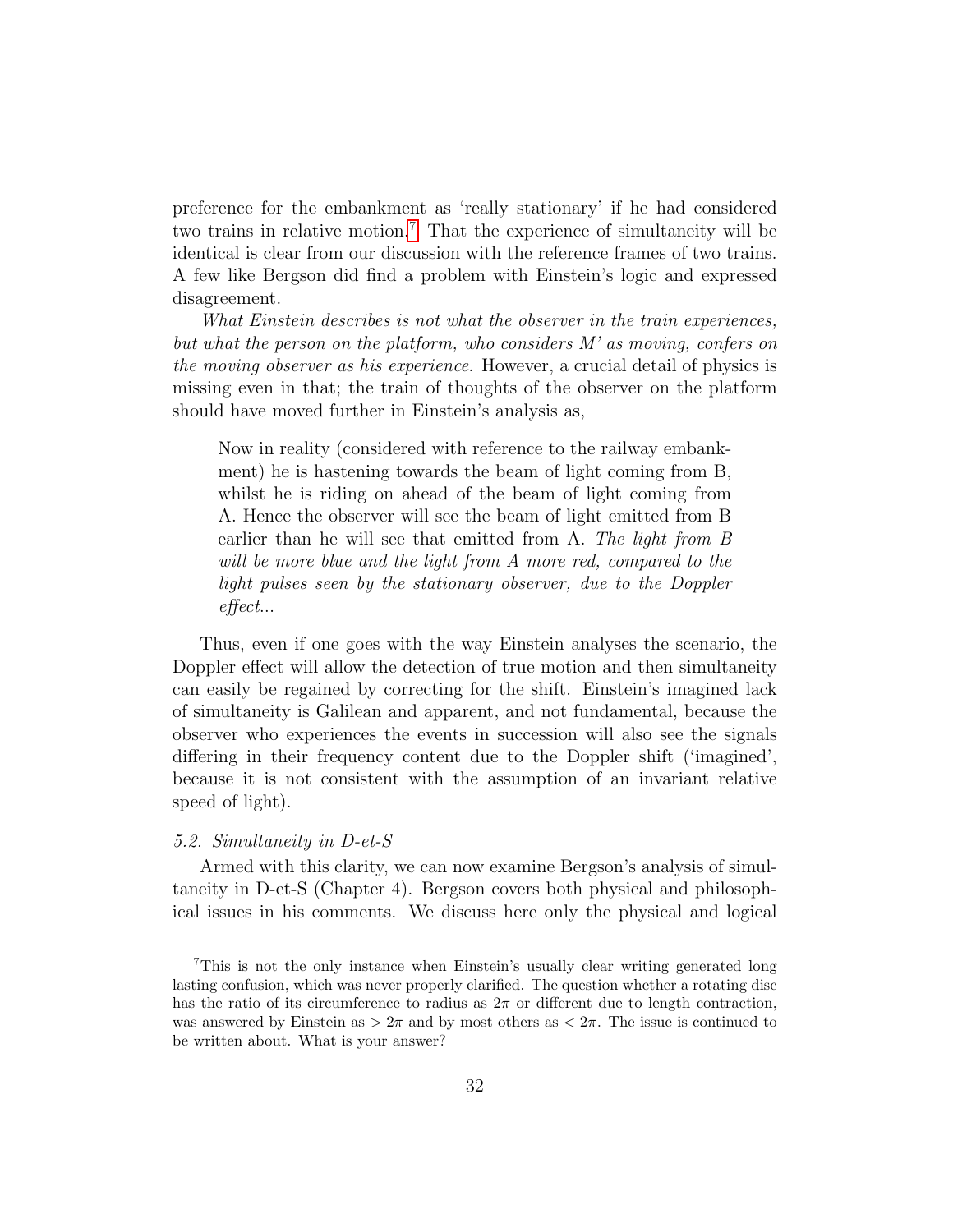preference for the embankment as 'really stationary' if he had considered two trains in relative motion.[7] That the experience of simultaneity will be identical is clear from our discussion with the reference frames of two trains. A few like Bergson did find a problem with Einstein's logic and expressed disagreement.

*What Einstein describes is not what the observer in the train experiences, but what the person on the platform, who considers M' as moving, confers on the moving observer as his experience.* However, a crucial detail of physics is missing even in that; the train of thoughts of the observer on the platform should have moved further in Einstein's analysis as,

> Now in reality (considered with reference to the railway embankment) he is hastening towards the beam of light coming from B, whilst he is riding on ahead of the beam of light coming from A. Hence the observer will see the beam of light emitted from B earlier than he will see that emitted from A. *The light from B will be more blue and the light from A more red, compared to the light pulses seen by the stationary observer, due to the Doppler effect...*

Thus, even if one goes with the way Einstein analyses the scenario, the Doppler effect will allow the detection of true motion and then simultaneity can easily be regained by correcting for the shift. Einstein's imagined lack of simultaneity is Galilean and apparent, and not fundamental, because the observer who experiences the events in succession will also see the signals differing in their frequency content due to the Doppler shift ('imagined', because it is not consistent with the assumption of an invariant relative speed of light).

### *5.2. Simultaneity in D-et-S*

Armed with this clarity, we can now examine Bergson's analysis of simultaneity in D-et-S (Chapter 4). Bergson covers both physical and philosophical issues in his comments. We discuss here only the physical and logical

---

[7] This is not the only instance when Einstein's usually clear writing generated long lasting confusion, which was never properly clarified. The question whether a rotating disc has the ratio of its circumference to radius as $2\pi$ or different due to length contraction, was answered by Einstein as $> 2\pi$ and by most others as $< 2\pi$. The issue is continued to be written about. What is your answer?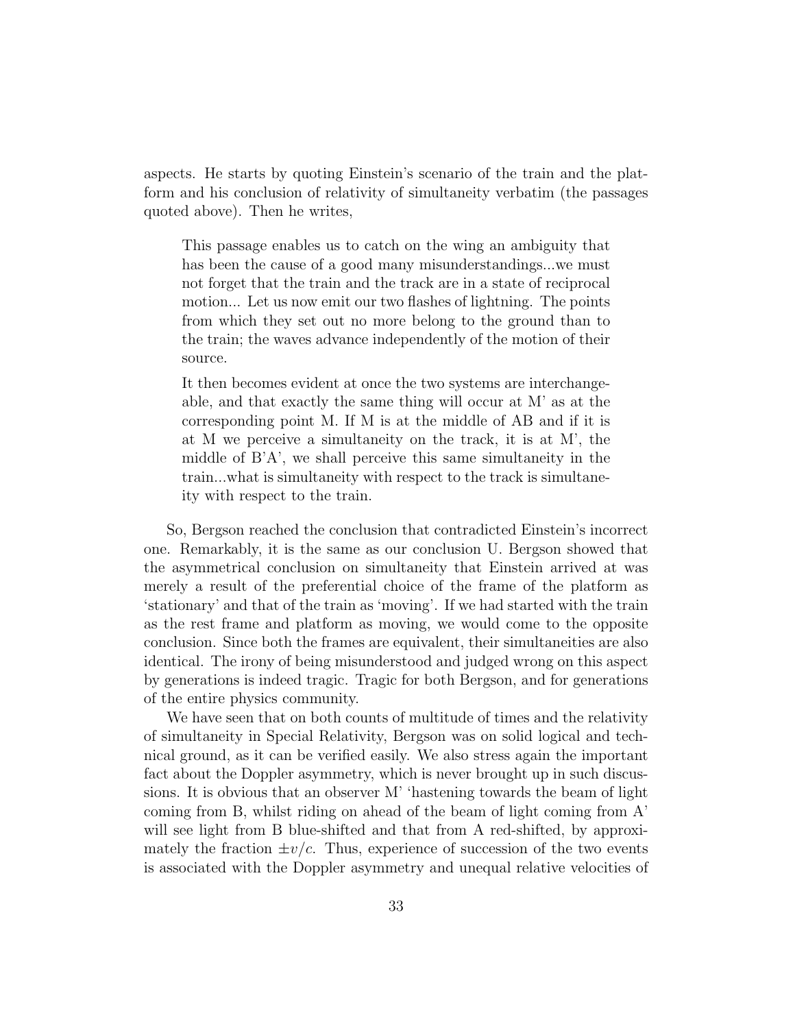aspects. He starts by quoting Einstein's scenario of the train and the platform and his conclusion of relativity of simultaneity verbatim (the passages quoted above). Then he writes,

> This passage enables us to catch on the wing an ambiguity that has been the cause of a good many misunderstandings...we must not forget that the train and the track are in a state of reciprocal motion... Let us now emit our two flashes of lightning. The points from which they set out no more belong to the ground than to the train; the waves advance independently of the motion of their source.
>
> It then becomes evident at once the two systems are interchangeable, and that exactly the same thing will occur at M' as at the corresponding point M. If M is at the middle of AB and if it is at M we perceive a simultaneity on the track, it is at M', the middle of B'A', we shall perceive this same simultaneity in the train...what is simultaneity with respect to the track is simultaneity with respect to the train.

So, Bergson reached the conclusion that contradicted Einstein's incorrect one. Remarkably, it is the same as our conclusion U. Bergson showed that the asymmetrical conclusion on simultaneity that Einstein arrived at was merely a result of the preferential choice of the frame of the platform as 'stationary' and that of the train as 'moving'. If we had started with the train as the rest frame and platform as moving, we would come to the opposite conclusion. Since both the frames are equivalent, their simultaneities are also identical. The irony of being misunderstood and judged wrong on this aspect by generations is indeed tragic. Tragic for both Bergson, and for generations of the entire physics community.

We have seen that on both counts of multitude of times and the relativity of simultaneity in Special Relativity, Bergson was on solid logical and technical ground, as it can be verified easily. We also stress again the important fact about the Doppler asymmetry, which is never brought up in such discussions. It is obvious that an observer M' 'hastening towards the beam of light coming from B, whilst riding on ahead of the beam of light coming from A' will see light from B blue-shifted and that from A red-shifted, by approximately the fraction $\pm v/c$. Thus, experience of succession of the two events is associated with the Doppler asymmetry and unequal relative velocities of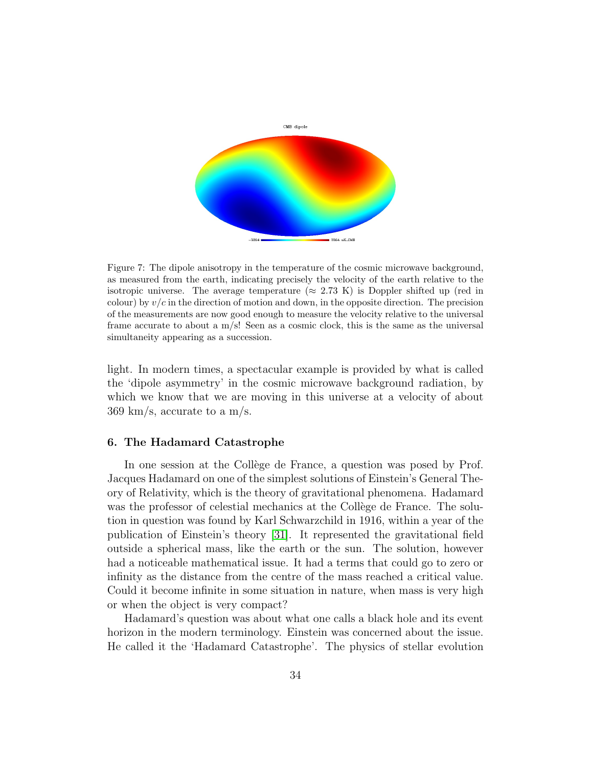Figure 7: The dipole anisotropy in the temperature of the cosmic microwave background, as measured from the earth, indicating precisely the velocity of the earth relative to the isotropic universe. The average temperature ($\approx$ 2.73 K) is Doppler shifted up (red in colour) by $v/c$ in the direction of motion and down, in the opposite direction. The precision of the measurements are now good enough to measure the velocity relative to the universal frame accurate to about a m/s! Seen as a cosmic clock, this is the same as the universal simultaneity appearing as a succession.

light. In modern times, a spectacular example is provided by what is called the 'dipole asymmetry' in the cosmic microwave background radiation, by which we know that we are moving in this universe at a velocity of about 369 km/s, accurate to a m/s.

## 6. The Hadamard Catastrophe

In one session at the Collège de France, a question was posed by Prof. Jacques Hadamard on one of the simplest solutions of Einstein's General Theory of Relativity, which is the theory of gravitational phenomena. Hadamard was the professor of celestial mechanics at the Collège de France. The solution in question was found by Karl Schwarzchild in 1916, within a year of the publication of Einstein's theory [31]. It represented the gravitational field outside a spherical mass, like the earth or the sun. The solution, however had a noticeable mathematical issue. It had a terms that could go to zero or infinity as the distance from the centre of the mass reached a critical value. Could it become infinite in some situation in nature, when mass is very high or when the object is very compact?

Hadamard's question was about what one calls a black hole and its event horizon in the modern terminology. Einstein was concerned about the issue. He called it the 'Hadamard Catastrophe'. The physics of stellar evolution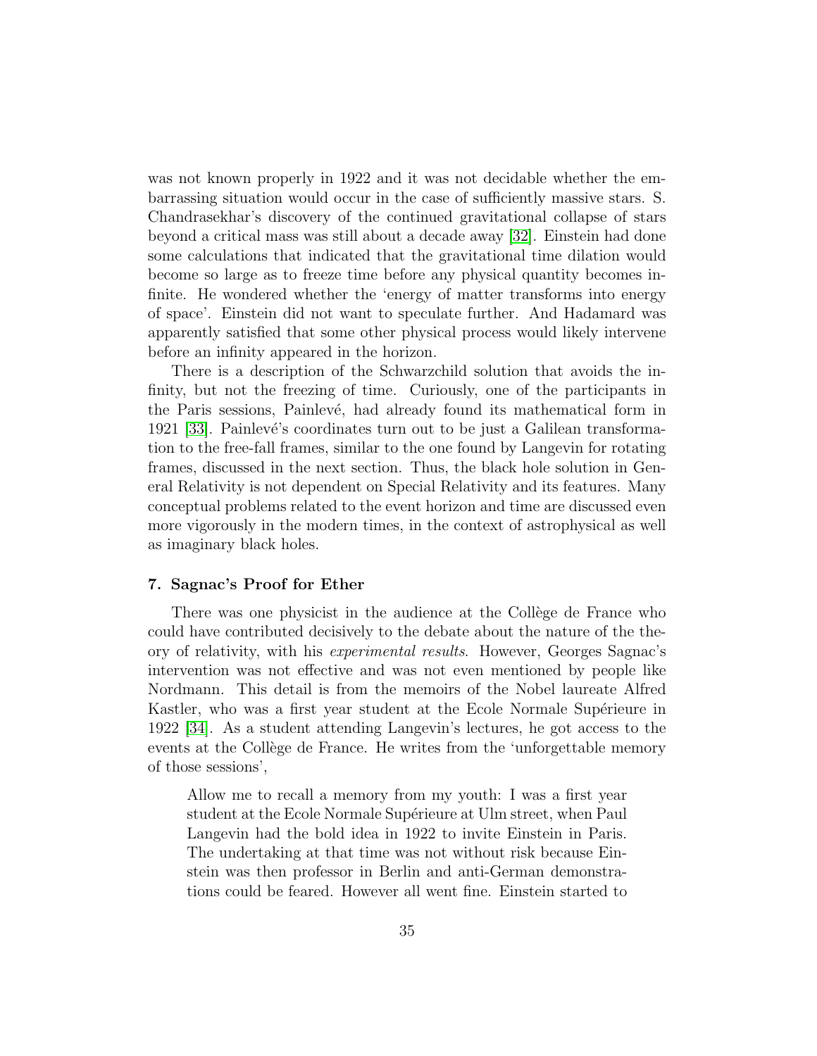was not known properly in 1922 and it was not decidable whether the embarrassing situation would occur in the case of sufficiently massive stars. S. Chandrasekhar's discovery of the continued gravitational collapse of stars beyond a critical mass was still about a decade away [32]. Einstein had done some calculations that indicated that the gravitational time dilation would become so large as to freeze time before any physical quantity becomes infinite. He wondered whether the 'energy of matter transforms into energy of space'. Einstein did not want to speculate further. And Hadamard was apparently satisfied that some other physical process would likely intervene before an infinity appeared in the horizon.

There is a description of the Schwarzchild solution that avoids the infinity, but not the freezing of time. Curiously, one of the participants in the Paris sessions, Painlevé, had already found its mathematical form in 1921 [33]. Painlevé's coordinates turn out to be just a Galilean transformation to the free-fall frames, similar to the one found by Langevin for rotating frames, discussed in the next section. Thus, the black hole solution in General Relativity is not dependent on Special Relativity and its features. Many conceptual problems related to the event horizon and time are discussed even more vigorously in the modern times, in the context of astrophysical as well as imaginary black holes.

### 7. Sagnac's Proof for Ether

There was one physicist in the audience at the Collège de France who could have contributed decisively to the debate about the nature of the theory of relativity, with his *experimental results*. However, Georges Sagnac's intervention was not effective and was not even mentioned by people like Nordmann. This detail is from the memoirs of the Nobel laureate Alfred Kastler, who was a first year student at the Ecole Normale Supérieure in 1922 [34]. As a student attending Langevin's lectures, he got access to the events at the Collège de France. He writes from the 'unforgettable memory of those sessions',

> Allow me to recall a memory from my youth: I was a first year student at the Ecole Normale Supérieure at Ulm street, when Paul Langevin had the bold idea in 1922 to invite Einstein in Paris. The undertaking at that time was not without risk because Einstein was then professor in Berlin and anti-German demonstrations could be feared. However all went fine. Einstein started to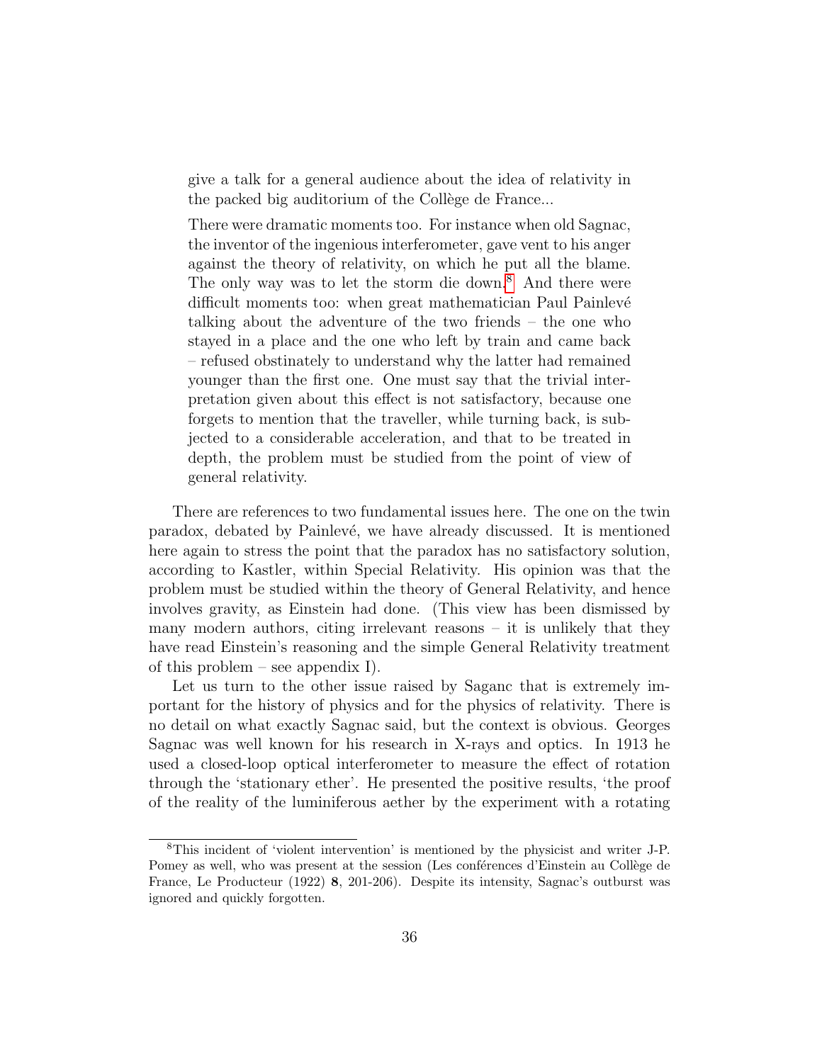> give a talk for a general audience about the idea of relativity in the packed big auditorium of the Collège de France...
>
> There were dramatic moments too. For instance when old Sagnac, the inventor of the ingenious interferometer, gave vent to his anger against the theory of relativity, on which he put all the blame. The only way was to let the storm die down.[8] And there were difficult moments too: when great mathematician Paul Painlevé talking about the adventure of the two friends – the one who stayed in a place and the one who left by train and came back – refused obstinately to understand why the latter had remained younger than the first one. One must say that the trivial interpretation given about this effect is not satisfactory, because one forgets to mention that the traveller, while turning back, is subjected to a considerable acceleration, and that to be treated in depth, the problem must be studied from the point of view of general relativity.

There are references to two fundamental issues here. The one on the twin paradox, debated by Painlevé, we have already discussed. It is mentioned here again to stress the point that the paradox has no satisfactory solution, according to Kastler, within Special Relativity. His opinion was that the problem must be studied within the theory of General Relativity, and hence involves gravity, as Einstein had done. (This view has been dismissed by many modern authors, citing irrelevant reasons – it is unlikely that they have read Einstein's reasoning and the simple General Relativity treatment of this problem – see appendix I).

Let us turn to the other issue raised by Saganc that is extremely important for the history of physics and for the physics of relativity. There is no detail on what exactly Sagnac said, but the context is obvious. Georges Sagnac was well known for his research in X-rays and optics. In 1913 he used a closed-loop optical interferometer to measure the effect of rotation through the 'stationary ether'. He presented the positive results, 'the proof of the reality of the luminiferous aether by the experiment with a rotating

[8] This incident of 'violent intervention' is mentioned by the physicist and writer J-P. Pomey as well, who was present at the session (Les conférences d'Einstein au Collège de France, Le Producteur (1922) **8**, 201-206). Despite its intensity, Sagnac's outburst was ignored and quickly forgotten.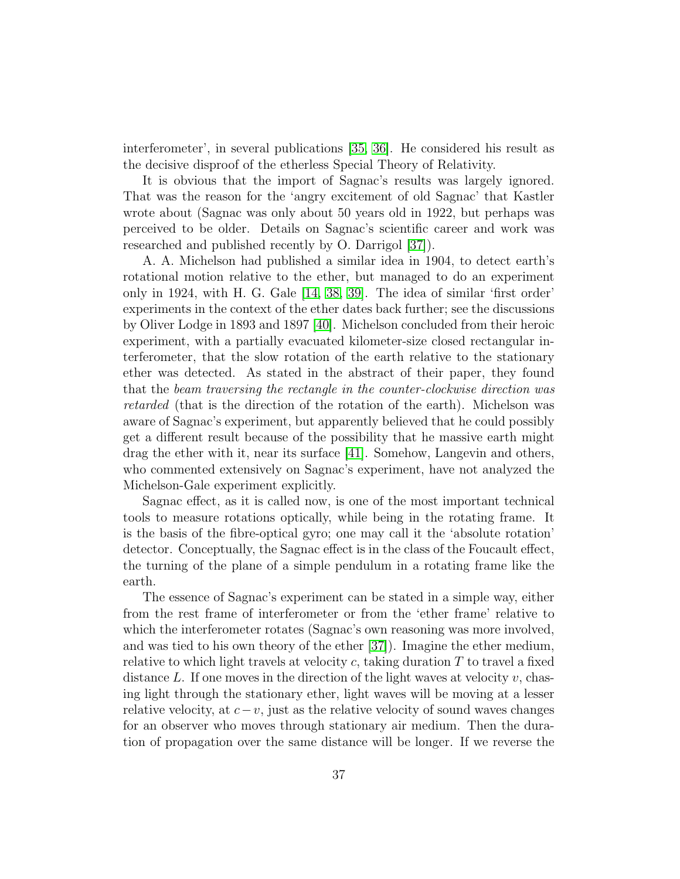interferometer', in several publications [35, 36]. He considered his result as the decisive disproof of the etherless Special Theory of Relativity.

It is obvious that the import of Sagnac's results was largely ignored. That was the reason for the 'angry excitement of old Sagnac' that Kastler wrote about (Sagnac was only about 50 years old in 1922, but perhaps was perceived to be older. Details on Sagnac's scientific career and work was researched and published recently by O. Darrigol [37]).

A. A. Michelson had published a similar idea in 1904, to detect earth's rotational motion relative to the ether, but managed to do an experiment only in 1924, with H. G. Gale [14, 38, 39]. The idea of similar 'first order' experiments in the context of the ether dates back further; see the discussions by Oliver Lodge in 1893 and 1897 [40]. Michelson concluded from their heroic experiment, with a partially evacuated kilometer-size closed rectangular interferometer, that the slow rotation of the earth relative to the stationary ether was detected. As stated in the abstract of their paper, they found that the *beam traversing the rectangle in the counter-clockwise direction was retarded* (that is the direction of the rotation of the earth). Michelson was aware of Sagnac's experiment, but apparently believed that he could possibly get a different result because of the possibility that he massive earth might drag the ether with it, near its surface [41]. Somehow, Langevin and others, who commented extensively on Sagnac's experiment, have not analyzed the Michelson-Gale experiment explicitly.

Sagnac effect, as it is called now, is one of the most important technical tools to measure rotations optically, while being in the rotating frame. It is the basis of the fibre-optical gyro; one may call it the 'absolute rotation' detector. Conceptually, the Sagnac effect is in the class of the Foucault effect, the turning of the plane of a simple pendulum in a rotating frame like the earth.

The essence of Sagnac's experiment can be stated in a simple way, either from the rest frame of interferometer or from the 'ether frame' relative to which the interferometer rotates (Sagnac's own reasoning was more involved, and was tied to his own theory of the ether [37]). Imagine the ether medium, relative to which light travels at velocity $c$, taking duration $T$ to travel a fixed distance $L$. If one moves in the direction of the light waves at velocity $v$, chasing light through the stationary ether, light waves will be moving at a lesser relative velocity, at $c-v$, just as the relative velocity of sound waves changes for an observer who moves through stationary air medium. Then the duration of propagation over the same distance will be longer. If we reverse the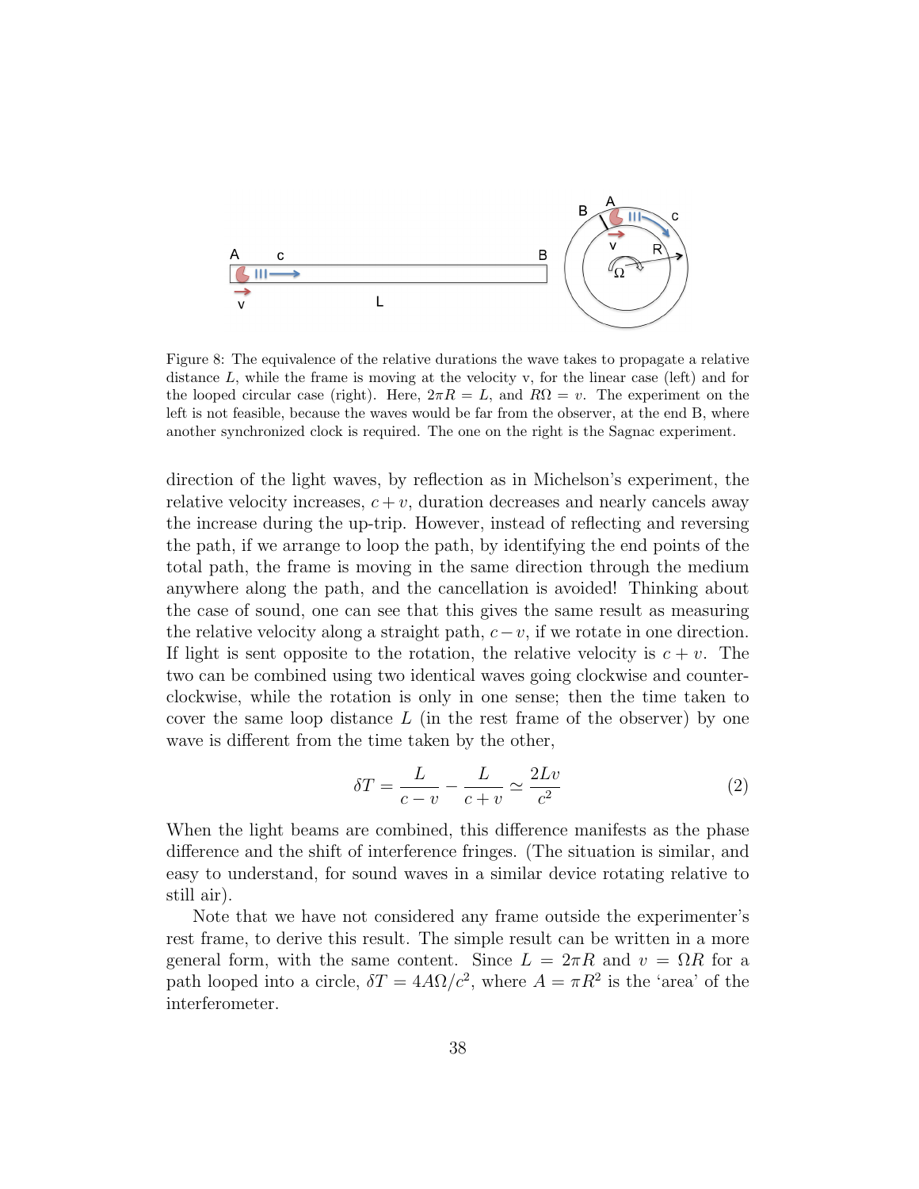Figure 8: The equivalence of the relative durations the wave takes to propagate a relative distance $L$, while the frame is moving at the velocity v, for the linear case (left) and for the looped circular case (right). Here, $2\pi R = L$, and $R\Omega = v$. The experiment on the left is not feasible, because the waves would be far from the observer, at the end B, where another synchronized clock is required. The one on the right is the Sagnac experiment.

direction of the light waves, by reflection as in Michelson's experiment, the relative velocity increases, $c + v$, duration decreases and nearly cancels away the increase during the up-trip. However, instead of reflecting and reversing the path, if we arrange to loop the path, by identifying the end points of the total path, the frame is moving in the same direction through the medium anywhere along the path, and the cancellation is avoided! Thinking about the case of sound, one can see that this gives the same result as measuring the relative velocity along a straight path, $c - v$, if we rotate in one direction. If light is sent opposite to the rotation, the relative velocity is $c + v$. The two can be combined using two identical waves going clockwise and counter-clockwise, while the rotation is only in one sense; then the time taken to cover the same loop distance $L$ (in the rest frame of the observer) by one wave is different from the time taken by the other,

$$\delta T = \frac{L}{c - v} - \frac{L}{c + v} \simeq \frac{2Lv}{c^2} \tag{2}$$

When the light beams are combined, this difference manifests as the phase difference and the shift of interference fringes. (The situation is similar, and easy to understand, for sound waves in a similar device rotating relative to still air).

Note that we have not considered any frame outside the experimenter's rest frame, to derive this result. The simple result can be written in a more general form, with the same content. Since $L = 2\pi R$ and $v = \Omega R$ for a path looped into a circle, $\delta T = 4A\Omega/c^2$, where $A = \pi R^2$ is the 'area' of the interferometer.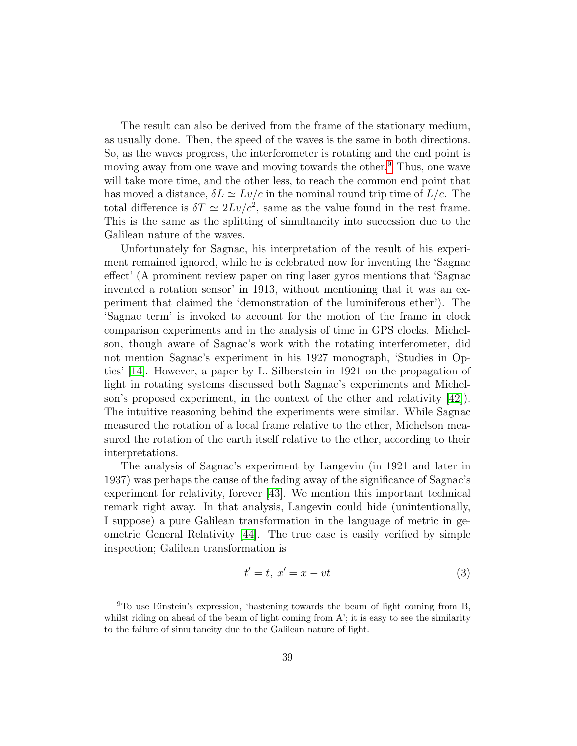The result can also be derived from the frame of the stationary medium, as usually done. Then, the speed of the waves is the same in both directions. So, as the waves progress, the interferometer is rotating and the end point is moving away from one wave and moving towards the other.[9] Thus, one wave will take more time, and the other less, to reach the common end point that has moved a distance, $\delta L \simeq Lv/c$ in the nominal round trip time of $L/c$. The total difference is $\delta T \simeq 2Lv/c^2$, same as the value found in the rest frame. This is the same as the splitting of simultaneity into succession due to the Galilean nature of the waves.

Unfortunately for Sagnac, his interpretation of the result of his experiment remained ignored, while he is celebrated now for inventing the 'Sagnac effect' (A prominent review paper on ring laser gyros mentions that 'Sagnac invented a rotation sensor' in 1913, without mentioning that it was an experiment that claimed the 'demonstration of the luminiferous ether'). The 'Sagnac term' is invoked to account for the motion of the frame in clock comparison experiments and in the analysis of time in GPS clocks. Michelson, though aware of Sagnac's work with the rotating interferometer, did not mention Sagnac's experiment in his 1927 monograph, 'Studies in Optics' [14]. However, a paper by L. Silberstein in 1921 on the propagation of light in rotating systems discussed both Sagnac's experiments and Michelson's proposed experiment, in the context of the ether and relativity [42]). The intuitive reasoning behind the experiments were similar. While Sagnac measured the rotation of a local frame relative to the ether, Michelson measured the rotation of the earth itself relative to the ether, according to their interpretations.

The analysis of Sagnac's experiment by Langevin (in 1921 and later in 1937) was perhaps the cause of the fading away of the significance of Sagnac's experiment for relativity, forever [43]. We mention this important technical remark right away. In that analysis, Langevin could hide (unintentionally, I suppose) a pure Galilean transformation in the language of metric in geometric General Relativity [44]. The true case is easily verified by simple inspection; Galilean transformation is

$$t' = t, \; x' = x - vt \tag{3}$$

[9] To use Einstein's expression, 'hastening towards the beam of light coming from B, whilst riding on ahead of the beam of light coming from A'; it is easy to see the similarity to the failure of simultaneity due to the Galilean nature of light.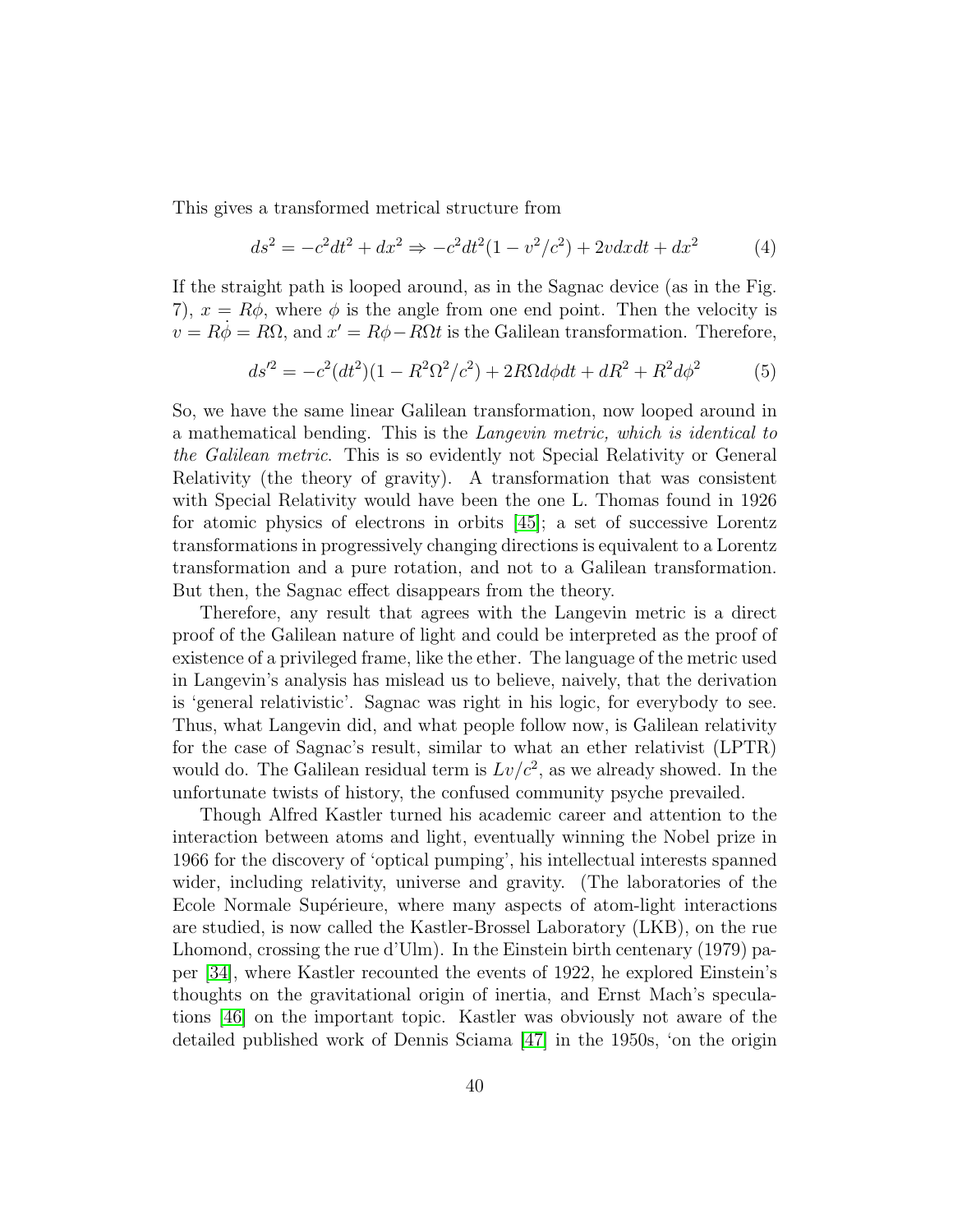This gives a transformed metrical structure from

$$ds^2 = -c^2dt^2 + dx^2 \Rightarrow -c^2dt^2(1 - v^2/c^2) + 2vdxdt + dx^2 \tag{4}$$

If the straight path is looped around, as in the Sagnac device (as in the Fig. 7), $x = R\phi$, where $\phi$ is the angle from one end point. Then the velocity is $v = R\dot{\phi} = R\Omega$, and $x' = R\phi - R\Omega t$ is the Galilean transformation. Therefore,

$$ds'^2 = -c^2(dt^2)(1 - R^2\Omega^2/c^2) + 2R\Omega d\phi dt + dR^2 + R^2d\phi^2 \tag{5}$$

So, we have the same linear Galilean transformation, now looped around in a mathematical bending. This is the *Langevin metric, which is identical to the Galilean metric*. This is so evidently not Special Relativity or General Relativity (the theory of gravity). A transformation that was consistent with Special Relativity would have been the one L. Thomas found in 1926 for atomic physics of electrons in orbits [45]; a set of successive Lorentz transformations in progressively changing directions is equivalent to a Lorentz transformation and a pure rotation, and not to a Galilean transformation. But then, the Sagnac effect disappears from the theory.

Therefore, any result that agrees with the Langevin metric is a direct proof of the Galilean nature of light and could be interpreted as the proof of existence of a privileged frame, like the ether. The language of the metric used in Langevin's analysis has mislead us to believe, naively, that the derivation is 'general relativistic'. Sagnac was right in his logic, for everybody to see. Thus, what Langevin did, and what people follow now, is Galilean relativity for the case of Sagnac's result, similar to what an ether relativist (LPTR) would do. The Galilean residual term is $Lv/c^2$, as we already showed. In the unfortunate twists of history, the confused community psyche prevailed.

Though Alfred Kastler turned his academic career and attention to the interaction between atoms and light, eventually winning the Nobel prize in 1966 for the discovery of 'optical pumping', his intellectual interests spanned wider, including relativity, universe and gravity. (The laboratories of the Ecole Normale Supérieure, where many aspects of atom-light interactions are studied, is now called the Kastler-Brossel Laboratory (LKB), on the rue Lhomond, crossing the rue d'Ulm). In the Einstein birth centenary (1979) paper [34], where Kastler recounted the events of 1922, he explored Einstein's thoughts on the gravitational origin of inertia, and Ernst Mach's speculations [46] on the important topic. Kastler was obviously not aware of the detailed published work of Dennis Sciama [47] in the 1950s, 'on the origin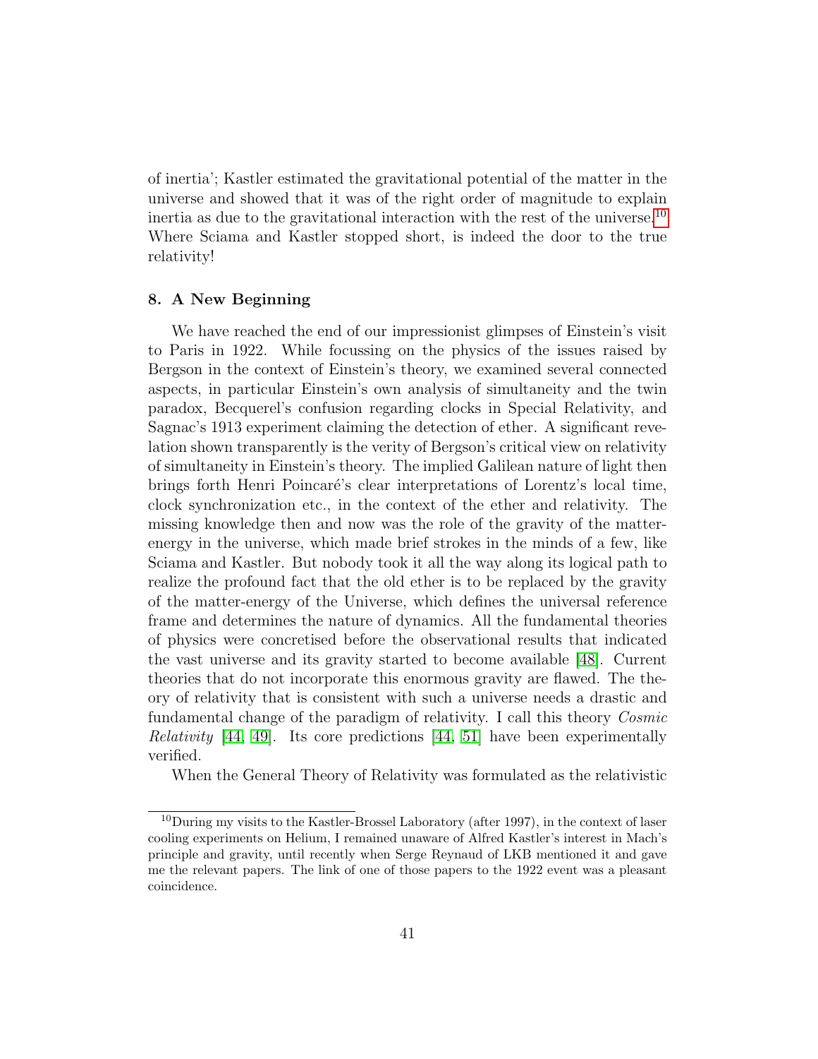of inertia'; Kastler estimated the gravitational potential of the matter in the universe and showed that it was of the right order of magnitude to explain inertia as due to the gravitational interaction with the rest of the universe.[10] Where Sciama and Kastler stopped short, is indeed the door to the true relativity!

## 8. A New Beginning

We have reached the end of our impressionist glimpses of Einstein's visit to Paris in 1922. While focussing on the physics of the issues raised by Bergson in the context of Einstein's theory, we examined several connected aspects, in particular Einstein's own analysis of simultaneity and the twin paradox, Becquerel's confusion regarding clocks in Special Relativity, and Sagnac's 1913 experiment claiming the detection of ether. A significant revelation shown transparently is the verity of Bergson's critical view on relativity of simultaneity in Einstein's theory. The implied Galilean nature of light then brings forth Henri Poincaré's clear interpretations of Lorentz's local time, clock synchronization etc., in the context of the ether and relativity. The missing knowledge then and now was the role of the gravity of the matter-energy in the universe, which made brief strokes in the minds of a few, like Sciama and Kastler. But nobody took it all the way along its logical path to realize the profound fact that the old ether is to be replaced by the gravity of the matter-energy of the Universe, which defines the universal reference frame and determines the nature of dynamics. All the fundamental theories of physics were concretised before the observational results that indicated the vast universe and its gravity started to become available [48]. Current theories that do not incorporate this enormous gravity are flawed. The theory of relativity that is consistent with such a universe needs a drastic and fundamental change of the paradigm of relativity. I call this theory *Cosmic Relativity* [44, 49]. Its core predictions [44, 51] have been experimentally verified.

When the General Theory of Relativity was formulated as the relativistic

---

[10] During my visits to the Kastler-Brossel Laboratory (after 1997), in the context of laser cooling experiments on Helium, I remained unaware of Alfred Kastler's interest in Mach's principle and gravity, until recently when Serge Reynaud of LKB mentioned it and gave me the relevant papers. The link of one of those papers to the 1922 event was a pleasant coincidence.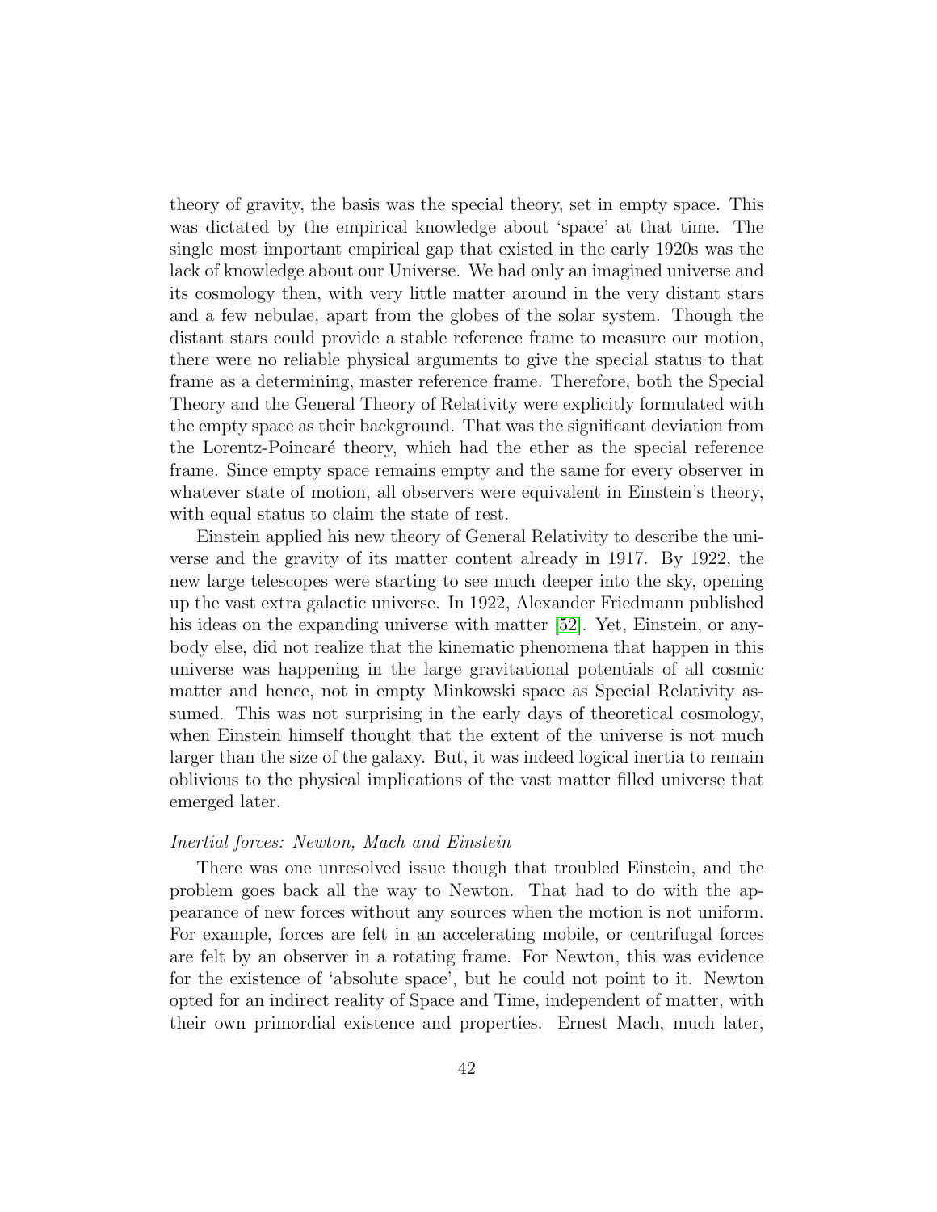theory of gravity, the basis was the special theory, set in empty space. This was dictated by the empirical knowledge about 'space' at that time. The single most important empirical gap that existed in the early 1920s was the lack of knowledge about our Universe. We had only an imagined universe and its cosmology then, with very little matter around in the very distant stars and a few nebulae, apart from the globes of the solar system. Though the distant stars could provide a stable reference frame to measure our motion, there were no reliable physical arguments to give the special status to that frame as a determining, master reference frame. Therefore, both the Special Theory and the General Theory of Relativity were explicitly formulated with the empty space as their background. That was the significant deviation from the Lorentz-Poincaré theory, which had the ether as the special reference frame. Since empty space remains empty and the same for every observer in whatever state of motion, all observers were equivalent in Einstein's theory, with equal status to claim the state of rest.

Einstein applied his new theory of General Relativity to describe the universe and the gravity of its matter content already in 1917. By 1922, the new large telescopes were starting to see much deeper into the sky, opening up the vast extra galactic universe. In 1922, Alexander Friedmann published his ideas on the expanding universe with matter [52]. Yet, Einstein, or anybody else, did not realize that the kinematic phenomena that happen in this universe was happening in the large gravitational potentials of all cosmic matter and hence, not in empty Minkowski space as Special Relativity assumed. This was not surprising in the early days of theoretical cosmology, when Einstein himself thought that the extent of the universe is not much larger than the size of the galaxy. But, it was indeed logical inertia to remain oblivious to the physical implications of the vast matter filled universe that emerged later.

*Inertial forces: Newton, Mach and Einstein*

There was one unresolved issue though that troubled Einstein, and the problem goes back all the way to Newton. That had to do with the appearance of new forces without any sources when the motion is not uniform. For example, forces are felt in an accelerating mobile, or centrifugal forces are felt by an observer in a rotating frame. For Newton, this was evidence for the existence of 'absolute space', but he could not point to it. Newton opted for an indirect reality of Space and Time, independent of matter, with their own primordial existence and properties. Ernest Mach, much later,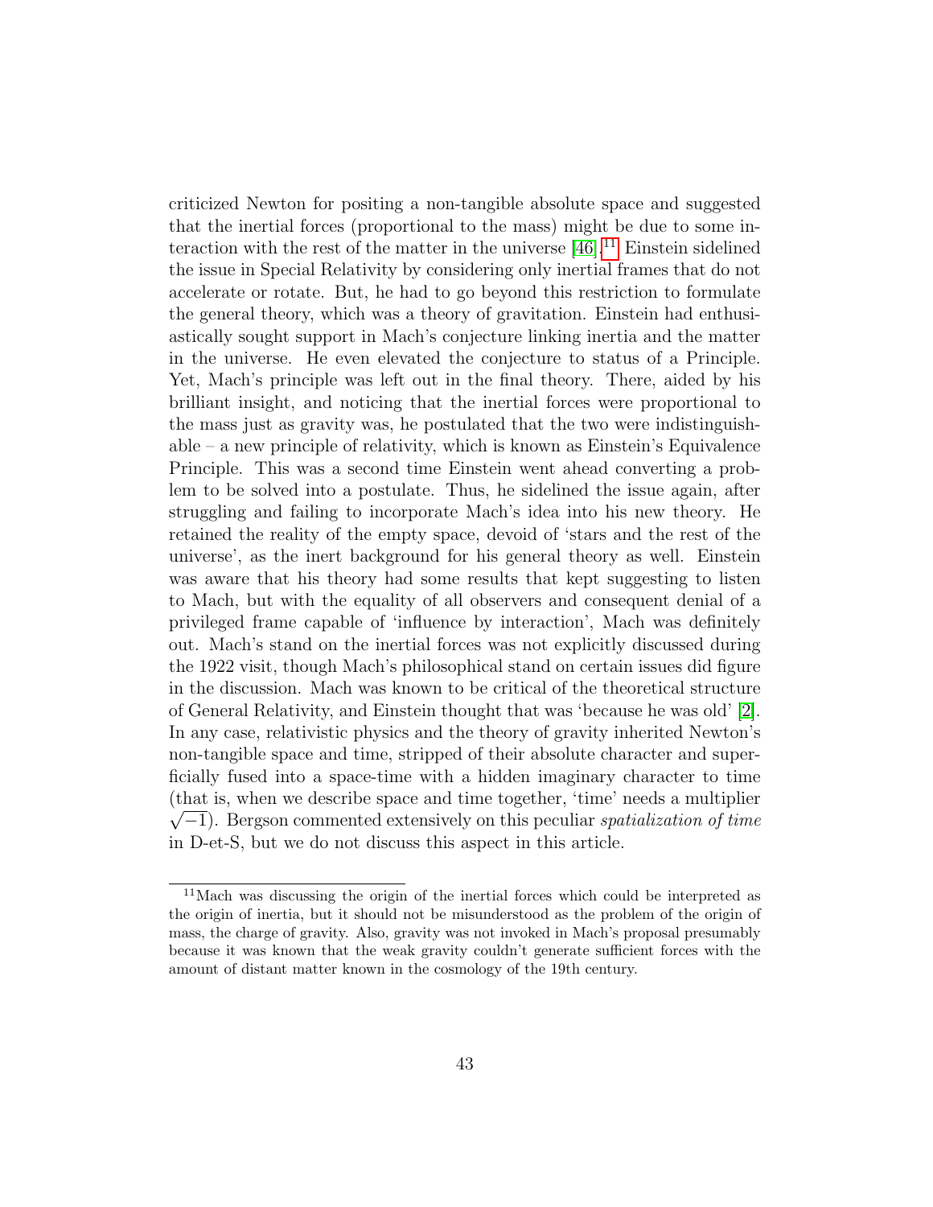criticized Newton for positing a non-tangible absolute space and suggested that the inertial forces (proportional to the mass) might be due to some interaction with the rest of the matter in the universe [46].[11] Einstein sidelined the issue in Special Relativity by considering only inertial frames that do not accelerate or rotate. But, he had to go beyond this restriction to formulate the general theory, which was a theory of gravitation. Einstein had enthusiastically sought support in Mach's conjecture linking inertia and the matter in the universe. He even elevated the conjecture to status of a Principle. Yet, Mach's principle was left out in the final theory. There, aided by his brilliant insight, and noticing that the inertial forces were proportional to the mass just as gravity was, he postulated that the two were indistinguishable – a new principle of relativity, which is known as Einstein's Equivalence Principle. This was a second time Einstein went ahead converting a problem to be solved into a postulate. Thus, he sidelined the issue again, after struggling and failing to incorporate Mach's idea into his new theory. He retained the reality of the empty space, devoid of 'stars and the rest of the universe', as the inert background for his general theory as well. Einstein was aware that his theory had some results that kept suggesting to listen to Mach, but with the equality of all observers and consequent denial of a privileged frame capable of 'influence by interaction', Mach was definitely out. Mach's stand on the inertial forces was not explicitly discussed during the 1922 visit, though Mach's philosophical stand on certain issues did figure in the discussion. Mach was known to be critical of the theoretical structure of General Relativity, and Einstein thought that was 'because he was old' [2]. In any case, relativistic physics and the theory of gravity inherited Newton's non-tangible space and time, stripped of their absolute character and superficially fused into a space-time with a hidden imaginary character to time (that is, when we describe space and time together, 'time' needs a multiplier $\sqrt{-1}$). Bergson commented extensively on this peculiar *spatialization of time* in D-et-S, but we do not discuss this aspect in this article.

[11] Mach was discussing the origin of the inertial forces which could be interpreted as the origin of inertia, but it should not be misunderstood as the problem of the origin of mass, the charge of gravity. Also, gravity was not invoked in Mach's proposal presumably because it was known that the weak gravity couldn't generate sufficient forces with the amount of distant matter known in the cosmology of the 19th century.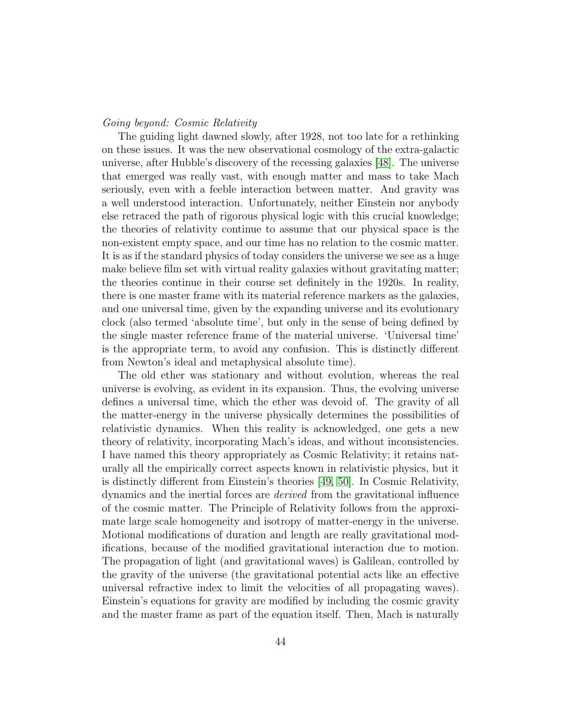*Going beyond: Cosmic Relativity*

The guiding light dawned slowly, after 1928, not too late for a rethinking on these issues. It was the new observational cosmology of the extra-galactic universe, after Hubble's discovery of the recessing galaxies [48]. The universe that emerged was really vast, with enough matter and mass to take Mach seriously, even with a feeble interaction between matter. And gravity was a well understood interaction. Unfortunately, neither Einstein nor anybody else retraced the path of rigorous physical logic with this crucial knowledge; the theories of relativity continue to assume that our physical space is the non-existent empty space, and our time has no relation to the cosmic matter. It is as if the standard physics of today considers the universe we see as a huge make believe film set with virtual reality galaxies without gravitating matter; the theories continue in their course set definitely in the 1920s. In reality, there is one master frame with its material reference markers as the galaxies, and one universal time, given by the expanding universe and its evolutionary clock (also termed 'absolute time', but only in the sense of being defined by the single master reference frame of the material universe. 'Universal time' is the appropriate term, to avoid any confusion. This is distinctly different from Newton's ideal and metaphysical absolute time).

The old ether was stationary and without evolution, whereas the real universe is evolving, as evident in its expansion. Thus, the evolving universe defines a universal time, which the ether was devoid of. The gravity of all the matter-energy in the universe physically determines the possibilities of relativistic dynamics. When this reality is acknowledged, one gets a new theory of relativity, incorporating Mach's ideas, and without inconsistencies. I have named this theory appropriately as Cosmic Relativity; it retains naturally all the empirically correct aspects known in relativistic physics, but it is distinctly different from Einstein's theories [49, 50]. In Cosmic Relativity, dynamics and the inertial forces are *derived* from the gravitational influence of the cosmic matter. The Principle of Relativity follows from the approximate large scale homogeneity and isotropy of matter-energy in the universe. Motional modifications of duration and length are really gravitational modifications, because of the modified gravitational interaction due to motion. The propagation of light (and gravitational waves) is Galilean, controlled by the gravity of the universe (the gravitational potential acts like an effective universal refractive index to limit the velocities of all propagating waves). Einstein's equations for gravity are modified by including the cosmic gravity and the master frame as part of the equation itself. Then, Mach is naturally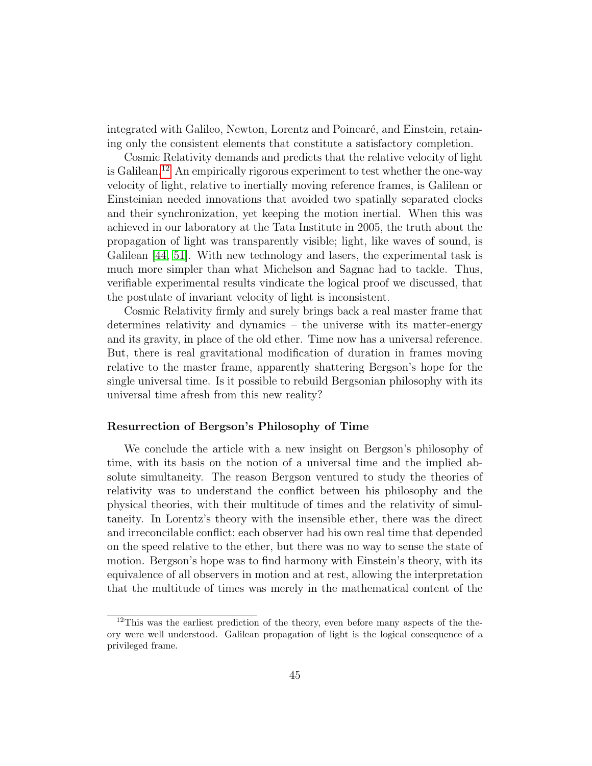integrated with Galileo, Newton, Lorentz and Poincaré, and Einstein, retaining only the consistent elements that constitute a satisfactory completion.

Cosmic Relativity demands and predicts that the relative velocity of light is Galilean.[12] An empirically rigorous experiment to test whether the one-way velocity of light, relative to inertially moving reference frames, is Galilean or Einsteinian needed innovations that avoided two spatially separated clocks and their synchronization, yet keeping the motion inertial. When this was achieved in our laboratory at the Tata Institute in 2005, the truth about the propagation of light was transparently visible; light, like waves of sound, is Galilean [44, 51]. With new technology and lasers, the experimental task is much more simpler than what Michelson and Sagnac had to tackle. Thus, verifiable experimental results vindicate the logical proof we discussed, that the postulate of invariant velocity of light is inconsistent.

Cosmic Relativity firmly and surely brings back a real master frame that determines relativity and dynamics – the universe with its matter-energy and its gravity, in place of the old ether. Time now has a universal reference. But, there is real gravitational modification of duration in frames moving relative to the master frame, apparently shattering Bergson's hope for the single universal time. Is it possible to rebuild Bergsonian philosophy with its universal time afresh from this new reality?

### Resurrection of Bergson's Philosophy of Time

We conclude the article with a new insight on Bergson's philosophy of time, with its basis on the notion of a universal time and the implied absolute simultaneity. The reason Bergson ventured to study the theories of relativity was to understand the conflict between his philosophy and the physical theories, with their multitude of times and the relativity of simultaneity. In Lorentz's theory with the insensible ether, there was the direct and irreconcilable conflict; each observer had his own real time that depended on the speed relative to the ether, but there was no way to sense the state of motion. Bergson's hope was to find harmony with Einstein's theory, with its equivalence of all observers in motion and at rest, allowing the interpretation that the multitude of times was merely in the mathematical content of the

---

[12] This was the earliest prediction of the theory, even before many aspects of the theory were well understood. Galilean propagation of light is the logical consequence of a privileged frame.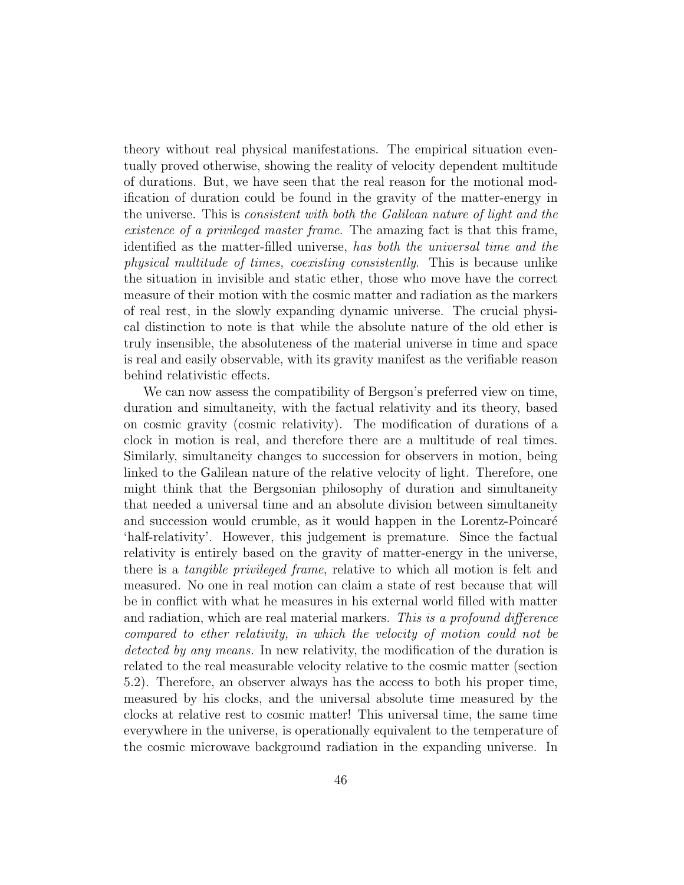theory without real physical manifestations. The empirical situation eventually proved otherwise, showing the reality of velocity dependent multitude of durations. But, we have seen that the real reason for the motional modification of duration could be found in the gravity of the matter-energy in the universe. This is *consistent with both the Galilean nature of light and the existence of a privileged master frame*. The amazing fact is that this frame, identified as the matter-filled universe, *has both the universal time and the physical multitude of times, coexisting consistently*. This is because unlike the situation in invisible and static ether, those who move have the correct measure of their motion with the cosmic matter and radiation as the markers of real rest, in the slowly expanding dynamic universe. The crucial physical distinction to note is that while the absolute nature of the old ether is truly insensible, the absoluteness of the material universe in time and space is real and easily observable, with its gravity manifest as the verifiable reason behind relativistic effects.

We can now assess the compatibility of Bergson's preferred view on time, duration and simultaneity, with the factual relativity and its theory, based on cosmic gravity (cosmic relativity). The modification of durations of a clock in motion is real, and therefore there are a multitude of real times. Similarly, simultaneity changes to succession for observers in motion, being linked to the Galilean nature of the relative velocity of light. Therefore, one might think that the Bergsonian philosophy of duration and simultaneity that needed a universal time and an absolute division between simultaneity and succession would crumble, as it would happen in the Lorentz-Poincaré 'half-relativity'. However, this judgement is premature. Since the factual relativity is entirely based on the gravity of matter-energy in the universe, there is a *tangible privileged frame*, relative to which all motion is felt and measured. No one in real motion can claim a state of rest because that will be in conflict with what he measures in his external world filled with matter and radiation, which are real material markers. *This is a profound difference compared to ether relativity, in which the velocity of motion could not be detected by any means.* In new relativity, the modification of the duration is related to the real measurable velocity relative to the cosmic matter (section 5.2). Therefore, an observer always has the access to both his proper time, measured by his clocks, and the universal absolute time measured by the clocks at relative rest to cosmic matter! This universal time, the same time everywhere in the universe, is operationally equivalent to the temperature of the cosmic microwave background radiation in the expanding universe. In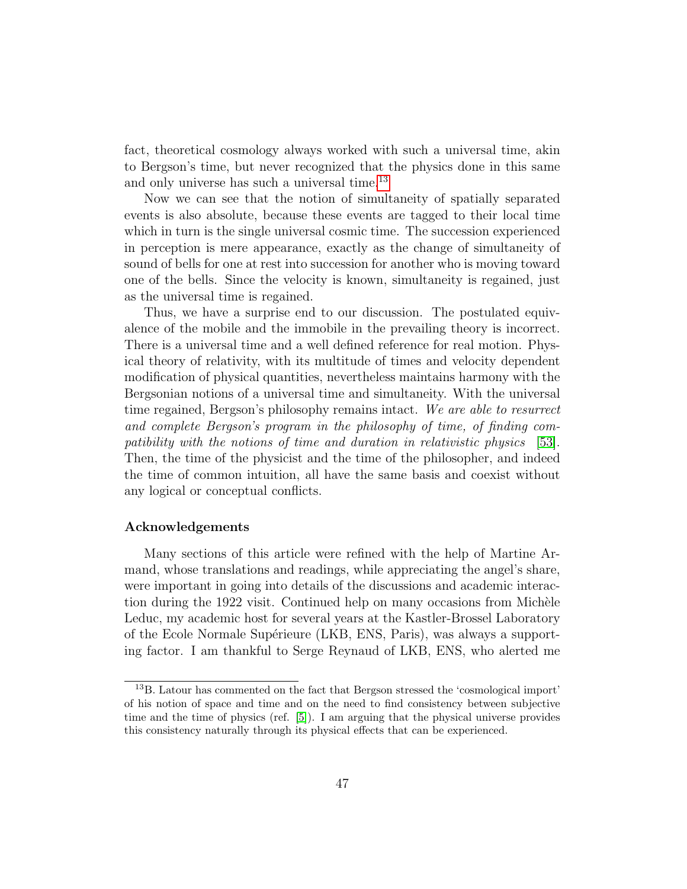fact, theoretical cosmology always worked with such a universal time, akin to Bergson's time, but never recognized that the physics done in this same and only universe has such a universal time.[13]

Now we can see that the notion of simultaneity of spatially separated events is also absolute, because these events are tagged to their local time which in turn is the single universal cosmic time. The succession experienced in perception is mere appearance, exactly as the change of simultaneity of sound of bells for one at rest into succession for another who is moving toward one of the bells. Since the velocity is known, simultaneity is regained, just as the universal time is regained.

Thus, we have a surprise end to our discussion. The postulated equivalence of the mobile and the immobile in the prevailing theory is incorrect. There is a universal time and a well defined reference for real motion. Physical theory of relativity, with its multitude of times and velocity dependent modification of physical quantities, nevertheless maintains harmony with the Bergsonian notions of a universal time and simultaneity. With the universal time regained, Bergson's philosophy remains intact. *We are able to resurrect and complete Bergson's program in the philosophy of time, of finding compatibility with the notions of time and duration in relativistic physics* [53]. Then, the time of the physicist and the time of the philosopher, and indeed the time of common intuition, all have the same basis and coexist without any logical or conceptual conflicts.

**Acknowledgements**

Many sections of this article were refined with the help of Martine Armand, whose translations and readings, while appreciating the angel's share, were important in going into details of the discussions and academic interaction during the 1922 visit. Continued help on many occasions from Michèle Leduc, my academic host for several years at the Kastler-Brossel Laboratory of the Ecole Normale Supérieure (LKB, ENS, Paris), was always a supporting factor. I am thankful to Serge Reynaud of LKB, ENS, who alerted me

[13] B. Latour has commented on the fact that Bergson stressed the 'cosmological import' of his notion of space and time and on the need to find consistency between subjective time and the time of physics (ref. [5]). I am arguing that the physical universe provides this consistency naturally through its physical effects that can be experienced.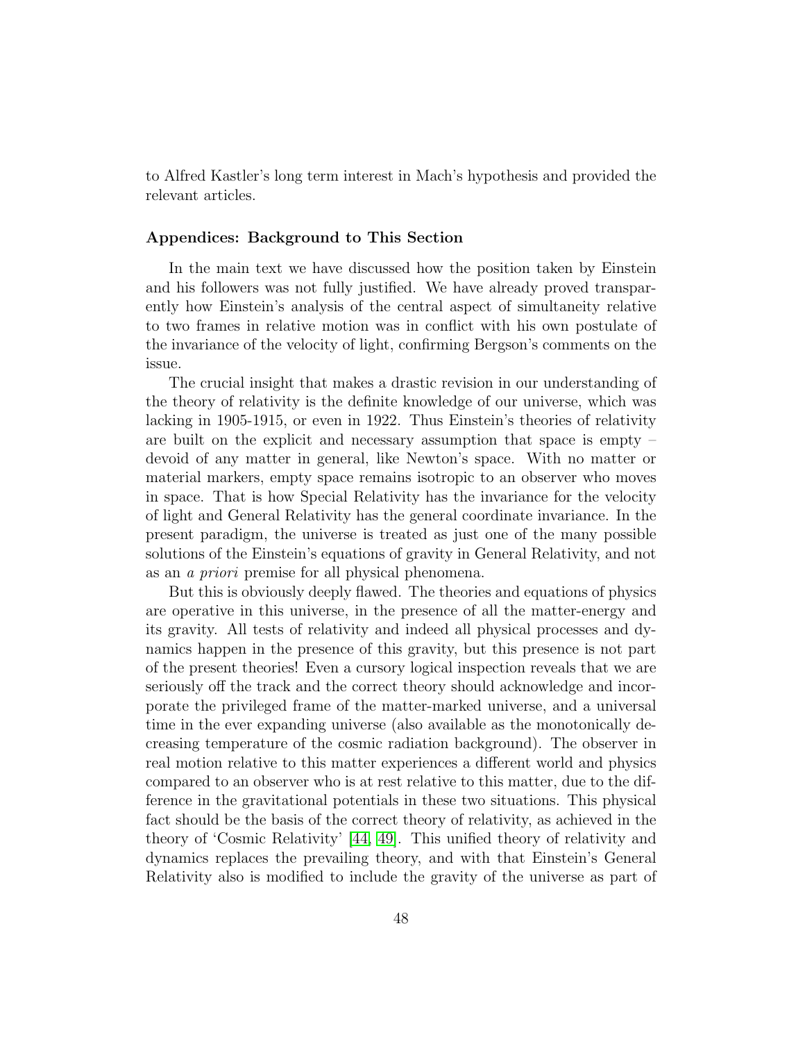to Alfred Kastler's long term interest in Mach's hypothesis and provided the relevant articles.

### Appendices: Background to This Section

In the main text we have discussed how the position taken by Einstein and his followers was not fully justified. We have already proved transparently how Einstein's analysis of the central aspect of simultaneity relative to two frames in relative motion was in conflict with his own postulate of the invariance of the velocity of light, confirming Bergson's comments on the issue.

The crucial insight that makes a drastic revision in our understanding of the theory of relativity is the definite knowledge of our universe, which was lacking in 1905-1915, or even in 1922. Thus Einstein's theories of relativity are built on the explicit and necessary assumption that space is empty – devoid of any matter in general, like Newton's space. With no matter or material markers, empty space remains isotropic to an observer who moves in space. That is how Special Relativity has the invariance for the velocity of light and General Relativity has the general coordinate invariance. In the present paradigm, the universe is treated as just one of the many possible solutions of the Einstein's equations of gravity in General Relativity, and not as an *a priori* premise for all physical phenomena.

But this is obviously deeply flawed. The theories and equations of physics are operative in this universe, in the presence of all the matter-energy and its gravity. All tests of relativity and indeed all physical processes and dynamics happen in the presence of this gravity, but this presence is not part of the present theories! Even a cursory logical inspection reveals that we are seriously off the track and the correct theory should acknowledge and incorporate the privileged frame of the matter-marked universe, and a universal time in the ever expanding universe (also available as the monotonically decreasing temperature of the cosmic radiation background). The observer in real motion relative to this matter experiences a different world and physics compared to an observer who is at rest relative to this matter, due to the difference in the gravitational potentials in these two situations. This physical fact should be the basis of the correct theory of relativity, as achieved in the theory of 'Cosmic Relativity' [44, 49]. This unified theory of relativity and dynamics replaces the prevailing theory, and with that Einstein's General Relativity also is modified to include the gravity of the universe as part of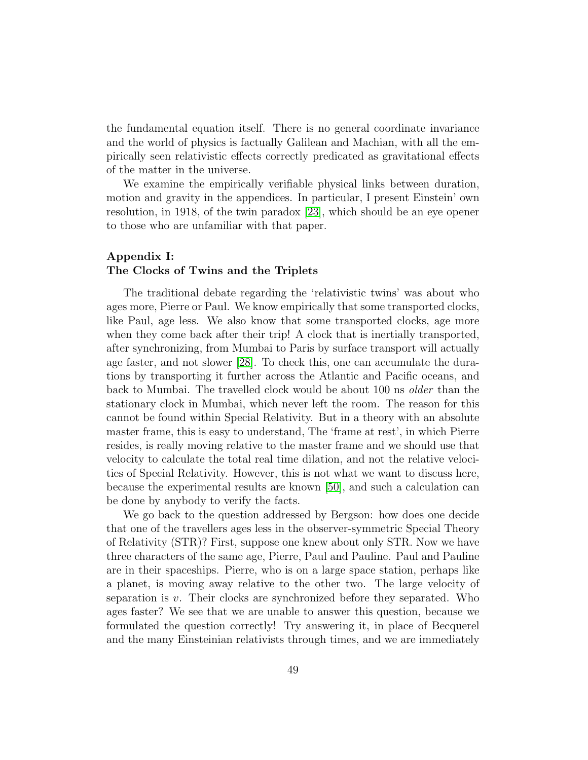the fundamental equation itself. There is no general coordinate invariance and the world of physics is factually Galilean and Machian, with all the empirically seen relativistic effects correctly predicated as gravitational effects of the matter in the universe.

We examine the empirically verifiable physical links between duration, motion and gravity in the appendices. In particular, I present Einstein' own resolution, in 1918, of the twin paradox [23], which should be an eye opener to those who are unfamiliar with that paper.

## Appendix I: The Clocks of Twins and the Triplets

The traditional debate regarding the 'relativistic twins' was about who ages more, Pierre or Paul. We know empirically that some transported clocks, like Paul, age less. We also know that some transported clocks, age more when they come back after their trip! A clock that is inertially transported, after synchronizing, from Mumbai to Paris by surface transport will actually age faster, and not slower [28]. To check this, one can accumulate the durations by transporting it further across the Atlantic and Pacific oceans, and back to Mumbai. The travelled clock would be about 100 ns *older* than the stationary clock in Mumbai, which never left the room. The reason for this cannot be found within Special Relativity. But in a theory with an absolute master frame, this is easy to understand, The 'frame at rest', in which Pierre resides, is really moving relative to the master frame and we should use that velocity to calculate the total real time dilation, and not the relative velocities of Special Relativity. However, this is not what we want to discuss here, because the experimental results are known [50], and such a calculation can be done by anybody to verify the facts.

We go back to the question addressed by Bergson: how does one decide that one of the travellers ages less in the observer-symmetric Special Theory of Relativity (STR)? First, suppose one knew about only STR. Now we have three characters of the same age, Pierre, Paul and Pauline. Paul and Pauline are in their spaceships. Pierre, who is on a large space station, perhaps like a planet, is moving away relative to the other two. The large velocity of separation is $v$. Their clocks are synchronized before they separated. Who ages faster? We see that we are unable to answer this question, because we formulated the question correctly! Try answering it, in place of Becquerel and the many Einsteinian relativists through times, and we are immediately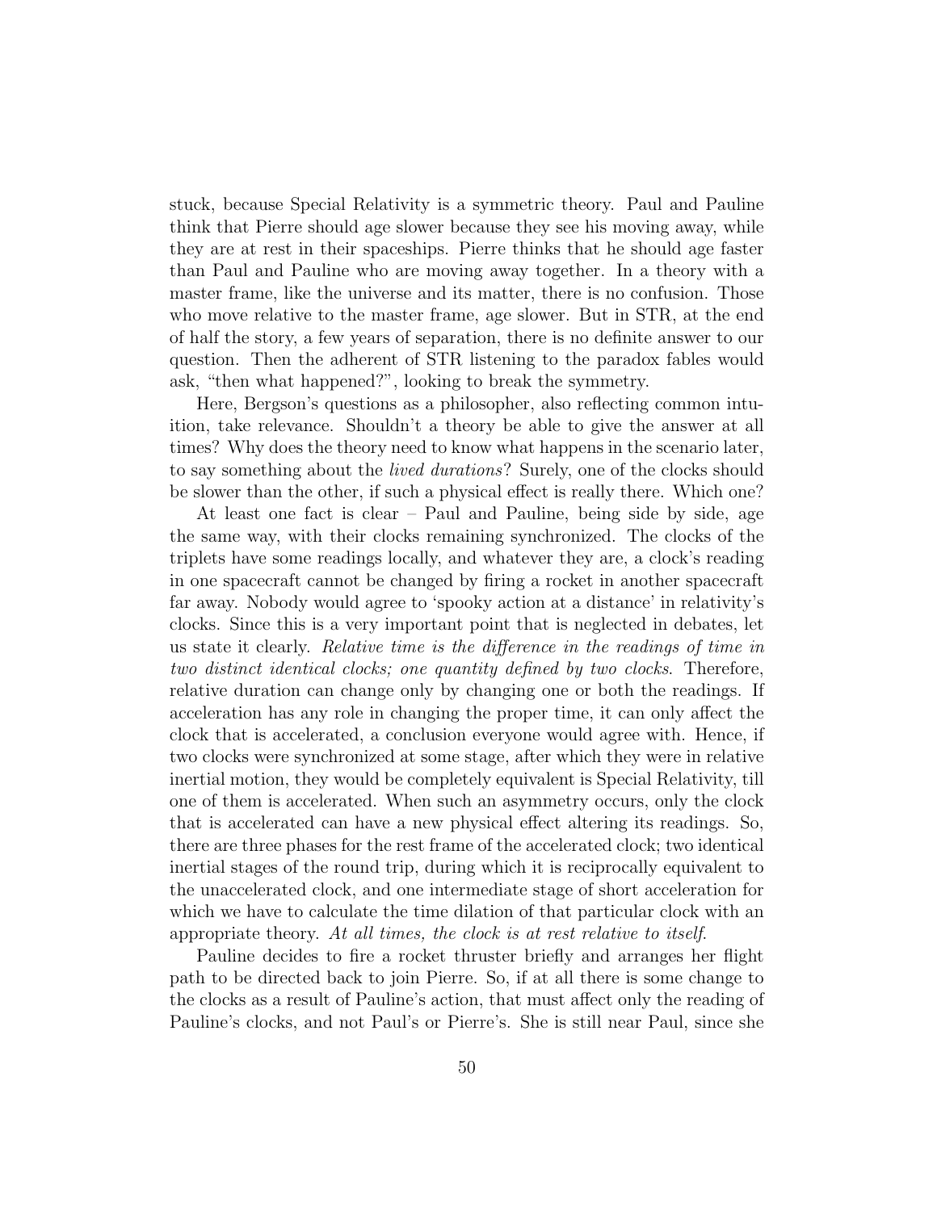stuck, because Special Relativity is a symmetric theory. Paul and Pauline think that Pierre should age slower because they see his moving away, while they are at rest in their spaceships. Pierre thinks that he should age faster than Paul and Pauline who are moving away together. In a theory with a master frame, like the universe and its matter, there is no confusion. Those who move relative to the master frame, age slower. But in STR, at the end of half the story, a few years of separation, there is no definite answer to our question. Then the adherent of STR listening to the paradox fables would ask, "then what happened?", looking to break the symmetry.

Here, Bergson's questions as a philosopher, also reflecting common intuition, take relevance. Shouldn't a theory be able to give the answer at all times? Why does the theory need to know what happens in the scenario later, to say something about the *lived durations*? Surely, one of the clocks should be slower than the other, if such a physical effect is really there. Which one?

At least one fact is clear – Paul and Pauline, being side by side, age the same way, with their clocks remaining synchronized. The clocks of the triplets have some readings locally, and whatever they are, a clock's reading in one spacecraft cannot be changed by firing a rocket in another spacecraft far away. Nobody would agree to 'spooky action at a distance' in relativity's clocks. Since this is a very important point that is neglected in debates, let us state it clearly. *Relative time is the difference in the readings of time in two distinct identical clocks; one quantity defined by two clocks*. Therefore, relative duration can change only by changing one or both the readings. If acceleration has any role in changing the proper time, it can only affect the clock that is accelerated, a conclusion everyone would agree with. Hence, if two clocks were synchronized at some stage, after which they were in relative inertial motion, they would be completely equivalent is Special Relativity, till one of them is accelerated. When such an asymmetry occurs, only the clock that is accelerated can have a new physical effect altering its readings. So, there are three phases for the rest frame of the accelerated clock; two identical inertial stages of the round trip, during which it is reciprocally equivalent to the unaccelerated clock, and one intermediate stage of short acceleration for which we have to calculate the time dilation of that particular clock with an appropriate theory. *At all times, the clock is at rest relative to itself.*

Pauline decides to fire a rocket thruster briefly and arranges her flight path to be directed back to join Pierre. So, if at all there is some change to the clocks as a result of Pauline's action, that must affect only the reading of Pauline's clocks, and not Paul's or Pierre's. She is still near Paul, since she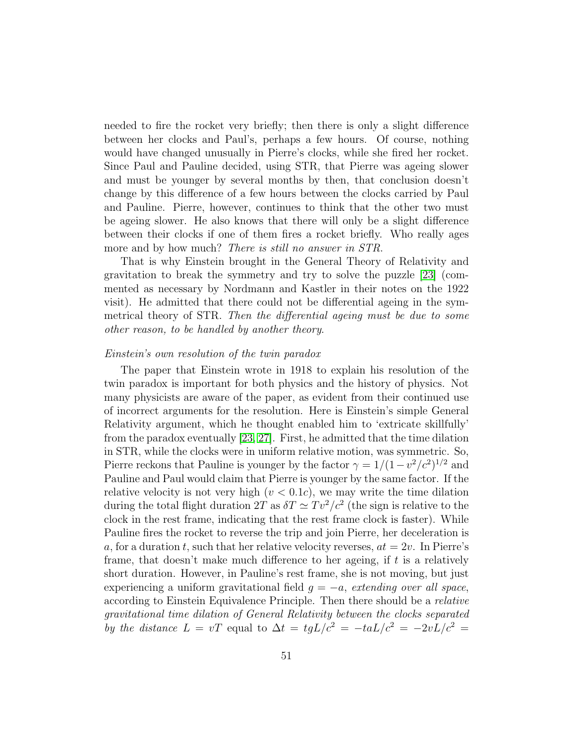needed to fire the rocket very briefly; then there is only a slight difference between her clocks and Paul's, perhaps a few hours. Of course, nothing would have changed unusually in Pierre's clocks, while she fired her rocket. Since Paul and Pauline decided, using STR, that Pierre was ageing slower and must be younger by several months by then, that conclusion doesn't change by this difference of a few hours between the clocks carried by Paul and Pauline. Pierre, however, continues to think that the other two must be ageing slower. He also knows that there will only be a slight difference between their clocks if one of them fires a rocket briefly. Who really ages more and by how much? *There is still no answer in STR.*

That is why Einstein brought in the General Theory of Relativity and gravitation to break the symmetry and try to solve the puzzle [23] (commented as necessary by Nordmann and Kastler in their notes on the 1922 visit). He admitted that there could not be differential ageing in the symmetrical theory of STR. *Then the differential ageing must be due to some other reason, to be handled by another theory.*

*Einstein's own resolution of the twin paradox*

The paper that Einstein wrote in 1918 to explain his resolution of the twin paradox is important for both physics and the history of physics. Not many physicists are aware of the paper, as evident from their continued use of incorrect arguments for the resolution. Here is Einstein's simple General Relativity argument, which he thought enabled him to 'extricate skillfully' from the paradox eventually [23, 27]. First, he admitted that the time dilation in STR, while the clocks were in uniform relative motion, was symmetric. So, Pierre reckons that Pauline is younger by the factor $\gamma = 1/(1-v^2/c^2)^{1/2}$ and Pauline and Paul would claim that Pierre is younger by the same factor. If the relative velocity is not very high ($v < 0.1c$), we may write the time dilation during the total flight duration $2T$ as $\delta T \simeq Tv^2/c^2$ (the sign is relative to the clock in the rest frame, indicating that the rest frame clock is faster). While Pauline fires the rocket to reverse the trip and join Pierre, her deceleration is $a$, for a duration $t$, such that her relative velocity reverses, $at = 2v$. In Pierre's frame, that doesn't make much difference to her ageing, if $t$ is a relatively short duration. However, in Pauline's rest frame, she is not moving, but just experiencing a uniform gravitational field $g = -a$, *extending over all space*, according to Einstein Equivalence Principle. Then there should be a *relative gravitational time dilation of General Relativity between the clocks separated by the distance* $L = vT$ equal to $\Delta t = tgL/c^2 = -taL/c^2 = -2vL/c^2 =$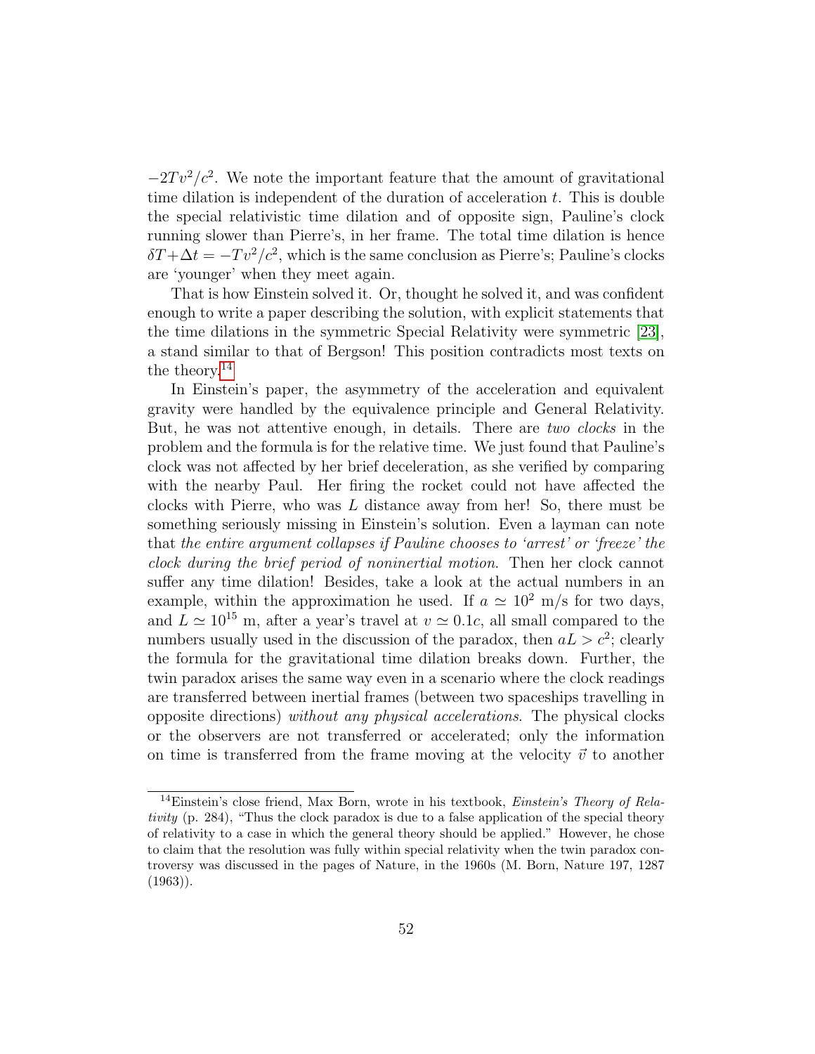$-2Tv^2/c^2$. We note the important feature that the amount of gravitational time dilation is independent of the duration of acceleration $t$. This is double the special relativistic time dilation and of opposite sign, Pauline's clock running slower than Pierre's, in her frame. The total time dilation is hence $\delta T + \Delta t = -Tv^2/c^2$, which is the same conclusion as Pierre's; Pauline's clocks are 'younger' when they meet again.

That is how Einstein solved it. Or, thought he solved it, and was confident enough to write a paper describing the solution, with explicit statements that the time dilations in the symmetric Special Relativity were symmetric [23], a stand similar to that of Bergson! This position contradicts most texts on the theory.[14]

In Einstein's paper, the asymmetry of the acceleration and equivalent gravity were handled by the equivalence principle and General Relativity. But, he was not attentive enough, in details. There are *two clocks* in the problem and the formula is for the relative time. We just found that Pauline's clock was not affected by her brief deceleration, as she verified by comparing with the nearby Paul. Her firing the rocket could not have affected the clocks with Pierre, who was $L$ distance away from her! So, there must be something seriously missing in Einstein's solution. Even a layman can note that *the entire argument collapses if Pauline chooses to 'arrest' or 'freeze' the clock during the brief period of noninertial motion*. Then her clock cannot suffer any time dilation! Besides, take a look at the actual numbers in an example, within the approximation he used. If $a \simeq 10^2$ m/s for two days, and $L \simeq 10^{15}$ m, after a year's travel at $v \simeq 0.1c$, all small compared to the numbers usually used in the discussion of the paradox, then $aL > c^2$; clearly the formula for the gravitational time dilation breaks down. Further, the twin paradox arises the same way even in a scenario where the clock readings are transferred between inertial frames (between two spaceships travelling in opposite directions) *without any physical accelerations*. The physical clocks or the observers are not transferred or accelerated; only the information on time is transferred from the frame moving at the velocity $\vec{v}$ to another

[14] Einstein's close friend, Max Born, wrote in his textbook, *Einstein's Theory of Relativity* (p. 284), "Thus the clock paradox is due to a false application of the special theory of relativity to a case in which the general theory should be applied." However, he chose to claim that the resolution was fully within special relativity when the twin paradox controversy was discussed in the pages of Nature, in the 1960s (M. Born, Nature 197, 1287 (1963)).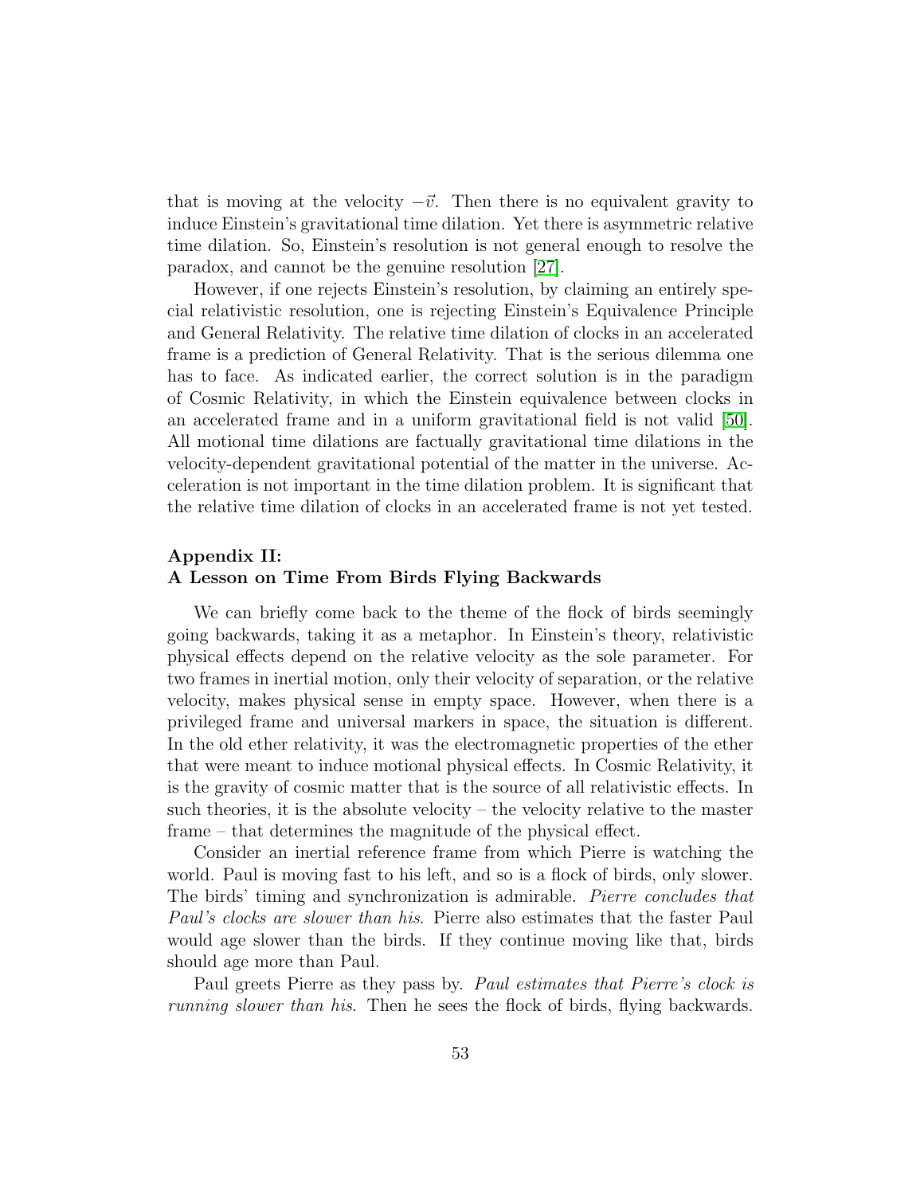that is moving at the velocity $-\vec{v}$. Then there is no equivalent gravity to induce Einstein's gravitational time dilation. Yet there is asymmetric relative time dilation. So, Einstein's resolution is not general enough to resolve the paradox, and cannot be the genuine resolution [27].

However, if one rejects Einstein's resolution, by claiming an entirely special relativistic resolution, one is rejecting Einstein's Equivalence Principle and General Relativity. The relative time dilation of clocks in an accelerated frame is a prediction of General Relativity. That is the serious dilemma one has to face. As indicated earlier, the correct solution is in the paradigm of Cosmic Relativity, in which the Einstein equivalence between clocks in an accelerated frame and in a uniform gravitational field is not valid [50]. All motional time dilations are factually gravitational time dilations in the velocity-dependent gravitational potential of the matter in the universe. Acceleration is not important in the time dilation problem. It is significant that the relative time dilation of clocks in an accelerated frame is not yet tested.

## Appendix II: A Lesson on Time From Birds Flying Backwards

We can briefly come back to the theme of the flock of birds seemingly going backwards, taking it as a metaphor. In Einstein's theory, relativistic physical effects depend on the relative velocity as the sole parameter. For two frames in inertial motion, only their velocity of separation, or the relative velocity, makes physical sense in empty space. However, when there is a privileged frame and universal markers in space, the situation is different. In the old ether relativity, it was the electromagnetic properties of the ether that were meant to induce motional physical effects. In Cosmic Relativity, it is the gravity of cosmic matter that is the source of all relativistic effects. In such theories, it is the absolute velocity – the velocity relative to the master frame – that determines the magnitude of the physical effect.

Consider an inertial reference frame from which Pierre is watching the world. Paul is moving fast to his left, and so is a flock of birds, only slower. The birds' timing and synchronization is admirable. *Pierre concludes that Paul's clocks are slower than his.* Pierre also estimates that the faster Paul would age slower than the birds. If they continue moving like that, birds should age more than Paul.

Paul greets Pierre as they pass by. *Paul estimates that Pierre's clock is running slower than his.* Then he sees the flock of birds, flying backwards.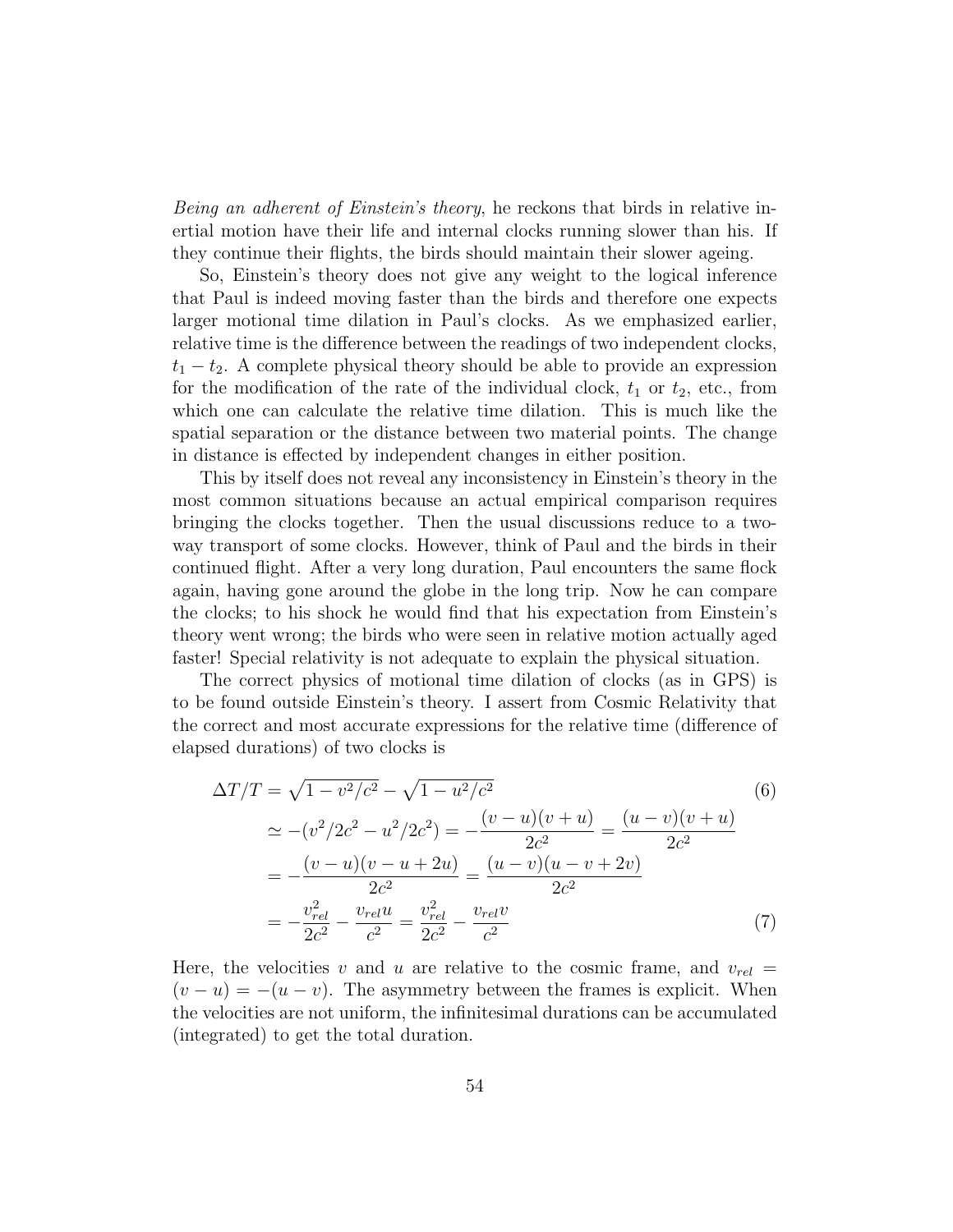*Being an adherent of Einstein's theory*, he reckons that birds in relative inertial motion have their life and internal clocks running slower than his. If they continue their flights, the birds should maintain their slower ageing.

So, Einstein's theory does not give any weight to the logical inference that Paul is indeed moving faster than the birds and therefore one expects larger motional time dilation in Paul's clocks. As we emphasized earlier, relative time is the difference between the readings of two independent clocks, $t_1 - t_2$. A complete physical theory should be able to provide an expression for the modification of the rate of the individual clock, $t_1$ or $t_2$, etc., from which one can calculate the relative time dilation. This is much like the spatial separation or the distance between two material points. The change in distance is effected by independent changes in either position.

This by itself does not reveal any inconsistency in Einstein's theory in the most common situations because an actual empirical comparison requires bringing the clocks together. Then the usual discussions reduce to a two-way transport of some clocks. However, think of Paul and the birds in their continued flight. After a very long duration, Paul encounters the same flock again, having gone around the globe in the long trip. Now he can compare the clocks; to his shock he would find that his expectation from Einstein's theory went wrong; the birds who were seen in relative motion actually aged faster! Special relativity is not adequate to explain the physical situation.

The correct physics of motional time dilation of clocks (as in GPS) is to be found outside Einstein's theory. I assert from Cosmic Relativity that the correct and most accurate expressions for the relative time (difference of elapsed durations) of two clocks is

$$
\begin{aligned}
\Delta T/T &= \sqrt{1 - v^2/c^2} - \sqrt{1 - u^2/c^2} &(6)\\
&\simeq -(v^2/2c^2 - u^2/2c^2) = -\frac{(v-u)(v+u)}{2c^2} = \frac{(u-v)(v+u)}{2c^2} \\
&= -\frac{(v-u)(v-u+2u)}{2c^2} = \frac{(u-v)(u-v+2v)}{2c^2} \\
&= -\frac{v_{rel}^2}{2c^2} - \frac{v_{rel}u}{c^2} = \frac{v_{rel}^2}{2c^2} - \frac{v_{rel}v}{c^2} &(7)
\end{aligned}
$$

Here, the velocities $v$ and $u$ are relative to the cosmic frame, and $v_{rel} = (v - u) = -(u - v)$. The asymmetry between the frames is explicit. When the velocities are not uniform, the infinitesimal durations can be accumulated (integrated) to get the total duration.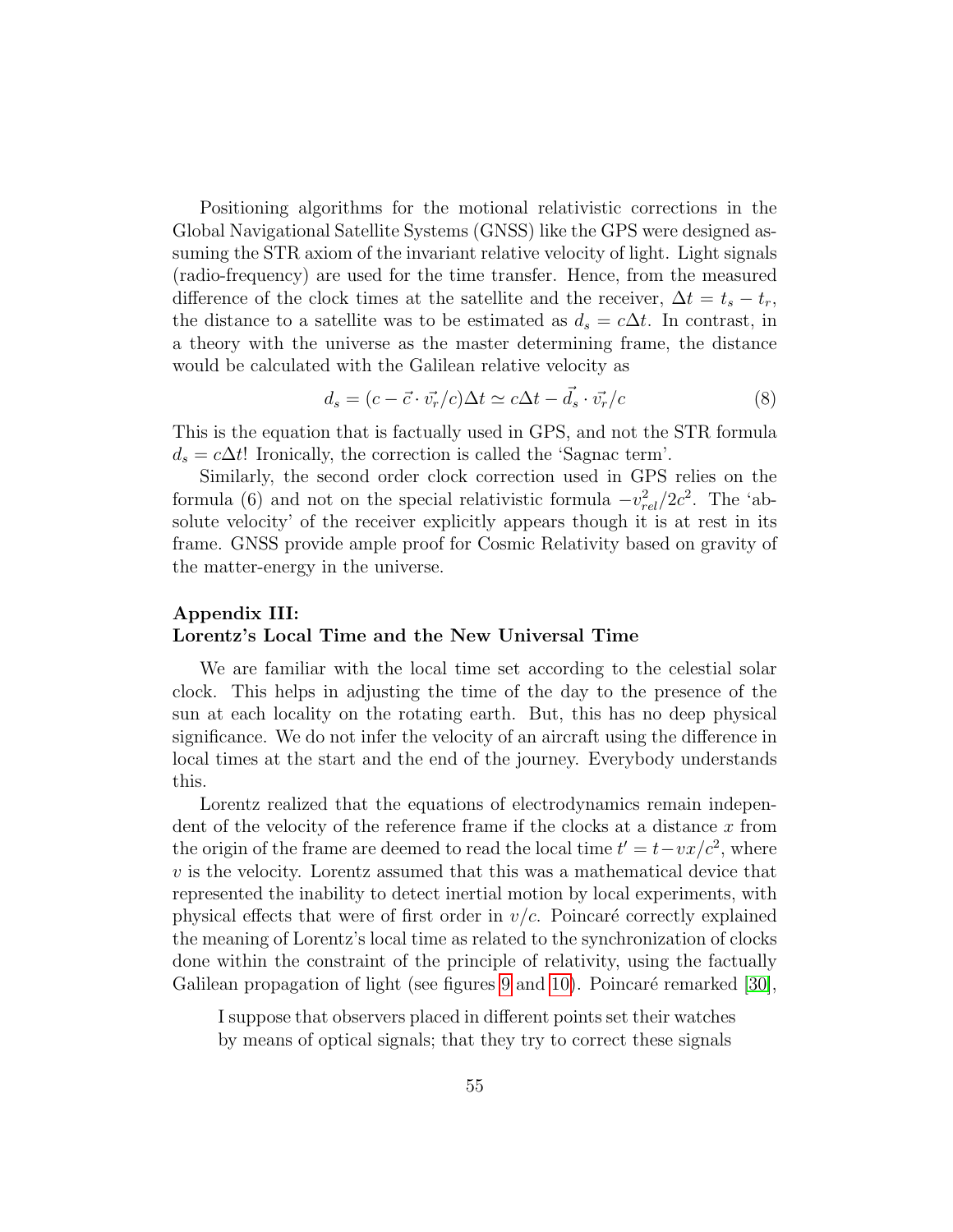Positioning algorithms for the motional relativistic corrections in the Global Navigational Satellite Systems (GNSS) like the GPS were designed assuming the STR axiom of the invariant relative velocity of light. Light signals (radio-frequency) are used for the time transfer. Hence, from the measured difference of the clock times at the satellite and the receiver, $\Delta t = t_s - t_r$, the distance to a satellite was to be estimated as $d_s = c\Delta t$. In contrast, in a theory with the universe as the master determining frame, the distance would be calculated with the Galilean relative velocity as

$$d_s = (c - \vec{c} \cdot \vec{v_r}/c)\Delta t \simeq c\Delta t - \vec{d_s} \cdot \vec{v_r}/c \tag{8}$$

This is the equation that is factually used in GPS, and not the STR formula $d_s = c\Delta t$! Ironically, the correction is called the 'Sagnac term'.

Similarly, the second order clock correction used in GPS relies on the formula (6) and not on the special relativistic formula $-v_{rel}^2/2c^2$. The 'absolute velocity' of the receiver explicitly appears though it is at rest in its frame. GNSS provide ample proof for Cosmic Relativity based on gravity of the matter-energy in the universe.

## Appendix III: Lorentz's Local Time and the New Universal Time

We are familiar with the local time set according to the celestial solar clock. This helps in adjusting the time of the day to the presence of the sun at each locality on the rotating earth. But, this has no deep physical significance. We do not infer the velocity of an aircraft using the difference in local times at the start and the end of the journey. Everybody understands this.

Lorentz realized that the equations of electrodynamics remain independent of the velocity of the reference frame if the clocks at a distance $x$ from the origin of the frame are deemed to read the local time $t' = t - vx/c^2$, where $v$ is the velocity. Lorentz assumed that this was a mathematical device that represented the inability to detect inertial motion by local experiments, with physical effects that were of first order in $v/c$. Poincaré correctly explained the meaning of Lorentz's local time as related to the synchronization of clocks done within the constraint of the principle of relativity, using the factually Galilean propagation of light (see figures 9 and 10). Poincaré remarked [30],

> I suppose that observers placed in different points set their watches by means of optical signals; that they try to correct these signals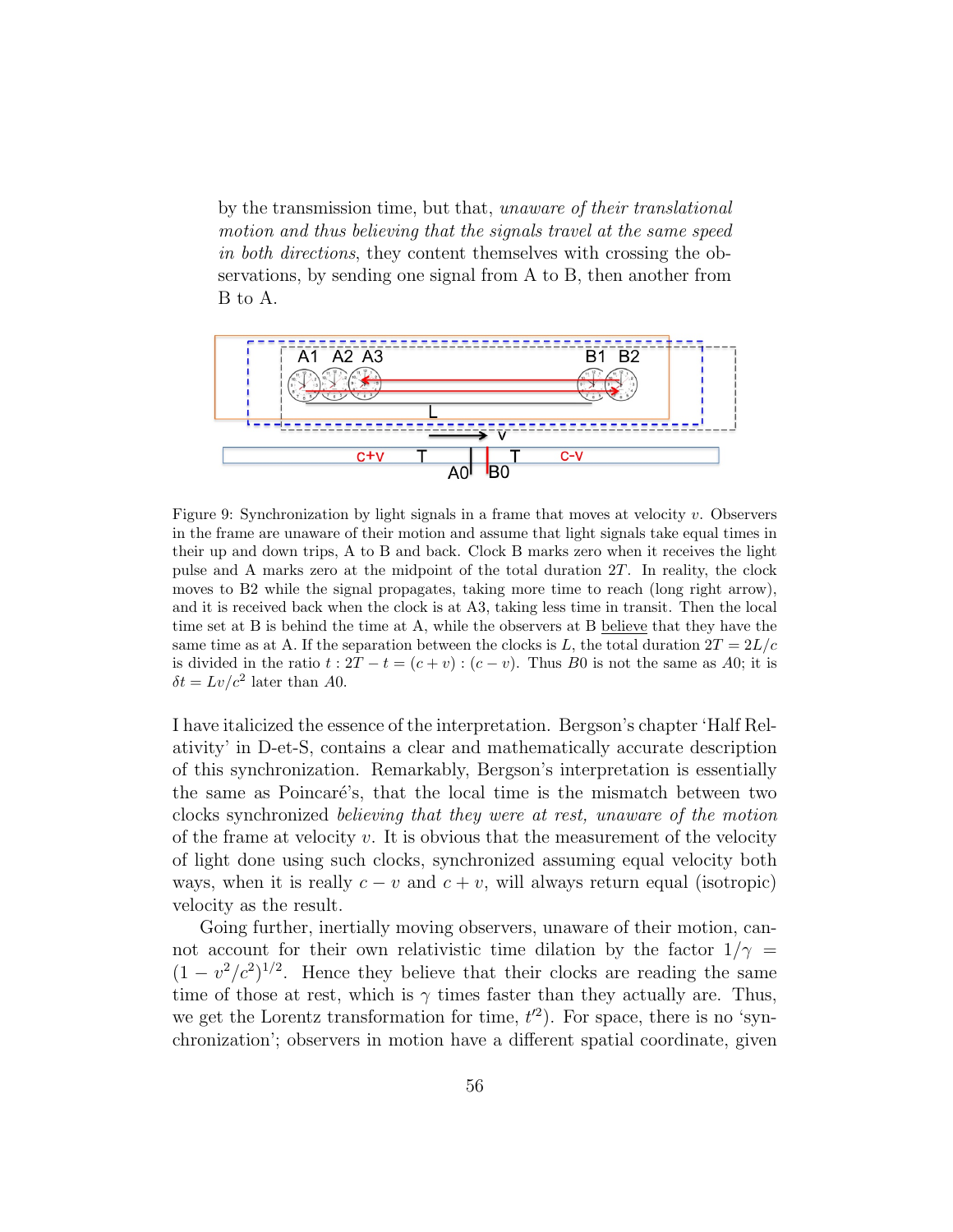by the transmission time, but that, *unaware of their translational motion and thus believing that the signals travel at the same speed in both directions*, they content themselves with crossing the observations, by sending one signal from A to B, then another from B to A.

Figure 9: Synchronization by light signals in a frame that moves at velocity $v$. Observers in the frame are unaware of their motion and assume that light signals take equal times in their up and down trips, A to B and back. Clock B marks zero when it receives the light pulse and A marks zero at the midpoint of the total duration $2T$. In reality, the clock moves to B2 while the signal propagates, taking more time to reach (long right arrow), and it is received back when the clock is at A3, taking less time in transit. Then the local time set at B is behind the time at A, while the observers at B believe that they have the same time as at A. If the separation between the clocks is $L$, the total duration $2T = 2L/c$ is divided in the ratio $t : 2T - t = (c + v) : (c - v)$. Thus $B0$ is not the same as $A0$; it is $\delta t = Lv/c^2$ later than $A0$.

I have italicized the essence of the interpretation. Bergson's chapter 'Half Relativity' in D-et-S, contains a clear and mathematically accurate description of this synchronization. Remarkably, Bergson's interpretation is essentially the same as Poincaré's, that the local time is the mismatch between two clocks synchronized *believing that they were at rest, unaware of the motion* of the frame at velocity $v$. It is obvious that the measurement of the velocity of light done using such clocks, synchronized assuming equal velocity both ways, when it is really $c - v$ and $c + v$, will always return equal (isotropic) velocity as the result.

Going further, inertially moving observers, unaware of their motion, cannot account for their own relativistic time dilation by the factor $1/\gamma = (1 - v^2/c^2)^{1/2}$. Hence they believe that their clocks are reading the same time of those at rest, which is $\gamma$ times faster than they actually are. Thus, we get the Lorentz transformation for time, $t'^2$). For space, there is no 'synchronization'; observers in motion have a different spatial coordinate, given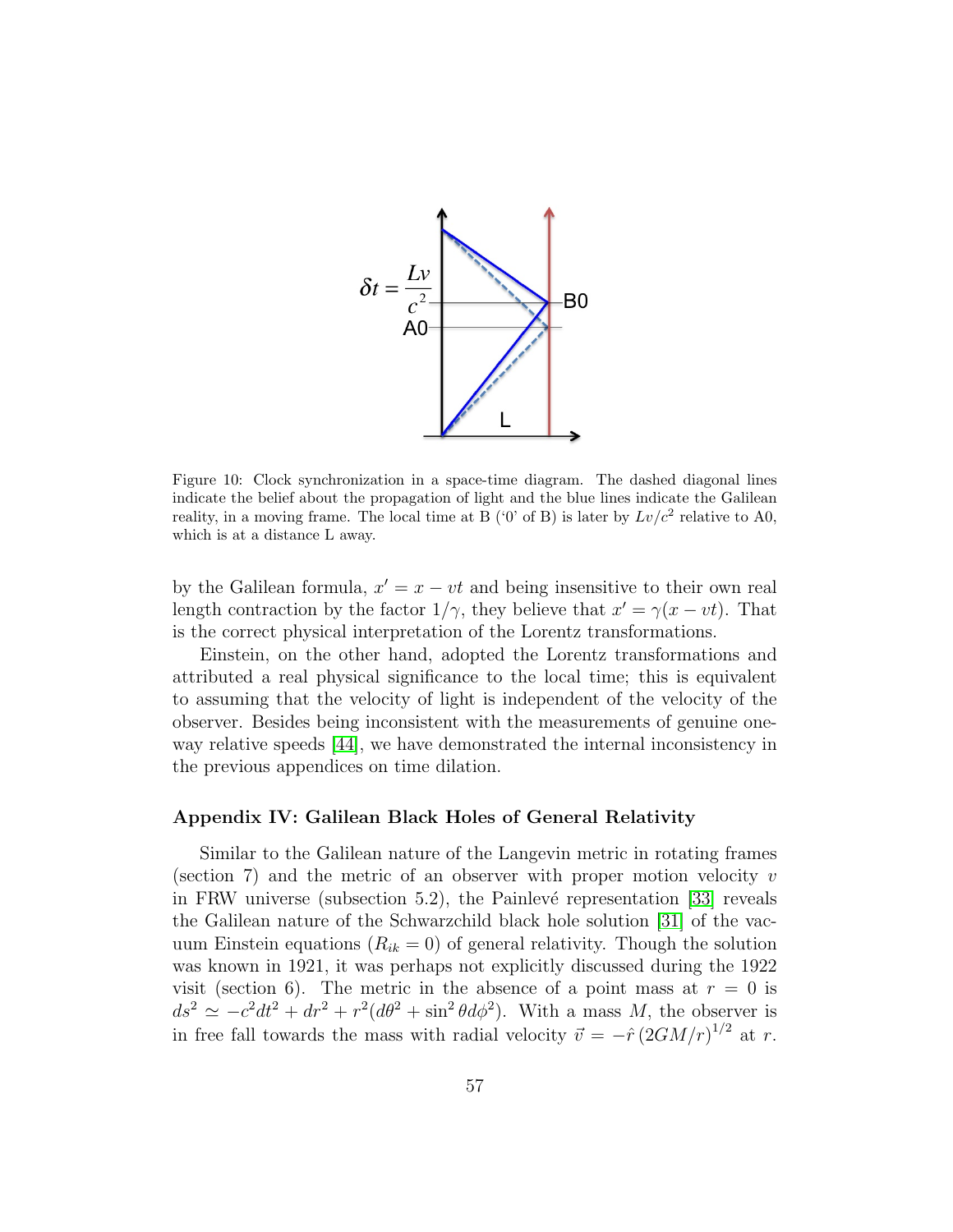Figure 10: Clock synchronization in a space-time diagram. The dashed diagonal lines indicate the belief about the propagation of light and the blue lines indicate the Galilean reality, in a moving frame. The local time at B ('0' of B) is later by $Lv/c^2$ relative to A0, which is at a distance L away.

by the Galilean formula, $x' = x - vt$ and being insensitive to their own real length contraction by the factor $1/\gamma$, they believe that $x' = \gamma(x - vt)$. That is the correct physical interpretation of the Lorentz transformations.

Einstein, on the other hand, adopted the Lorentz transformations and attributed a real physical significance to the local time; this is equivalent to assuming that the velocity of light is independent of the velocity of the observer. Besides being inconsistent with the measurements of genuine one-way relative speeds [44], we have demonstrated the internal inconsistency in the previous appendices on time dilation.

### Appendix IV: Galilean Black Holes of General Relativity

Similar to the Galilean nature of the Langevin metric in rotating frames (section 7) and the metric of an observer with proper motion velocity $v$ in FRW universe (subsection 5.2), the Painlevé representation [33] reveals the Galilean nature of the Schwarzschild black hole solution [31] of the vacuum Einstein equations ($R_{ik} = 0$) of general relativity. Though the solution was known in 1921, it was perhaps not explicitly discussed during the 1922 visit (section 6). The metric in the absence of a point mass at $r = 0$ is $ds^2 \simeq -c^2dt^2 + dr^2 + r^2(d\theta^2 + \sin^2\theta d\phi^2)$. With a mass $M$, the observer is in free fall towards the mass with radial velocity $\vec{v} = -\hat{r}\,(2GM/r)^{1/2}$ at $r$.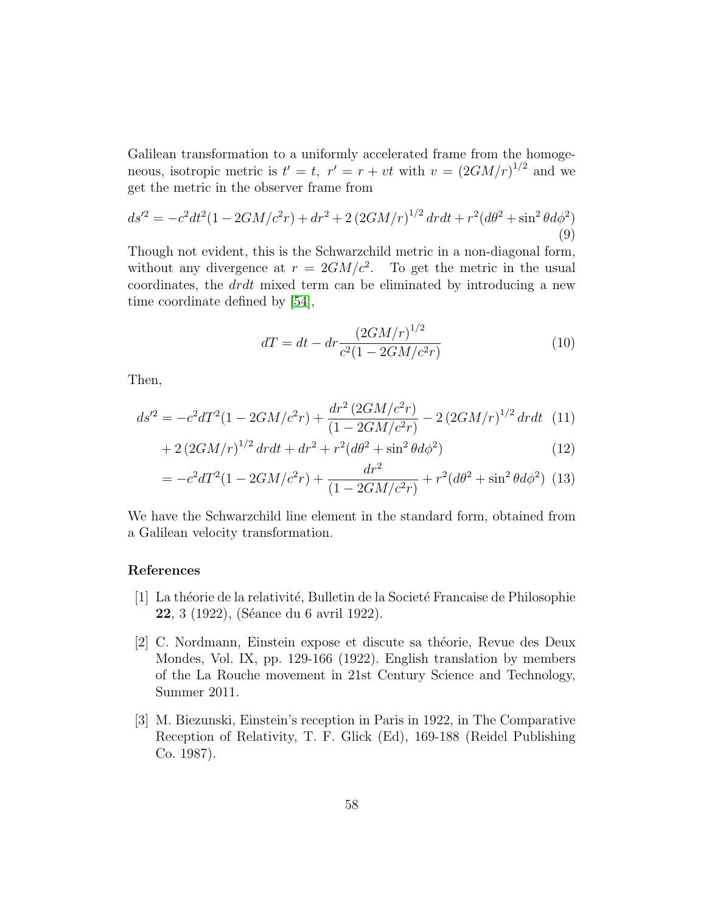Galilean transformation to a uniformly accelerated frame from the homogeneous, isotropic metric is $t' = t,\ r' = r + vt$ with $v = (2GM/r)^{1/2}$ and we get the metric in the observer frame from

$$ds'^2 = -c^2dt^2(1 - 2GM/c^2r) + dr^2 + 2\,(2GM/r)^{1/2}\,drdt + r^2(d\theta^2 + \sin^2\theta d\phi^2) \tag{9}$$

Though not evident, this is the Schwarzchild metric in a non-diagonal form, without any divergence at $r = 2GM/c^2$. To get the metric in the usual coordinates, the $drdt$ mixed term can be eliminated by introducing a new time coordinate defined by [54],

$$dT = dt - dr\frac{(2GM/r)^{1/2}}{c^2(1 - 2GM/c^2r)} \tag{10}$$

Then,

$$ds'^2 = -c^2dT^2(1 - 2GM/c^2r) + \frac{dr^2\,(2GM/c^2r)}{(1 - 2GM/c^2r)} - 2\,(2GM/r)^{1/2}\,drdt \tag{11}$$

$$+\,2\,(2GM/r)^{1/2}\,drdt + dr^2 + r^2(d\theta^2 + \sin^2\theta d\phi^2) \tag{12}$$

$$= -c^2dT^2(1 - 2GM/c^2r) + \frac{dr^2}{(1 - 2GM/c^2r)} + r^2(d\theta^2 + \sin^2\theta d\phi^2) \tag{13}$$

We have the Schwarzchild line element in the standard form, obtained from a Galilean velocity transformation.

## References

[1] La théorie de la relativité, Bulletin de la Societé Francaise de Philosophie **22**, 3 (1922), (Séance du 6 avril 1922).

[2] C. Nordmann, Einstein expose et discute sa théorie, Revue des Deux Mondes, Vol. IX, pp. 129-166 (1922). English translation by members of the La Rouche movement in 21st Century Science and Technology, Summer 2011.

[3] M. Biezunski, Einstein's reception in Paris in 1922, in The Comparative Reception of Relativity, T. F. Glick (Ed), 169-188 (Reidel Publishing Co. 1987).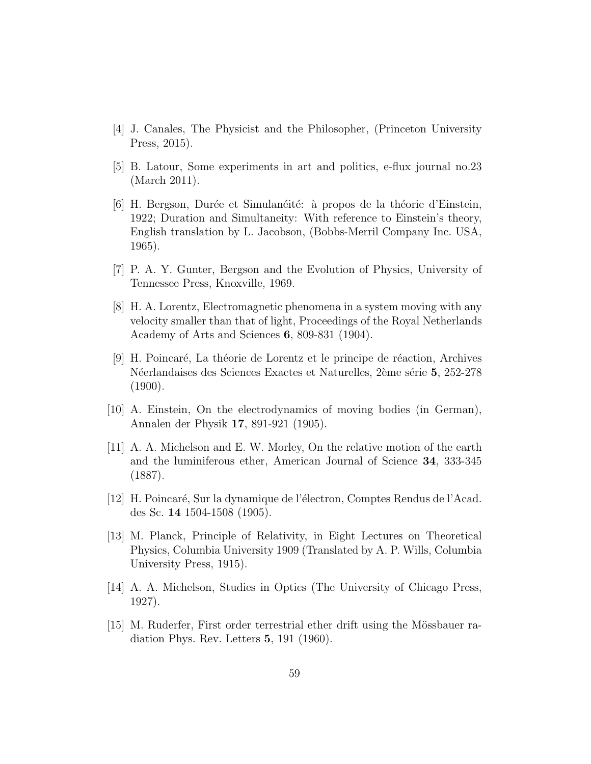[4] J. Canales, The Physicist and the Philosopher, (Princeton University Press, 2015).

[5] B. Latour, Some experiments in art and politics, e-flux journal no.23 (March 2011).

[6] H. Bergson, Durée et Simulanéité: à propos de la théorie d'Einstein, 1922; Duration and Simultaneity: With reference to Einstein's theory, English translation by L. Jacobson, (Bobbs-Merril Company Inc. USA, 1965).

[7] P. A. Y. Gunter, Bergson and the Evolution of Physics, University of Tennessee Press, Knoxville, 1969.

[8] H. A. Lorentz, Electromagnetic phenomena in a system moving with any velocity smaller than that of light, Proceedings of the Royal Netherlands Academy of Arts and Sciences **6**, 809-831 (1904).

[9] H. Poincaré, La théorie de Lorentz et le principe de réaction, Archives Néerlandaises des Sciences Exactes et Naturelles, 2ème série **5**, 252-278 (1900).

[10] A. Einstein, On the electrodynamics of moving bodies (in German), Annalen der Physik **17**, 891-921 (1905).

[11] A. A. Michelson and E. W. Morley, On the relative motion of the earth and the luminiferous ether, American Journal of Science **34**, 333-345 (1887).

[12] H. Poincaré, Sur la dynamique de l'électron, Comptes Rendus de l'Acad. des Sc. **14** 1504-1508 (1905).

[13] M. Planck, Principle of Relativity, in Eight Lectures on Theoretical Physics, Columbia University 1909 (Translated by A. P. Wills, Columbia University Press, 1915).

[14] A. A. Michelson, Studies in Optics (The University of Chicago Press, 1927).

[15] M. Ruderfer, First order terrestrial ether drift using the Mössbauer radiation Phys. Rev. Letters **5**, 191 (1960).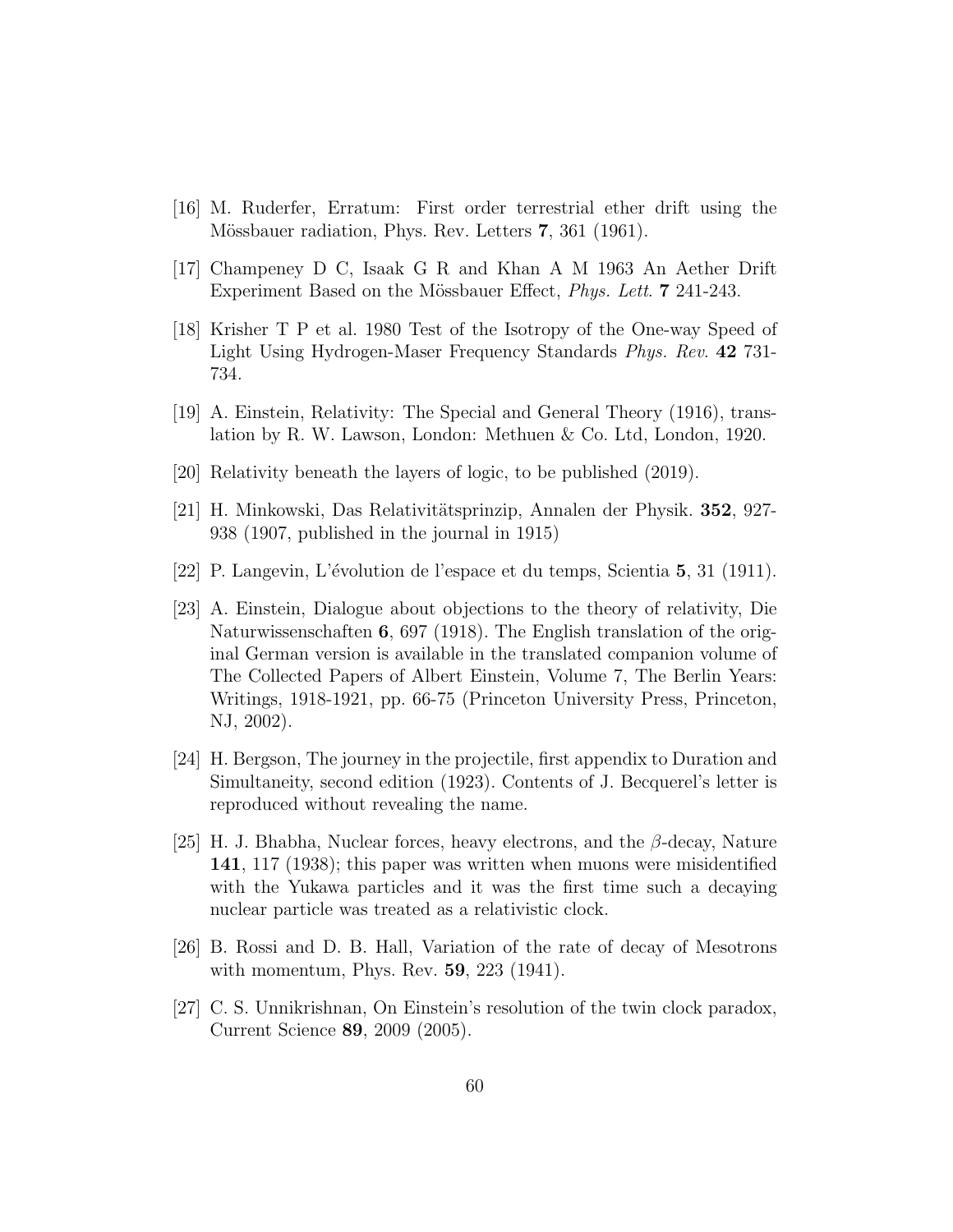[16] M. Ruderfer, Erratum: First order terrestrial ether drift using the Mössbauer radiation, Phys. Rev. Letters **7**, 361 (1961).

[17] Champeney D C, Isaak G R and Khan A M 1963 An Aether Drift Experiment Based on the Mössbauer Effect, *Phys. Lett.* **7** 241-243.

[18] Krisher T P et al. 1980 Test of the Isotropy of the One-way Speed of Light Using Hydrogen-Maser Frequency Standards *Phys. Rev.* **42** 731-734.

[19] A. Einstein, Relativity: The Special and General Theory (1916), translation by R. W. Lawson, London: Methuen & Co. Ltd, London, 1920.

[20] Relativity beneath the layers of logic, to be published (2019).

[21] H. Minkowski, Das Relativitätsprinzip, Annalen der Physik. **352**, 927-938 (1907, published in the journal in 1915)

[22] P. Langevin, L'évolution de l'espace et du temps, Scientia **5**, 31 (1911).

[23] A. Einstein, Dialogue about objections to the theory of relativity, Die Naturwissenschaften **6**, 697 (1918). The English translation of the original German version is available in the translated companion volume of The Collected Papers of Albert Einstein, Volume 7, The Berlin Years: Writings, 1918-1921, pp. 66-75 (Princeton University Press, Princeton, NJ, 2002).

[24] H. Bergson, The journey in the projectile, first appendix to Duration and Simultaneity, second edition (1923). Contents of J. Becquerel's letter is reproduced without revealing the name.

[25] H. J. Bhabha, Nuclear forces, heavy electrons, and the $\beta$-decay, Nature **141**, 117 (1938); this paper was written when muons were misidentified with the Yukawa particles and it was the first time such a decaying nuclear particle was treated as a relativistic clock.

[26] B. Rossi and D. B. Hall, Variation of the rate of decay of Mesotrons with momentum, Phys. Rev. **59**, 223 (1941).

[27] C. S. Unnikrishnan, On Einstein's resolution of the twin clock paradox, Current Science **89**, 2009 (2005).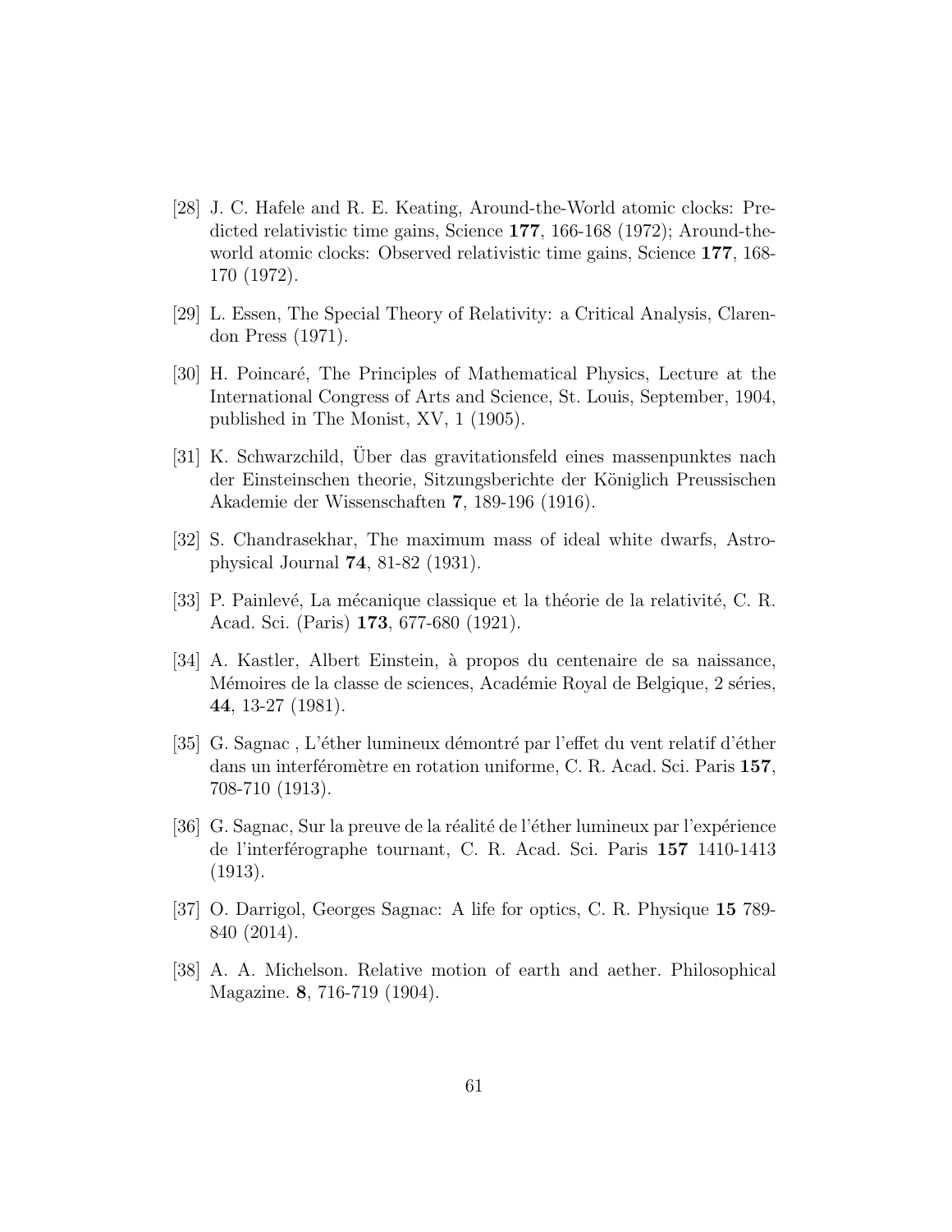[28] J. C. Hafele and R. E. Keating, Around-the-World atomic clocks: Predicted relativistic time gains, Science **177**, 166-168 (1972); Around-the-world atomic clocks: Observed relativistic time gains, Science **177**, 168-170 (1972).

[29] L. Essen, The Special Theory of Relativity: a Critical Analysis, Clarendon Press (1971).

[30] H. Poincaré, The Principles of Mathematical Physics, Lecture at the International Congress of Arts and Science, St. Louis, September, 1904, published in The Monist, XV, 1 (1905).

[31] K. Schwarzchild, Über das gravitationsfeld eines massenpunktes nach der Einsteinschen theorie, Sitzungsberichte der Königlich Preussischen Akademie der Wissenschaften **7**, 189-196 (1916).

[32] S. Chandrasekhar, The maximum mass of ideal white dwarfs, Astrophysical Journal **74**, 81-82 (1931).

[33] P. Painlevé, La mécanique classique et la théorie de la relativité, C. R. Acad. Sci. (Paris) **173**, 677-680 (1921).

[34] A. Kastler, Albert Einstein, à propos du centenaire de sa naissance, Mémoires de la classe de sciences, Académie Royal de Belgique, 2 séries, **44**, 13-27 (1981).

[35] G. Sagnac , L'éther lumineux démontré par l'effet du vent relatif d'éther dans un interféromètre en rotation uniforme, C. R. Acad. Sci. Paris **157**, 708-710 (1913).

[36] G. Sagnac, Sur la preuve de la réalité de l'éther lumineux par l'expérience de l'interférographe tournant, C. R. Acad. Sci. Paris **157** 1410-1413 (1913).

[37] O. Darrigol, Georges Sagnac: A life for optics, C. R. Physique **15** 789-840 (2014).

[38] A. A. Michelson. Relative motion of earth and aether. Philosophical Magazine. **8**, 716-719 (1904).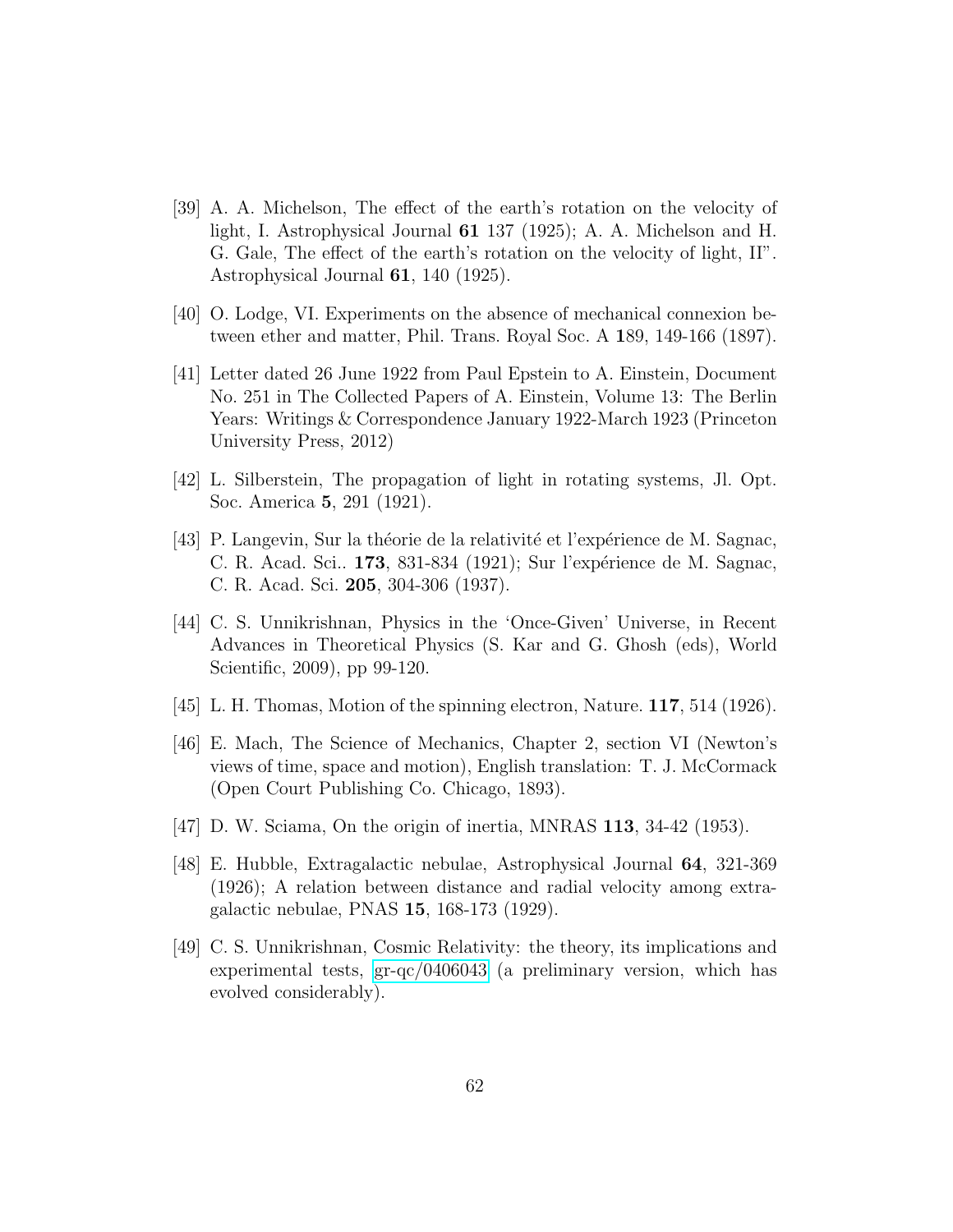[39] A. A. Michelson, The effect of the earth's rotation on the velocity of light, I. Astrophysical Journal **61** 137 (1925); A. A. Michelson and H. G. Gale, The effect of the earth's rotation on the velocity of light, II". Astrophysical Journal **61**, 140 (1925).

[40] O. Lodge, VI. Experiments on the absence of mechanical connexion between ether and matter, Phil. Trans. Royal Soc. A **1**89, 149-166 (1897).

[41] Letter dated 26 June 1922 from Paul Epstein to A. Einstein, Document No. 251 in The Collected Papers of A. Einstein, Volume 13: The Berlin Years: Writings & Correspondence January 1922-March 1923 (Princeton University Press, 2012)

[42] L. Silberstein, The propagation of light in rotating systems, Jl. Opt. Soc. America **5**, 291 (1921).

[43] P. Langevin, Sur la théorie de la relativité et l'expérience de M. Sagnac, C. R. Acad. Sci.. **173**, 831-834 (1921); Sur l'expérience de M. Sagnac, C. R. Acad. Sci. **205**, 304-306 (1937).

[44] C. S. Unnikrishnan, Physics in the 'Once-Given' Universe, in Recent Advances in Theoretical Physics (S. Kar and G. Ghosh (eds), World Scientific, 2009), pp 99-120.

[45] L. H. Thomas, Motion of the spinning electron, Nature. **117**, 514 (1926).

[46] E. Mach, The Science of Mechanics, Chapter 2, section VI (Newton's views of time, space and motion), English translation: T. J. McCormack (Open Court Publishing Co. Chicago, 1893).

[47] D. W. Sciama, On the origin of inertia, MNRAS **113**, 34-42 (1953).

[48] E. Hubble, Extragalactic nebulae, Astrophysical Journal **64**, 321-369 (1926); A relation between distance and radial velocity among extragalactic nebulae, PNAS **15**, 168-173 (1929).

[49] C. S. Unnikrishnan, Cosmic Relativity: the theory, its implications and experimental tests, gr-qc/0406043 (a preliminary version, which has evolved considerably).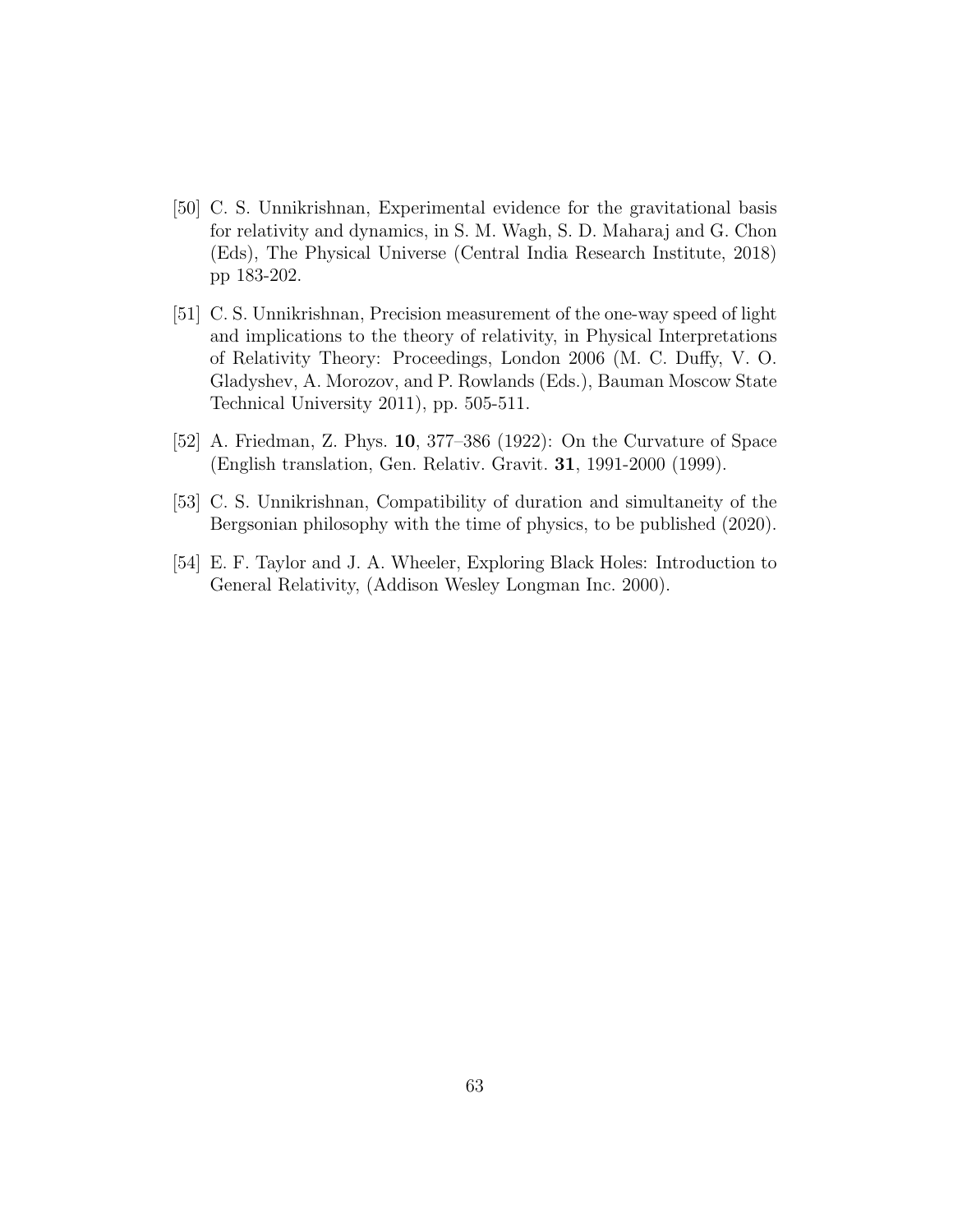[50] C. S. Unnikrishnan, Experimental evidence for the gravitational basis for relativity and dynamics, in S. M. Wagh, S. D. Maharaj and G. Chon (Eds), The Physical Universe (Central India Research Institute, 2018) pp 183-202.

[51] C. S. Unnikrishnan, Precision measurement of the one-way speed of light and implications to the theory of relativity, in Physical Interpretations of Relativity Theory: Proceedings, London 2006 (M. C. Duffy, V. O. Gladyshev, A. Morozov, and P. Rowlands (Eds.), Bauman Moscow State Technical University 2011), pp. 505-511.

[52] A. Friedman, Z. Phys. **10**, 377–386 (1922): On the Curvature of Space (English translation, Gen. Relativ. Gravit. **31**, 1991-2000 (1999).

[53] C. S. Unnikrishnan, Compatibility of duration and simultaneity of the Bergsonian philosophy with the time of physics, to be published (2020).

[54] E. F. Taylor and J. A. Wheeler, Exploring Black Holes: Introduction to General Relativity, (Addison Wesley Longman Inc. 2000).